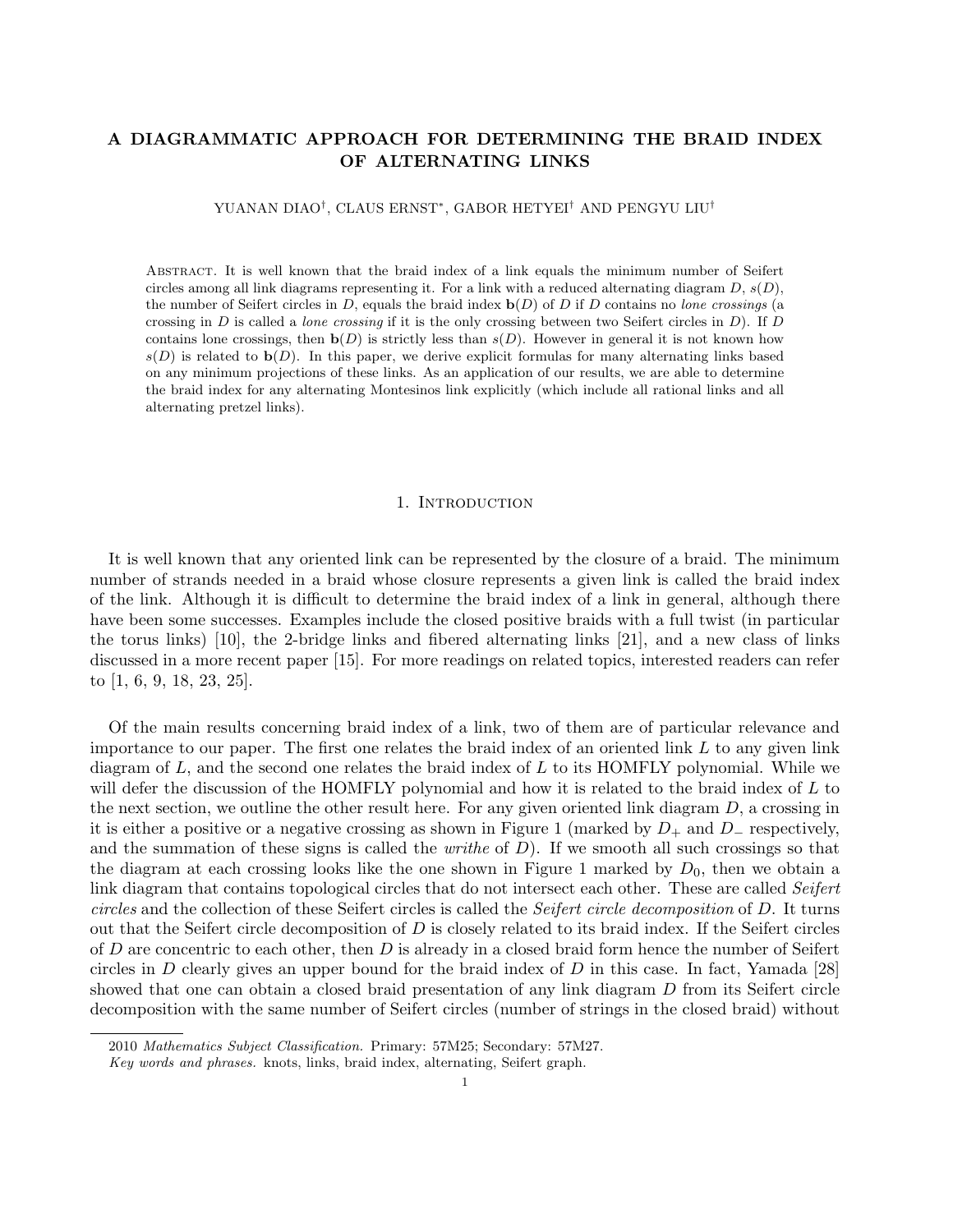# A DIAGRAMMATIC APPROACH FOR DETERMINING THE BRAID INDEX OF ALTERNATING LINKS

YUANAN DIAO†, CLAUS ERNST*, GABOR HETYEI† AND PENGYU LIU†

Abstract. It is well known that the braid index of a link equals the minimum number of Seifert circles among all link diagrams representing it. For a link with a reduced alternating diagram $D$, $s(D)$, the number of Seifert circles in $D$, equals the braid index $\mathbf{b}(D)$ of $D$ if $D$ contains no *lone crossings* (a crossing in $D$ is called a *lone crossing* if it is the only crossing between two Seifert circles in $D$). If $D$ contains lone crossings, then $\mathbf{b}(D)$ is strictly less than $s(D)$. However in general it is not known how $s(D)$ is related to $\mathbf{b}(D)$. In this paper, we derive explicit formulas for many alternating links based on any minimum projections of these links. As an application of our results, we are able to determine the braid index for any alternating Montesinos link explicitly (which include all rational links and all alternating pretzel links).

## 1. Introduction

It is well known that any oriented link can be represented by the closure of a braid. The minimum number of strands needed in a braid whose closure represents a given link is called the braid index of the link. Although it is difficult to determine the braid index of a link in general, although there have been some successes. Examples include the closed positive braids with a full twist (in particular the torus links) [10], the 2-bridge links and fibered alternating links [21], and a new class of links discussed in a more recent paper [15]. For more readings on related topics, interested readers can refer to [1, 6, 9, 18, 23, 25].

Of the main results concerning braid index of a link, two of them are of particular relevance and importance to our paper. The first one relates the braid index of an oriented link $L$ to any given link diagram of $L$, and the second one relates the braid index of $L$ to its HOMFLY polynomial. While we will defer the discussion of the HOMFLY polynomial and how it is related to the braid index of $L$ to the next section, we outline the other result here. For any given oriented link diagram $D$, a crossing in it is either a positive or a negative crossing as shown in Figure 1 (marked by $D_+$ and $D_-$ respectively, and the summation of these signs is called the *writhe* of $D$). If we smooth all such crossings so that the diagram at each crossing looks like the one shown in Figure 1 marked by $D_0$, then we obtain a link diagram that contains topological circles that do not intersect each other. These are called *Seifert circles* and the collection of these Seifert circles is called the *Seifert circle decomposition* of $D$. It turns out that the Seifert circle decomposition of $D$ is closely related to its braid index. If the Seifert circles of $D$ are concentric to each other, then $D$ is already in a closed braid form hence the number of Seifert circles in $D$ clearly gives an upper bound for the braid index of $D$ in this case. In fact, Yamada [28] showed that one can obtain a closed braid presentation of any link diagram $D$ from its Seifert circle decomposition with the same number of Seifert circles (number of strings in the closed braid) without

2010 *Mathematics Subject Classification.* Primary: 57M25; Secondary: 57M27.

*Key words and phrases.* knots, links, braid index, alternating, Seifert graph.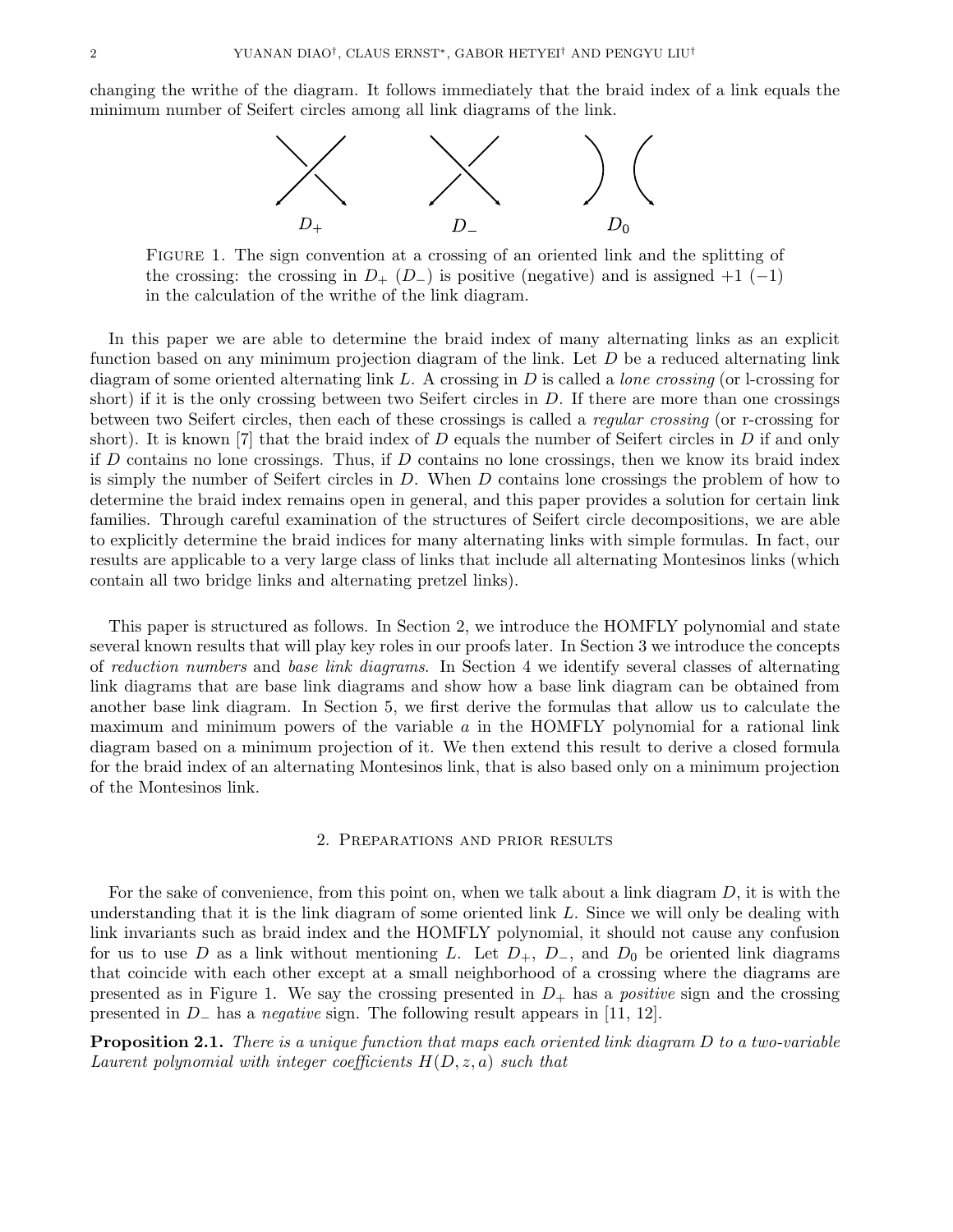changing the writhe of the diagram. It follows immediately that the braid index of a link equals the minimum number of Seifert circles among all link diagrams of the link.

$D_+$ $D_-$ $D_0$

FIGURE 1. The sign convention at a crossing of an oriented link and the splitting of the crossing: the crossing in $D_+$ ($D_-$) is positive (negative) and is assigned $+1$ ($-1$) in the calculation of the writhe of the link diagram.

In this paper we are able to determine the braid index of many alternating links as an explicit function based on any minimum projection diagram of the link. Let $D$ be a reduced alternating link diagram of some oriented alternating link $L$. A crossing in $D$ is called a *lone crossing* (or l-crossing for short) if it is the only crossing between two Seifert circles in $D$. If there are more than one crossings between two Seifert circles, then each of these crossings is called a *regular crossing* (or r-crossing for short). It is known [7] that the braid index of $D$ equals the number of Seifert circles in $D$ if and only if $D$ contains no lone crossings. Thus, if $D$ contains no lone crossings, then we know its braid index is simply the number of Seifert circles in $D$. When $D$ contains lone crossings the problem of how to determine the braid index remains open in general, and this paper provides a solution for certain link families. Through careful examination of the structures of Seifert circle decompositions, we are able to explicitly determine the braid indices for many alternating links with simple formulas. In fact, our results are applicable to a very large class of links that include all alternating Montesinos links (which contain all two bridge links and alternating pretzel links).

This paper is structured as follows. In Section 2, we introduce the HOMFLY polynomial and state several known results that will play key roles in our proofs later. In Section 3 we introduce the concepts of *reduction numbers* and *base link diagrams*. In Section 4 we identify several classes of alternating link diagrams that are base link diagrams and show how a base link diagram can be obtained from another base link diagram. In Section 5, we first derive the formulas that allow us to calculate the maximum and minimum powers of the variable $a$ in the HOMFLY polynomial for a rational link diagram based on a minimum projection of it. We then extend this result to derive a closed formula for the braid index of an alternating Montesinos link, that is also based only on a minimum projection of the Montesinos link.

## 2. Preparations and prior results

For the sake of convenience, from this point on, when we talk about a link diagram $D$, it is with the understanding that it is the link diagram of some oriented link $L$. Since we will only be dealing with link invariants such as braid index and the HOMFLY polynomial, it should not cause any confusion for us to use $D$ as a link without mentioning $L$. Let $D_+$, $D_-$, and $D_0$ be oriented link diagrams that coincide with each other except at a small neighborhood of a crossing where the diagrams are presented as in Figure 1. We say the crossing presented in $D_+$ has a *positive* sign and the crossing presented in $D_-$ has a *negative* sign. The following result appears in [11, 12].

**Proposition 2.1.** *There is a unique function that maps each oriented link diagram $D$ to a two-variable Laurent polynomial with integer coefficients $H(D, z, a)$ such that*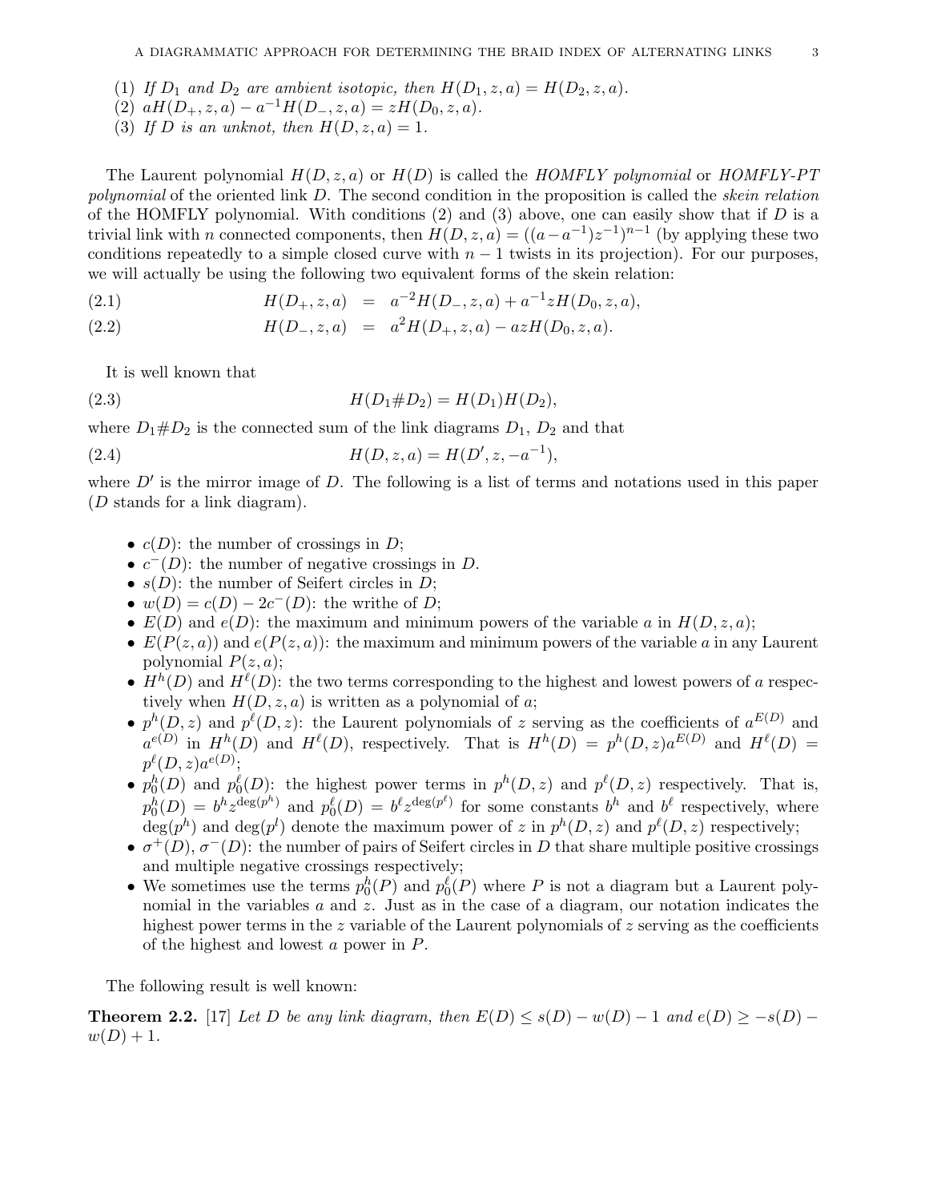(1) *If $D_1$ and $D_2$ are ambient isotopic, then $H(D_1, z, a) = H(D_2, z, a)$.*
(2) $aH(D_+, z, a) - a^{-1}H(D_-, z, a) = zH(D_0, z, a)$.
(3) *If $D$ is an unknot, then $H(D, z, a) = 1$.*

The Laurent polynomial $H(D, z, a)$ or $H(D)$ is called the *HOMFLY polynomial* or *HOMFLY-PT polynomial* of the oriented link $D$. The second condition in the proposition is called the *skein relation* of the HOMFLY polynomial. With conditions (2) and (3) above, one can easily show that if $D$ is a trivial link with $n$ connected components, then $H(D, z, a) = ((a - a^{-1})z^{-1})^{n-1}$ (by applying these two conditions repeatedly to a simple closed curve with $n-1$ twists in its projection). For our purposes, we will actually be using the following two equivalent forms of the skein relation:

$$H(D_+, z, a) = a^{-2}H(D_-, z, a) + a^{-1}zH(D_0, z, a), \tag{2.1}$$

$$H(D_-, z, a) = a^{2}H(D_+, z, a) - azH(D_0, z, a). \tag{2.2}$$

It is well known that

$$H(D_1 \# D_2) = H(D_1)H(D_2), \tag{2.3}$$

where $D_1 \# D_2$ is the connected sum of the link diagrams $D_1$, $D_2$ and that

$$H(D, z, a) = H(D', z, -a^{-1}), \tag{2.4}$$

where $D'$ is the mirror image of $D$. The following is a list of terms and notations used in this paper ($D$ stands for a link diagram).

- $c(D)$: the number of crossings in $D$;
- $c^-(D)$: the number of negative crossings in $D$.
- $s(D)$: the number of Seifert circles in $D$;
- $w(D) = c(D) - 2c^-(D)$: the writhe of $D$;
- $E(D)$ and $e(D)$: the maximum and minimum powers of the variable $a$ in $H(D, z, a)$;
- $E(P(z, a))$ and $e(P(z, a))$: the maximum and minimum powers of the variable $a$ in any Laurent polynomial $P(z, a)$;
- $H^h(D)$ and $H^\ell(D)$: the two terms corresponding to the highest and lowest powers of $a$ respectively when $H(D, z, a)$ is written as a polynomial of $a$;
- $p^h(D, z)$ and $p^\ell(D, z)$: the Laurent polynomials of $z$ serving as the coefficients of $a^{E(D)}$ and $a^{e(D)}$ in $H^h(D)$ and $H^\ell(D)$, respectively. That is $H^h(D) = p^h(D, z)a^{E(D)}$ and $H^\ell(D) = p^\ell(D, z)a^{e(D)}$;
- $p_0^h(D)$ and $p_0^\ell(D)$: the highest power terms in $p^h(D, z)$ and $p^\ell(D, z)$ respectively. That is, $p_0^h(D) = b^h z^{\deg(p^h)}$ and $p_0^\ell(D) = b^\ell z^{\deg(p^\ell)}$ for some constants $b^h$ and $b^\ell$ respectively, where $\deg(p^h)$ and $\deg(p^l)$ denote the maximum power of $z$ in $p^h(D, z)$ and $p^\ell(D, z)$ respectively;
- $\sigma^+(D)$, $\sigma^-(D)$: the number of pairs of Seifert circles in $D$ that share multiple positive crossings and multiple negative crossings respectively;
- We sometimes use the terms $p_0^h(P)$ and $p_0^\ell(P)$ where $P$ is not a diagram but a Laurent polynomial in the variables $a$ and $z$. Just as in the case of a diagram, our notation indicates the highest power terms in the $z$ variable of the Laurent polynomials of $z$ serving as the coefficients of the highest and lowest $a$ power in $P$.

The following result is well known:

**Theorem 2.2.** [17] *Let $D$ be any link diagram, then $E(D) \le s(D) - w(D) - 1$ and $e(D) \ge -s(D) - w(D) + 1$.*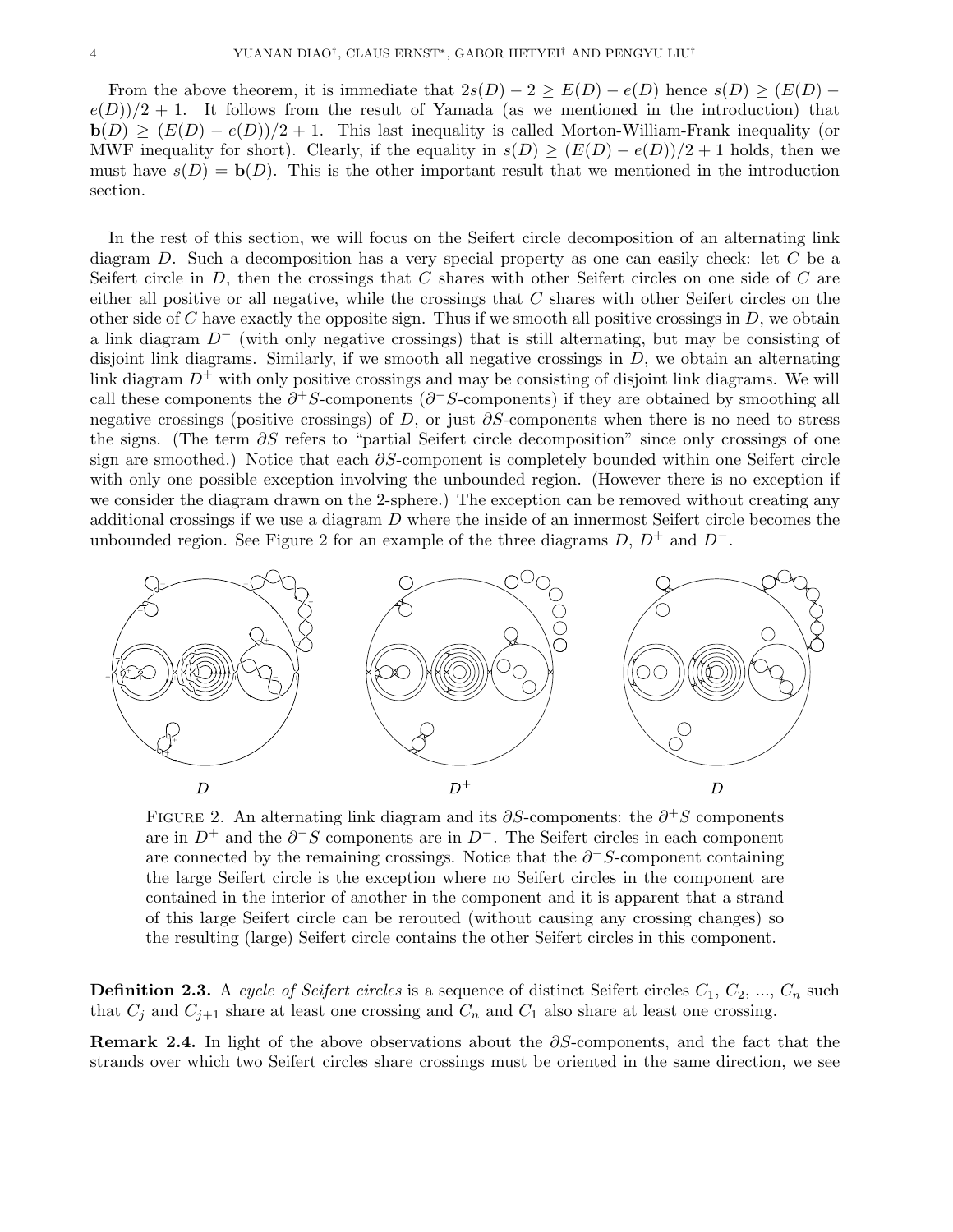From the above theorem, it is immediate that $2s(D) - 2 \geq E(D) - e(D)$ hence $s(D) \geq (E(D) - e(D))/2 + 1$. It follows from the result of Yamada (as we mentioned in the introduction) that $\mathbf{b}(D) \geq (E(D) - e(D))/2 + 1$. This last inequality is called Morton-William-Frank inequality (or MWF inequality for short). Clearly, if the equality in $s(D) \geq (E(D) - e(D))/2 + 1$ holds, then we must have $s(D) = \mathbf{b}(D)$. This is the other important result that we mentioned in the introduction section.

In the rest of this section, we will focus on the Seifert circle decomposition of an alternating link diagram $D$. Such a decomposition has a very special property as one can easily check: let $C$ be a Seifert circle in $D$, then the crossings that $C$ shares with other Seifert circles on one side of $C$ are either all positive or all negative, while the crossings that $C$ shares with other Seifert circles on the other side of $C$ have exactly the opposite sign. Thus if we smooth all positive crossings in $D$, we obtain a link diagram $D^-$ (with only negative crossings) that is still alternating, but may be consisting of disjoint link diagrams. Similarly, if we smooth all negative crossings in $D$, we obtain an alternating link diagram $D^+$ with only positive crossings and may be consisting of disjoint link diagrams. We will call these components the $\partial^+S$-components ($\partial^-S$-components) if they are obtained by smoothing all negative crossings (positive crossings) of $D$, or just $\partial S$-components when there is no need to stress the signs. (The term $\partial S$ refers to "partial Seifert circle decomposition" since only crossings of one sign are smoothed.) Notice that each $\partial S$-component is completely bounded within one Seifert circle with only one possible exception involving the unbounded region. (However there is no exception if we consider the diagram drawn on the 2-sphere.) The exception can be removed without creating any additional crossings if we use a diagram $D$ where the inside of an innermost Seifert circle becomes the unbounded region. See Figure 2 for an example of the three diagrams $D$, $D^+$ and $D^-$.

$D$ $\quad$ $D^+$ $\quad$ $D^-$

FIGURE 2. An alternating link diagram and its $\partial S$-components: the $\partial^+S$ components are in $D^+$ and the $\partial^-S$ components are in $D^-$. The Seifert circles in each component are connected by the remaining crossings. Notice that the $\partial^-S$-component containing the large Seifert circle is the exception where no Seifert circles in the component are contained in the interior of another in the component and it is apparent that a strand of this large Seifert circle can be rerouted (without causing any crossing changes) so the resulting (large) Seifert circle contains the other Seifert circles in this component.

**Definition 2.3.** A *cycle of Seifert circles* is a sequence of distinct Seifert circles $C_1$, $C_2$, ..., $C_n$ such that $C_j$ and $C_{j+1}$ share at least one crossing and $C_n$ and $C_1$ also share at least one crossing.

**Remark 2.4.** In light of the above observations about the $\partial S$-components, and the fact that the strands over which two Seifert circles share crossings must be oriented in the same direction, we see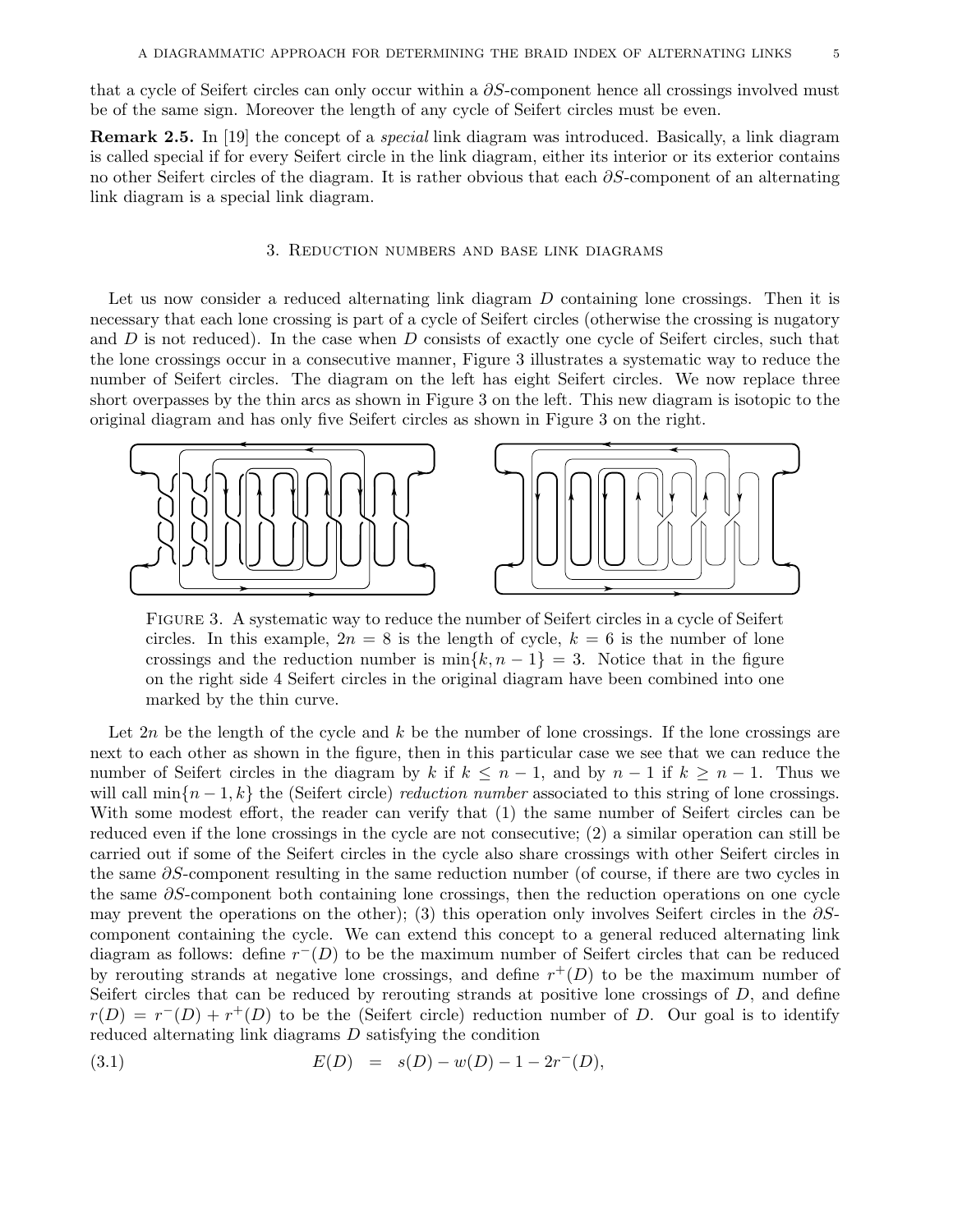that a cycle of Seifert circles can only occur within a $\partial S$-component hence all crossings involved must be of the same sign. Moreover the length of any cycle of Seifert circles must be even.

**Remark 2.5.** In [19] the concept of a *special* link diagram was introduced. Basically, a link diagram is called special if for every Seifert circle in the link diagram, either its interior or its exterior contains no other Seifert circles of the diagram. It is rather obvious that each $\partial S$-component of an alternating link diagram is a special link diagram.

## 3. Reduction numbers and base link diagrams

Let us now consider a reduced alternating link diagram $D$ containing lone crossings. Then it is necessary that each lone crossing is part of a cycle of Seifert circles (otherwise the crossing is nugatory and $D$ is not reduced). In the case when $D$ consists of exactly one cycle of Seifert circles, such that the lone crossings occur in a consecutive manner, Figure 3 illustrates a systematic way to reduce the number of Seifert circles. The diagram on the left has eight Seifert circles. We now replace three short overpasses by the thin arcs as shown in Figure 3 on the left. This new diagram is isotopic to the original diagram and has only five Seifert circles as shown in Figure 3 on the right.

Figure 3. A systematic way to reduce the number of Seifert circles in a cycle of Seifert circles. In this example, $2n = 8$ is the length of cycle, $k = 6$ is the number of lone crossings and the reduction number is $\min\{k, n-1\} = 3$. Notice that in the figure on the right side 4 Seifert circles in the original diagram have been combined into one marked by the thin curve.

Let $2n$ be the length of the cycle and $k$ be the number of lone crossings. If the lone crossings are next to each other as shown in the figure, then in this particular case we see that we can reduce the number of Seifert circles in the diagram by $k$ if $k \le n-1$, and by $n-1$ if $k \ge n-1$. Thus we will call $\min\{n-1, k\}$ the (Seifert circle) *reduction number* associated to this string of lone crossings. With some modest effort, the reader can verify that (1) the same number of Seifert circles can be reduced even if the lone crossings in the cycle are not consecutive; (2) a similar operation can still be carried out if some of the Seifert circles in the cycle also share crossings with other Seifert circles in the same $\partial S$-component resulting in the same reduction number (of course, if there are two cycles in the same $\partial S$-component both containing lone crossings, then the reduction operations on one cycle may prevent the operations on the other); (3) this operation only involves Seifert circles in the $\partial S$-component containing the cycle. We can extend this concept to a general reduced alternating link diagram as follows: define $r^-(D)$ to be the maximum number of Seifert circles that can be reduced by rerouting strands at negative lone crossings, and define $r^+(D)$ to be the maximum number of Seifert circles that can be reduced by rerouting strands at positive lone crossings of $D$, and define $r(D) = r^-(D) + r^+(D)$ to be the (Seifert circle) reduction number of $D$. Our goal is to identify reduced alternating link diagrams $D$ satisfying the condition

$$E(D) \;=\; s(D) - w(D) - 1 - 2r^-(D), \tag{3.1}$$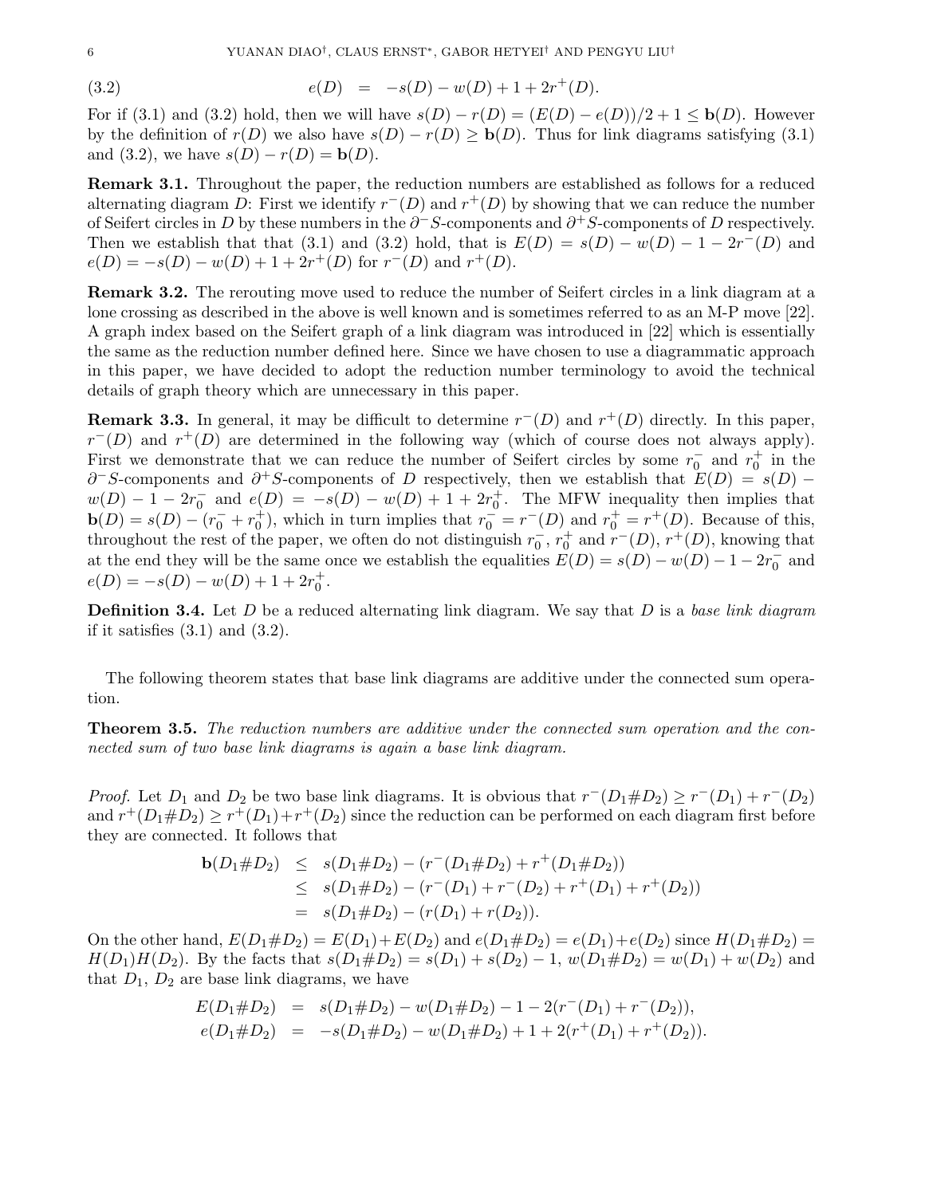$$e(D) \;=\; -s(D) - w(D) + 1 + 2r^+(D). \tag{3.2}$$

For if (3.1) and (3.2) hold, then we will have $s(D) - r(D) = (E(D) - e(D))/2 + 1 \le \mathbf{b}(D)$. However by the definition of $r(D)$ we also have $s(D) - r(D) \ge \mathbf{b}(D)$. Thus for link diagrams satisfying (3.1) and (3.2), we have $s(D) - r(D) = \mathbf{b}(D)$.

**Remark 3.1.** Throughout the paper, the reduction numbers are established as follows for a reduced alternating diagram $D$: First we identify $r^-(D)$ and $r^+(D)$ by showing that we can reduce the number of Seifert circles in $D$ by these numbers in the $\partial^- S$-components and $\partial^+ S$-components of $D$ respectively. Then we establish that that (3.1) and (3.2) hold, that is $E(D) = s(D) - w(D) - 1 - 2r^-(D)$ and $e(D) = -s(D) - w(D) + 1 + 2r^+(D)$ for $r^-(D)$ and $r^+(D)$.

**Remark 3.2.** The rerouting move used to reduce the number of Seifert circles in a link diagram at a lone crossing as described in the above is well known and is sometimes referred to as an M-P move [22]. A graph index based on the Seifert graph of a link diagram was introduced in [22] which is essentially the same as the reduction number defined here. Since we have chosen to use a diagrammatic approach in this paper, we have decided to adopt the reduction number terminology to avoid the technical details of graph theory which are unnecessary in this paper.

**Remark 3.3.** In general, it may be difficult to determine $r^-(D)$ and $r^+(D)$ directly. In this paper, $r^-(D)$ and $r^+(D)$ are determined in the following way (which of course does not always apply). First we demonstrate that we can reduce the number of Seifert circles by some $r_0^-$ and $r_0^+$ in the $\partial^- S$-components and $\partial^+ S$-components of $D$ respectively, then we establish that $E(D) = s(D) - w(D) - 1 - 2r_0^-$ and $e(D) = -s(D) - w(D) + 1 + 2r_0^+$. The MFW inequality then implies that $\mathbf{b}(D) = s(D) - (r_0^- + r_0^+)$, which in turn implies that $r_0^- = r^-(D)$ and $r_0^+ = r^+(D)$. Because of this, throughout the rest of the paper, we often do not distinguish $r_0^-$, $r_0^+$ and $r^-(D)$, $r^+(D)$, knowing that at the end they will be the same once we establish the equalities $E(D) = s(D) - w(D) - 1 - 2r_0^-$ and $e(D) = -s(D) - w(D) + 1 + 2r_0^+$.

**Definition 3.4.** Let $D$ be a reduced alternating link diagram. We say that $D$ is a *base link diagram* if it satisfies (3.1) and (3.2).

The following theorem states that base link diagrams are additive under the connected sum operation.

**Theorem 3.5.** *The reduction numbers are additive under the connected sum operation and the connected sum of two base link diagrams is again a base link diagram.*

*Proof.* Let $D_1$ and $D_2$ be two base link diagrams. It is obvious that $r^-(D_1 \# D_2) \ge r^-(D_1) + r^-(D_2)$ and $r^+(D_1 \# D_2) \ge r^+(D_1) + r^+(D_2)$ since the reduction can be performed on each diagram first before they are connected. It follows that

$$\begin{aligned}
\mathbf{b}(D_1 \# D_2) &\le s(D_1 \# D_2) - (r^-(D_1 \# D_2) + r^+(D_1 \# D_2)) \\
&\le s(D_1 \# D_2) - (r^-(D_1) + r^-(D_2) + r^+(D_1) + r^+(D_2)) \\
&= s(D_1 \# D_2) - (r(D_1) + r(D_2)).
\end{aligned}$$

On the other hand, $E(D_1 \# D_2) = E(D_1) + E(D_2)$ and $e(D_1 \# D_2) = e(D_1) + e(D_2)$ since $H(D_1 \# D_2) = H(D_1)H(D_2)$. By the facts that $s(D_1 \# D_2) = s(D_1) + s(D_2) - 1$, $w(D_1 \# D_2) = w(D_1) + w(D_2)$ and that $D_1$, $D_2$ are base link diagrams, we have

$$\begin{aligned}
E(D_1 \# D_2) &= s(D_1 \# D_2) - w(D_1 \# D_2) - 1 - 2(r^-(D_1) + r^-(D_2)), \\
e(D_1 \# D_2) &= -s(D_1 \# D_2) - w(D_1 \# D_2) + 1 + 2(r^+(D_1) + r^+(D_2)).
\end{aligned}$$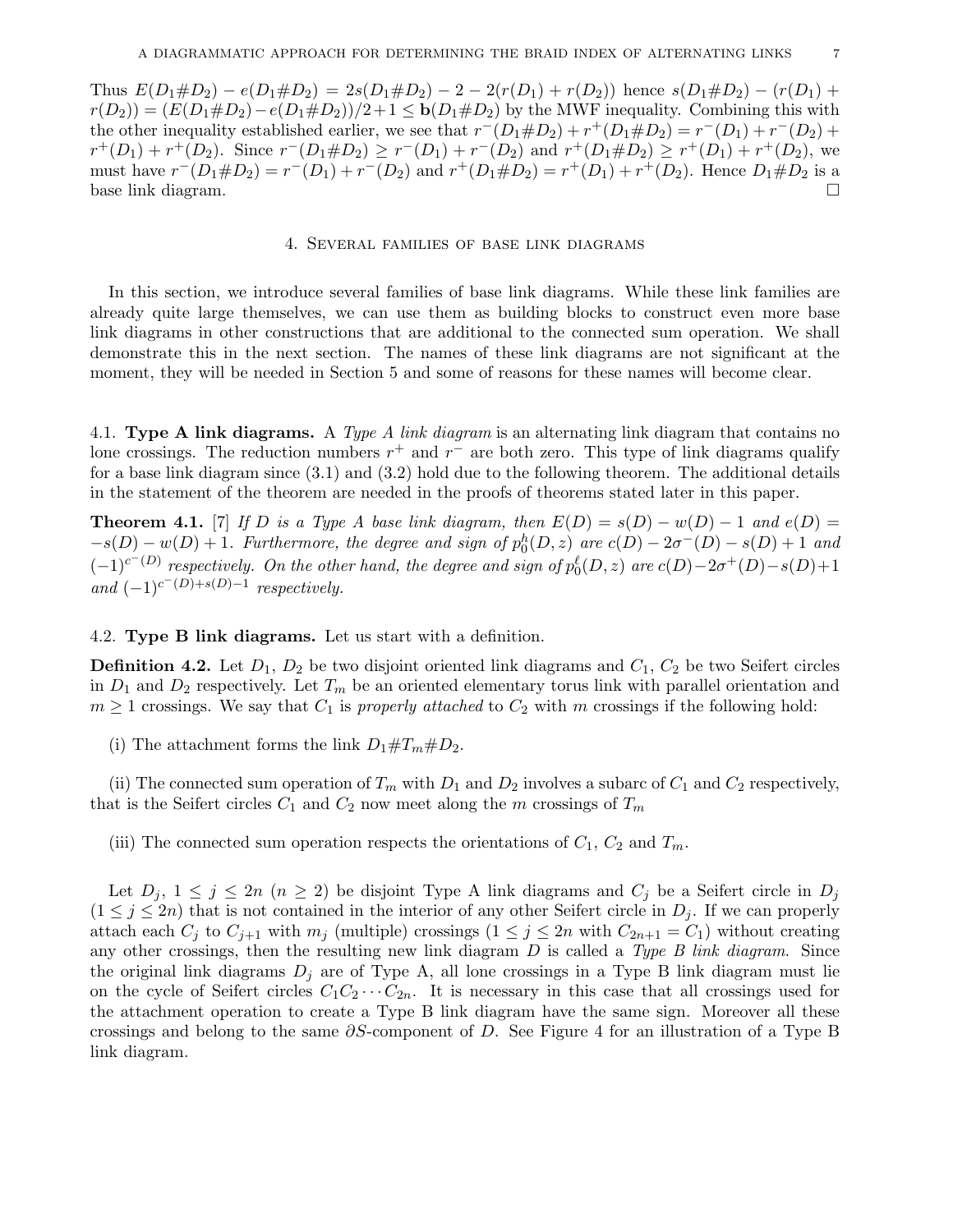Thus $E(D_1\#D_2) - e(D_1\#D_2) = 2s(D_1\#D_2) - 2 - 2(r(D_1) + r(D_2))$ hence $s(D_1\#D_2) - (r(D_1) + r(D_2)) = (E(D_1\#D_2) - e(D_1\#D_2))/2 + 1 \leq \mathbf{b}(D_1\#D_2)$ by the MWF inequality. Combining this with the other inequality established earlier, we see that $r^-(D_1\#D_2) + r^+(D_1\#D_2) = r^-(D_1) + r^-(D_2) + r^+(D_1) + r^+(D_2)$. Since $r^-(D_1\#D_2) \geq r^-(D_1) + r^-(D_2)$ and $r^+(D_1\#D_2) \geq r^+(D_1) + r^+(D_2)$, we must have $r^-(D_1\#D_2) = r^-(D_1) + r^-(D_2)$ and $r^+(D_1\#D_2) = r^+(D_1) + r^+(D_2)$. Hence $D_1\#D_2$ is a base link diagram. □

## 4. Several families of base link diagrams

In this section, we introduce several families of base link diagrams. While these link families are already quite large themselves, we can use them as building blocks to construct even more base link diagrams in other constructions that are additional to the connected sum operation. We shall demonstrate this in the next section. The names of these link diagrams are not significant at the moment, they will be needed in Section 5 and some of reasons for these names will become clear.

### 4.1. Type A link diagrams.

A *Type A link diagram* is an alternating link diagram that contains no lone crossings. The reduction numbers $r^+$ and $r^-$ are both zero. This type of link diagrams qualify for a base link diagram since (3.1) and (3.2) hold due to the following theorem. The additional details in the statement of the theorem are needed in the proofs of theorems stated later in this paper.

**Theorem 4.1.** [7] *If $D$ is a Type A base link diagram, then $E(D) = s(D) - w(D) - 1$ and $e(D) = -s(D) - w(D) + 1$. Furthermore, the degree and sign of $p_0^h(D,z)$ are $c(D) - 2\sigma^-(D) - s(D) + 1$ and $(-1)^{c^-(D)}$ respectively. On the other hand, the degree and sign of $p_0^\ell(D,z)$ are $c(D) - 2\sigma^+(D) - s(D) + 1$ and $(-1)^{c^-(D)+s(D)-1}$ respectively.*

### 4.2. Type B link diagrams.

Let us start with a definition.

**Definition 4.2.** Let $D_1$, $D_2$ be two disjoint oriented link diagrams and $C_1$, $C_2$ be two Seifert circles in $D_1$ and $D_2$ respectively. Let $T_m$ be an oriented elementary torus link with parallel orientation and $m \geq 1$ crossings. We say that $C_1$ is *properly attached* to $C_2$ with $m$ crossings if the following hold:

(i) The attachment forms the link $D_1\#T_m\#D_2$.

(ii) The connected sum operation of $T_m$ with $D_1$ and $D_2$ involves a subarc of $C_1$ and $C_2$ respectively, that is the Seifert circles $C_1$ and $C_2$ now meet along the $m$ crossings of $T_m$

(iii) The connected sum operation respects the orientations of $C_1$, $C_2$ and $T_m$.

Let $D_j$, $1 \leq j \leq 2n$ $(n \geq 2)$ be disjoint Type A link diagrams and $C_j$ be a Seifert circle in $D_j$ $(1 \leq j \leq 2n)$ that is not contained in the interior of any other Seifert circle in $D_j$. If we can properly attach each $C_j$ to $C_{j+1}$ with $m_j$ (multiple) crossings $(1 \leq j \leq 2n$ with $C_{2n+1} = C_1)$ without creating any other crossings, then the resulting new link diagram $D$ is called a *Type B link diagram*. Since the original link diagrams $D_j$ are of Type A, all lone crossings in a Type B link diagram must lie on the cycle of Seifert circles $C_1C_2\cdots C_{2n}$. It is necessary in this case that all crossings used for the attachment operation to create a Type B link diagram have the same sign. Moreover all these crossings and belong to the same $\partial S$-component of $D$. See Figure 4 for an illustration of a Type B link diagram.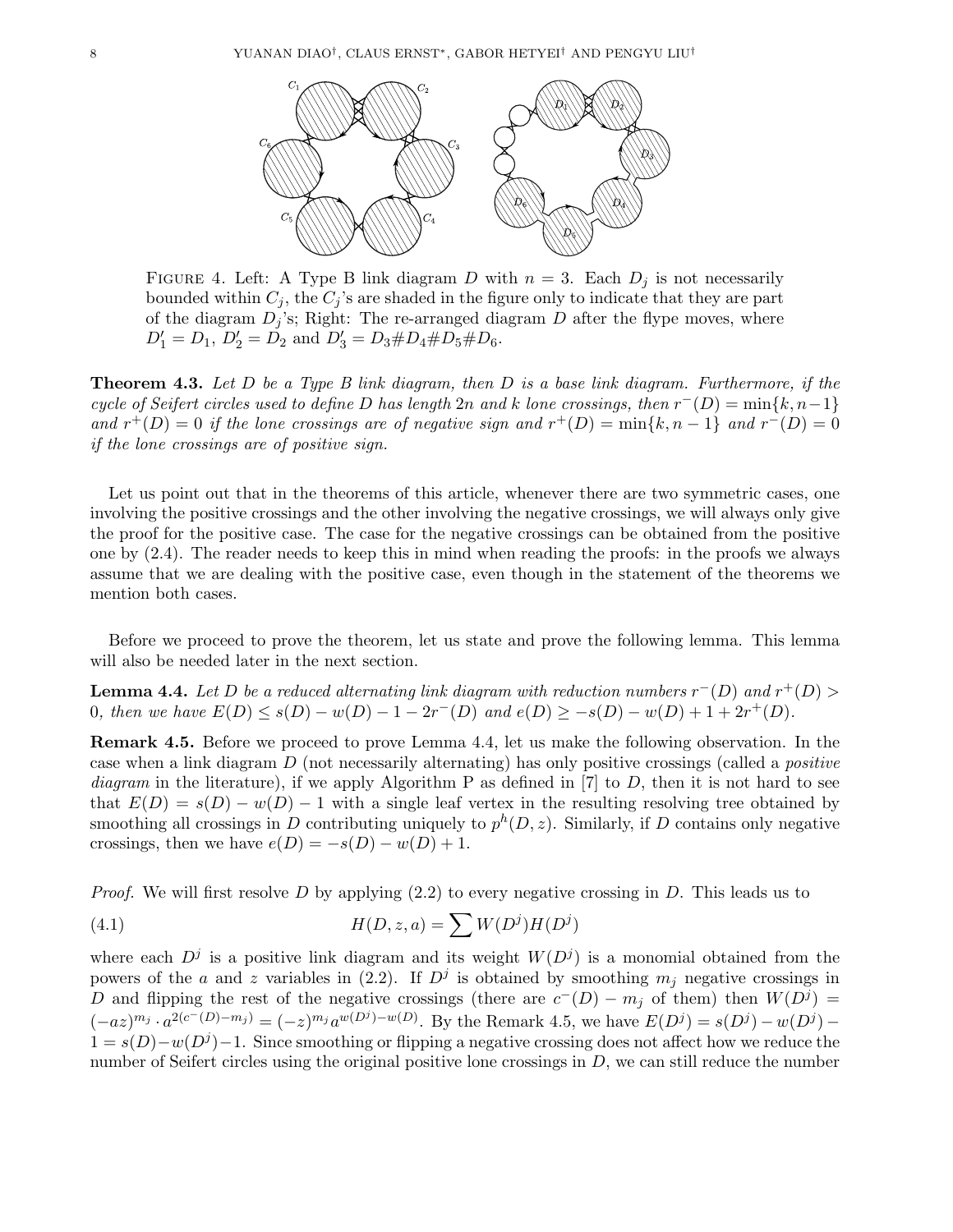FIGURE 4. Left: A Type B link diagram $D$ with $n = 3$. Each $D_j$ is not necessarily bounded within $C_j$, the $C_j$'s are shaded in the figure only to indicate that they are part of the diagram $D_j$'s; Right: The re-arranged diagram $D$ after the flype moves, where $D'_1 = D_1$, $D'_2 = D_2$ and $D'_3 = D_3 \# D_4 \# D_5 \# D_6$.

**Theorem 4.3.** *Let $D$ be a Type B link diagram, then $D$ is a base link diagram. Furthermore, if the cycle of Seifert circles used to define $D$ has length $2n$ and $k$ lone crossings, then $r^-(D) = \min\{k, n-1\}$ and $r^+(D) = 0$ if the lone crossings are of negative sign and $r^+(D) = \min\{k, n-1\}$ and $r^-(D) = 0$ if the lone crossings are of positive sign.*

Let us point out that in the theorems of this article, whenever there are two symmetric cases, one involving the positive crossings and the other involving the negative crossings, we will always only give the proof for the positive case. The case for the negative crossings can be obtained from the positive one by (2.4). The reader needs to keep this in mind when reading the proofs: in the proofs we always assume that we are dealing with the positive case, even though in the statement of the theorems we mention both cases.

Before we proceed to prove the theorem, let us state and prove the following lemma. This lemma will also be needed later in the next section.

**Lemma 4.4.** *Let $D$ be a reduced alternating link diagram with reduction numbers $r^-(D)$ and $r^+(D) > 0$, then we have $E(D) \leq s(D) - w(D) - 1 - 2r^-(D)$ and $e(D) \geq -s(D) - w(D) + 1 + 2r^+(D)$.*

**Remark 4.5.** Before we proceed to prove Lemma 4.4, let us make the following observation. In the case when a link diagram $D$ (not necessarily alternating) has only positive crossings (called a *positive diagram* in the literature), if we apply Algorithm P as defined in [7] to $D$, then it is not hard to see that $E(D) = s(D) - w(D) - 1$ with a single leaf vertex in the resulting resolving tree obtained by smoothing all crossings in $D$ contributing uniquely to $p^h(D, z)$. Similarly, if $D$ contains only negative crossings, then we have $e(D) = -s(D) - w(D) + 1$.

*Proof.* We will first resolve $D$ by applying (2.2) to every negative crossing in $D$. This leads us to

$$H(D, z, a) = \sum W(D^j) H(D^j) \tag{4.1}$$

where each $D^j$ is a positive link diagram and its weight $W(D^j)$ is a monomial obtained from the powers of the $a$ and $z$ variables in (2.2). If $D^j$ is obtained by smoothing $m_j$ negative crossings in $D$ and flipping the rest of the negative crossings (there are $c^-(D) - m_j$ of them) then $W(D^j) = (-az)^{m_j} \cdot a^{2(c^-(D)-m_j)} = (-z)^{m_j} a^{w(D^j)-w(D)}$. By the Remark 4.5, we have $E(D^j) = s(D^j) - w(D^j) - 1 = s(D) - w(D^j) - 1$. Since smoothing or flipping a negative crossing does not affect how we reduce the number of Seifert circles using the original positive lone crossings in $D$, we can still reduce the number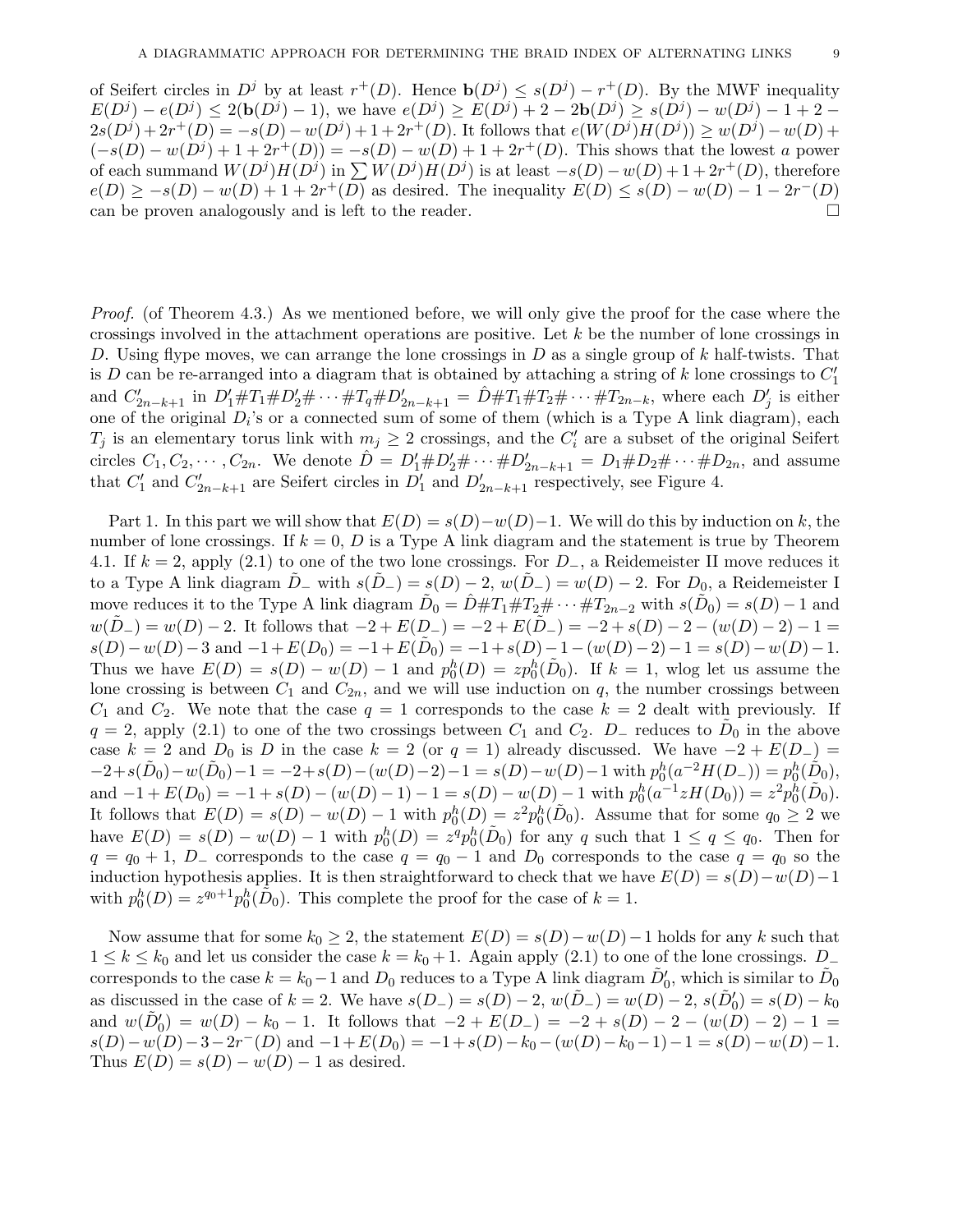of Seifert circles in $D^j$ by at least $r^+(D)$. Hence $\mathbf{b}(D^j) \le s(D^j) - r^+(D)$. By the MWF inequality $E(D^j) - e(D^j) \le 2(\mathbf{b}(D^j) - 1)$, we have $e(D^j) \ge E(D^j) + 2 - 2\mathbf{b}(D^j) \ge s(D^j) - w(D^j) - 1 + 2 - 2s(D^j) + 2r^+(D) = -s(D) - w(D^j) + 1 + 2r^+(D)$. It follows that $e(W(D^j)H(D^j)) \ge w(D^j) - w(D) + (-s(D) - w(D^j) + 1 + 2r^+(D)) = -s(D) - w(D) + 1 + 2r^+(D)$. This shows that the lowest $a$ power of each summand $W(D^j)H(D^j)$ in $\sum W(D^j)H(D^j)$ is at least $-s(D) - w(D) + 1 + 2r^+(D)$, therefore $e(D) \ge -s(D) - w(D) + 1 + 2r^+(D)$ as desired. The inequality $E(D) \le s(D) - w(D) - 1 - 2r^-(D)$ can be proven analogously and is left to the reader. □

*Proof.* (of Theorem 4.3.) As we mentioned before, we will only give the proof for the case where the crossings involved in the attachment operations are positive. Let $k$ be the number of lone crossings in $D$. Using flype moves, we can arrange the lone crossings in $D$ as a single group of $k$ half-twists. That is $D$ can be re-arranged into a diagram that is obtained by attaching a string of $k$ lone crossings to $C_1'$ and $C_{2n-k+1}'$ in $D_1'\#T_1\#D_2'\#\cdots\#T_q\#D_{2n-k+1}' = \hat{D}\#T_1\#T_2\#\cdots\#T_{2n-k}$, where each $D_j'$ is either one of the original $D_i$'s or a connected sum of some of them (which is a Type A link diagram), each $T_j$ is an elementary torus link with $m_j \ge 2$ crossings, and the $C_i'$ are a subset of the original Seifert circles $C_1, C_2, \cdots, C_{2n}$. We denote $\hat{D} = D_1'\#D_2'\#\cdots\#D_{2n-k+1}' = D_1\#D_2\#\cdots\#D_{2n}$, and assume that $C_1'$ and $C_{2n-k+1}'$ are Seifert circles in $D_1'$ and $D_{2n-k+1}'$ respectively, see Figure 4.

Part 1. In this part we will show that $E(D) = s(D) - w(D) - 1$. We will do this by induction on $k$, the number of lone crossings. If $k = 0$, $D$ is a Type A link diagram and the statement is true by Theorem 4.1. If $k = 2$, apply (2.1) to one of the two lone crossings. For $D_-$, a Reidemeister II move reduces it to a Type A link diagram $\tilde{D}_-$ with $s(\tilde{D}_-) = s(D) - 2$, $w(\tilde{D}_-) = w(D) - 2$. For $D_0$, a Reidemeister I move reduces it to the Type A link diagram $\tilde{D}_0 = \hat{D}\#T_1\#T_2\#\cdots\#T_{2n-2}$ with $s(\tilde{D}_0) = s(D) - 1$ and $w(\tilde{D}_-) = w(D) - 2$. It follows that $-2 + E(D_-) = -2 + E(\tilde{D}_-) = -2 + s(D) - 2 - (w(D) - 2) - 1 = s(D) - w(D) - 3$ and $-1 + E(D_0) = -1 + E(\tilde{D}_0) = -1 + s(D) - 1 - (w(D) - 2) - 1 = s(D) - w(D) - 1$. Thus we have $E(D) = s(D) - w(D) - 1$ and $p_0^h(D) = zp_0^h(\tilde{D}_0)$. If $k = 1$, wlog let us assume the lone crossing is between $C_1$ and $C_{2n}$, and we will use induction on $q$, the number crossings between $C_1$ and $C_2$. We note that the case $q = 1$ corresponds to the case $k = 2$ dealt with previously. If $q = 2$, apply (2.1) to one of the two crossings between $C_1$ and $C_2$. $D_-$ reduces to $\tilde{D}_0$ in the above case $k = 2$ and $D_0$ is $D$ in the case $k = 2$ (or $q = 1$) already discussed. We have $-2 + E(D_-) = -2 + s(\tilde{D}_0) - w(\tilde{D}_0) - 1 = -2 + s(D) - (w(D) - 2) - 1 = s(D) - w(D) - 1$ with $p_0^h(a^{-2}H(D_-)) = p_0^h(\tilde{D}_0)$, and $-1 + E(D_0) = -1 + s(D) - (w(D) - 1) - 1 = s(D) - w(D) - 1$ with $p_0^h(a^{-1}zH(D_0)) = z^2p_0^h(\tilde{D}_0)$. It follows that $E(D) = s(D) - w(D) - 1$ with $p_0^h(D) = z^2p_0^h(\tilde{D}_0)$. Assume that for some $q_0 \ge 2$ we have $E(D) = s(D) - w(D) - 1$ with $p_0^h(D) = z^qp_0^h(\tilde{D}_0)$ for any $q$ such that $1 \le q \le q_0$. Then for $q = q_0 + 1$, $D_-$ corresponds to the case $q = q_0 - 1$ and $D_0$ corresponds to the case $q = q_0$ so the induction hypothesis applies. It is then straightforward to check that we have $E(D) = s(D) - w(D) - 1$ with $p_0^h(D) = z^{q_0+1}p_0^h(\tilde{D}_0)$. This complete the proof for the case of $k = 1$.

Now assume that for some $k_0 \ge 2$, the statement $E(D) = s(D) - w(D) - 1$ holds for any $k$ such that $1 \le k \le k_0$ and let us consider the case $k = k_0 + 1$. Again apply (2.1) to one of the lone crossings. $D_-$ corresponds to the case $k = k_0 - 1$ and $D_0$ reduces to a Type A link diagram $\tilde{D}_0'$, which is similar to $\tilde{D}_0$ as discussed in the case of $k = 2$. We have $s(D_-) = s(D) - 2$, $w(\tilde{D}_-) = w(D) - 2$, $s(\tilde{D}_0') = s(D) - k_0$ and $w(\tilde{D}_0') = w(D) - k_0 - 1$. It follows that $-2 + E(D_-) = -2 + s(D) - 2 - (w(D) - 2) - 1 = s(D) - w(D) - 3 - 2r^-(D)$ and $-1 + E(D_0) = -1 + s(D) - k_0 - (w(D) - k_0 - 1) - 1 = s(D) - w(D) - 1$. Thus $E(D) = s(D) - w(D) - 1$ as desired.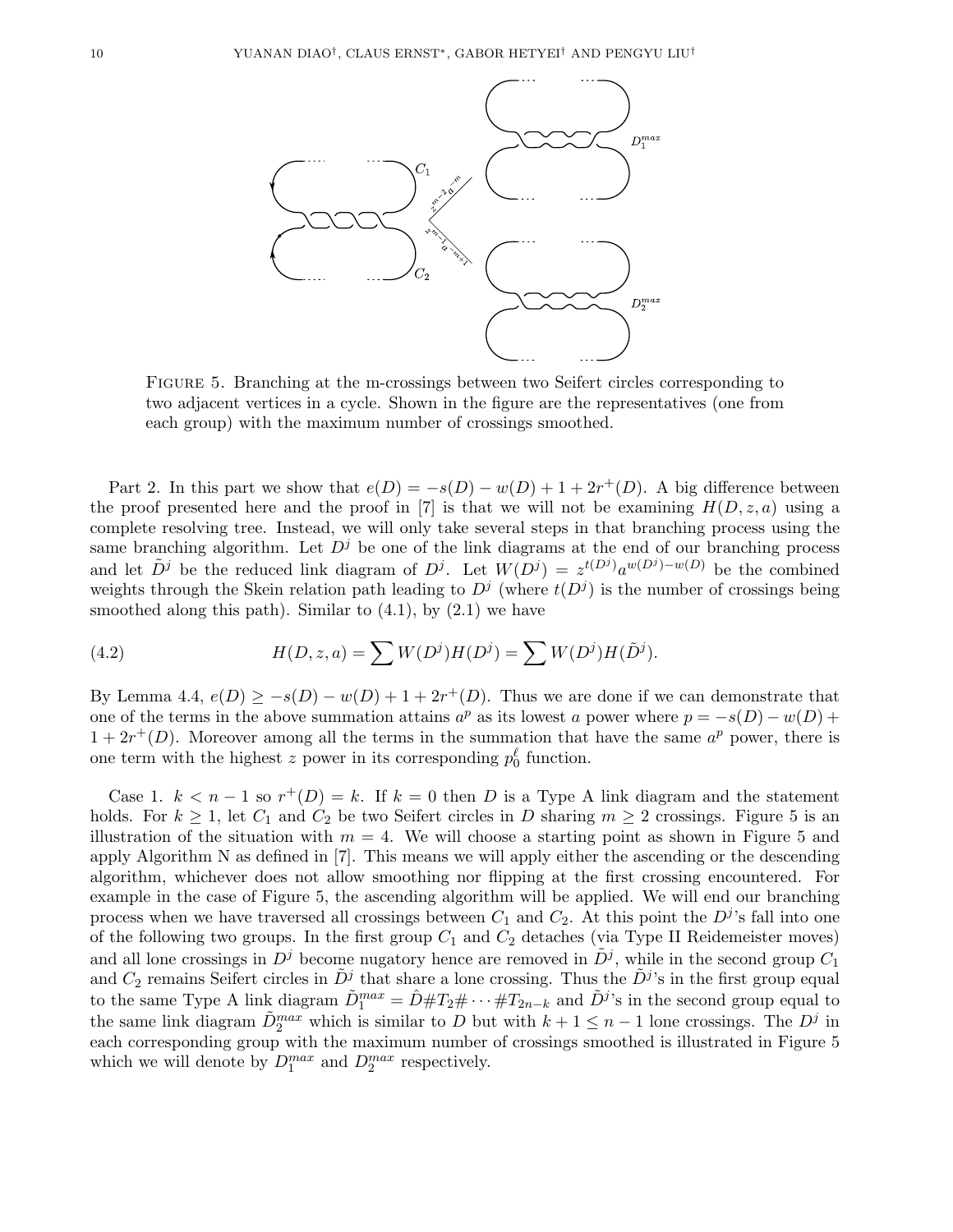FIGURE 5. Branching at the m-crossings between two Seifert circles corresponding to two adjacent vertices in a cycle. Shown in the figure are the representatives (one from each group) with the maximum number of crossings smoothed.

Part 2. In this part we show that $e(D) = -s(D) - w(D) + 1 + 2r^+(D)$. A big difference between the proof presented here and the proof in [7] is that we will not be examining $H(D, z, a)$ using a complete resolving tree. Instead, we will only take several steps in that branching process using the same branching algorithm. Let $D^j$ be one of the link diagrams at the end of our branching process and let $\tilde{D}^j$ be the reduced link diagram of $D^j$. Let $W(D^j) = z^{t(D^j)}a^{w(D^j)-w(D)}$ be the combined weights through the Skein relation path leading to $D^j$ (where $t(D^j)$ is the number of crossings being smoothed along this path). Similar to (4.1), by (2.1) we have

$$H(D, z, a) = \sum W(D^j)H(D^j) = \sum W(D^j)H(\tilde{D}^j). \tag{4.2}$$

By Lemma 4.4, $e(D) \geq -s(D) - w(D) + 1 + 2r^+(D)$. Thus we are done if we can demonstrate that one of the terms in the above summation attains $a^p$ as its lowest $a$ power where $p = -s(D) - w(D) + 1 + 2r^+(D)$. Moreover among all the terms in the summation that have the same $a^p$ power, there is one term with the highest $z$ power in its corresponding $p_0^\ell$ function.

Case 1. $k < n - 1$ so $r^+(D) = k$. If $k = 0$ then $D$ is a Type A link diagram and the statement holds. For $k \geq 1$, let $C_1$ and $C_2$ be two Seifert circles in $D$ sharing $m \geq 2$ crossings. Figure 5 is an illustration of the situation with $m = 4$. We will choose a starting point as shown in Figure 5 and apply Algorithm N as defined in [7]. This means we will apply either the ascending or the descending algorithm, whichever does not allow smoothing nor flipping at the first crossing encountered. For example in the case of Figure 5, the ascending algorithm will be applied. We will end our branching process when we have traversed all crossings between $C_1$ and $C_2$. At this point the $D^j$'s fall into one of the following two groups. In the first group $C_1$ and $C_2$ detaches (via Type II Reidemeister moves) and all lone crossings in $D^j$ become nugatory hence are removed in $\tilde{D}^j$, while in the second group $C_1$ and $C_2$ remains Seifert circles in $\tilde{D}^j$ that share a lone crossing. Thus the $\tilde{D}^j$'s in the first group equal to the same Type A link diagram $\tilde{D}_1^{max} = \hat{D}\#T_2\#\cdots\#T_{2n-k}$ and $\tilde{D}^j$'s in the second group equal to the same link diagram $\tilde{D}_2^{max}$ which is similar to $D$ but with $k + 1 \leq n - 1$ lone crossings. The $D^j$ in each corresponding group with the maximum number of crossings smoothed is illustrated in Figure 5 which we will denote by $D_1^{max}$ and $D_2^{max}$ respectively.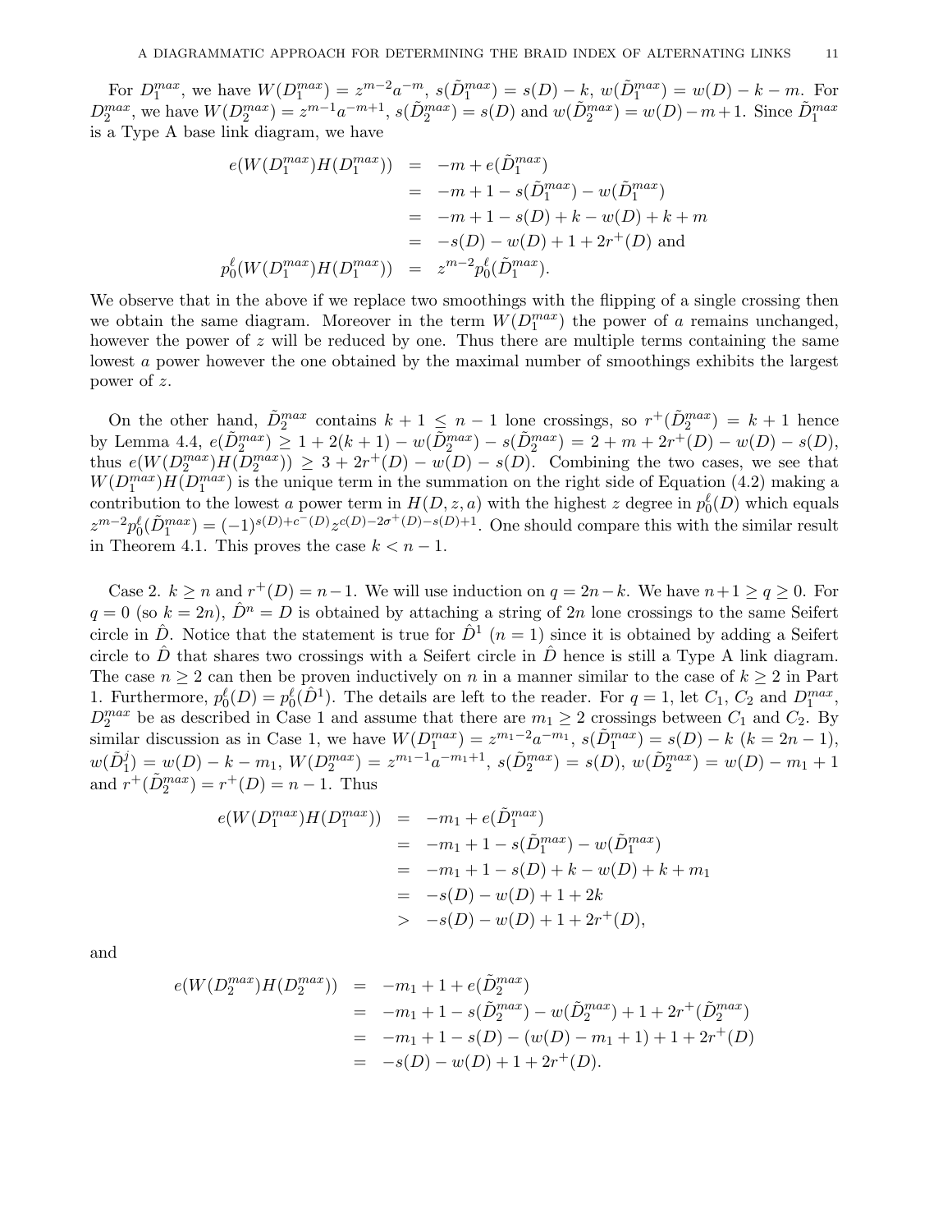For $D_1^{max}$, we have $W(D_1^{max}) = z^{m-2}a^{-m}$, $s(\tilde{D}_1^{max}) = s(D) - k$, $w(\tilde{D}_1^{max}) = w(D) - k - m$. For $D_2^{max}$, we have $W(D_2^{max}) = z^{m-1}a^{-m+1}$, $s(\tilde{D}_2^{max}) = s(D)$ and $w(\tilde{D}_2^{max}) = w(D) - m + 1$. Since $\tilde{D}_1^{max}$ is a Type A base link diagram, we have

$$
\begin{aligned}
e(W(D_1^{max})H(D_1^{max})) &= -m + e(\tilde{D}_1^{max}) \\
&= -m + 1 - s(\tilde{D}_1^{max}) - w(\tilde{D}_1^{max}) \\
&= -m + 1 - s(D) + k - w(D) + k + m \\
&= -s(D) - w(D) + 1 + 2r^+(D) \text{ and} \\
p_0^\ell(W(D_1^{max})H(D_1^{max})) &= z^{m-2}p_0^\ell(\tilde{D}_1^{max}).
\end{aligned}
$$

We observe that in the above if we replace two smoothings with the flipping of a single crossing then we obtain the same diagram. Moreover in the term $W(D_1^{max})$ the power of $a$ remains unchanged, however the power of $z$ will be reduced by one. Thus there are multiple terms containing the same lowest $a$ power however the one obtained by the maximal number of smoothings exhibits the largest power of $z$.

On the other hand, $\tilde{D}_2^{max}$ contains $k+1 \le n-1$ lone crossings, so $r^+(\tilde{D}_2^{max}) = k+1$ hence by Lemma 4.4, $e(\tilde{D}_2^{max}) \ge 1 + 2(k+1) - w(\tilde{D}_2^{max}) - s(\tilde{D}_2^{max}) = 2 + m + 2r^+(D) - w(D) - s(D)$, thus $e(W(D_2^{max})H(D_2^{max})) \ge 3 + 2r^+(D) - w(D) - s(D)$. Combining the two cases, we see that $W(D_1^{max})H(D_1^{max})$ is the unique term in the summation on the right side of Equation (4.2) making a contribution to the lowest $a$ power term in $H(D,z,a)$ with the highest $z$ degree in $p_0^\ell(D)$ which equals $z^{m-2}p_0^\ell(\tilde{D}_1^{max}) = (-1)^{s(D)+c^-(D)}z^{c(D)-2\sigma^+(D)-s(D)+1}$. One should compare this with the similar result in Theorem 4.1. This proves the case $k < n-1$.

Case 2. $k \ge n$ and $r^+(D) = n-1$. We will use induction on $q = 2n-k$. We have $n+1 \ge q \ge 0$. For $q = 0$ (so $k = 2n$), $\hat{D}^n = D$ is obtained by attaching a string of $2n$ lone crossings to the same Seifert circle in $\hat{D}$. Notice that the statement is true for $\hat{D}^1$ ($n = 1$) since it is obtained by adding a Seifert circle to $\hat{D}$ that shares two crossings with a Seifert circle in $\hat{D}$ hence is still a Type A link diagram. The case $n \ge 2$ can then be proven inductively on $n$ in a manner similar to the case of $k \ge 2$ in Part 1. Furthermore, $p_0^\ell(D) = p_0^\ell(\hat{D}^1)$. The details are left to the reader. For $q = 1$, let $C_1$, $C_2$ and $D_1^{max}$, $D_2^{max}$ be as described in Case 1 and assume that there are $m_1 \ge 2$ crossings between $C_1$ and $C_2$. By similar discussion as in Case 1, we have $W(D_1^{max}) = z^{m_1-2}a^{-m_1}$, $s(\tilde{D}_1^{max}) = s(D) - k$ ($k = 2n-1$), $w(\tilde{D}_1^j) = w(D) - k - m_1$, $W(D_2^{max}) = z^{m_1-1}a^{-m_1+1}$, $s(\tilde{D}_2^{max}) = s(D)$, $w(\tilde{D}_2^{max}) = w(D) - m_1 + 1$ and $r^+(\tilde{D}_2^{max}) = r^+(D) = n-1$. Thus

$$
\begin{aligned}
e(W(D_1^{max})H(D_1^{max})) &= -m_1 + e(\tilde{D}_1^{max}) \\
&= -m_1 + 1 - s(\tilde{D}_1^{max}) - w(\tilde{D}_1^{max}) \\
&= -m_1 + 1 - s(D) + k - w(D) + k + m_1 \\
&= -s(D) - w(D) + 1 + 2k \\
&> -s(D) - w(D) + 1 + 2r^+(D),
\end{aligned}
$$

and

$$
\begin{aligned}
e(W(D_2^{max})H(D_2^{max})) &= -m_1 + 1 + e(\tilde{D}_2^{max}) \\
&= -m_1 + 1 - s(\tilde{D}_2^{max}) - w(\tilde{D}_2^{max}) + 1 + 2r^+(\tilde{D}_2^{max}) \\
&= -m_1 + 1 - s(D) - (w(D) - m_1 + 1) + 1 + 2r^+(D) \\
&= -s(D) - w(D) + 1 + 2r^+(D).
\end{aligned}
$$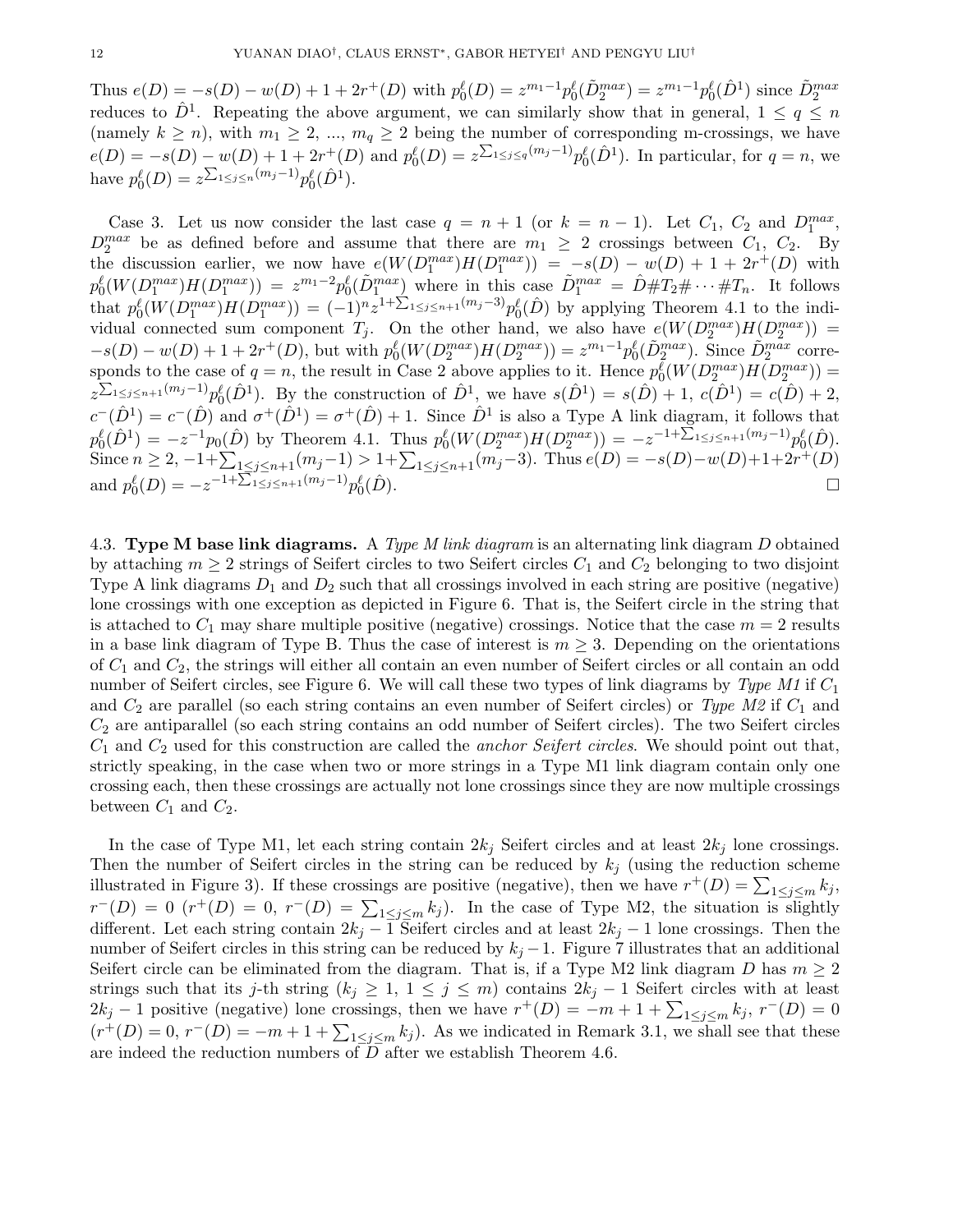Thus $e(D) = -s(D) - w(D) + 1 + 2r^+(D)$ with $p_0^\ell(D) = z^{m_1-1}p_0^\ell(\tilde{D}_2^{max}) = z^{m_1-1}p_0^\ell(\hat{D}^1)$ since $\tilde{D}_2^{max}$ reduces to $\hat{D}^1$. Repeating the above argument, we can similarly show that in general, $1 \le q \le n$ (namely $k \ge n$), with $m_1 \ge 2$, ..., $m_q \ge 2$ being the number of corresponding m-crossings, we have $e(D) = -s(D) - w(D) + 1 + 2r^+(D)$ and $p_0^\ell(D) = z^{\sum_{1\le j\le q}(m_j-1)}p_0^\ell(\hat{D}^1)$. In particular, for $q = n$, we have $p_0^\ell(D) = z^{\sum_{1\le j\le n}(m_j-1)}p_0^\ell(\hat{D}^1)$.

Case 3. Let us now consider the last case $q = n+1$ (or $k = n-1$). Let $C_1$, $C_2$ and $D_1^{max}$, $D_2^{max}$ be as defined before and assume that there are $m_1 \ge 2$ crossings between $C_1$, $C_2$. By the discussion earlier, we now have $e(W(D_1^{max})H(D_1^{max})) = -s(D) - w(D) + 1 + 2r^+(D)$ with $p_0^\ell(W(D_1^{max})H(D_1^{max})) = z^{m_1-2}p_0^\ell(\tilde{D}_1^{max})$ where in this case $\tilde{D}_1^{max} = \hat{D}\#T_2\#\cdots\#T_n$. It follows that $p_0^\ell(W(D_1^{max})H(D_1^{max})) = (-1)^n z^{1+\sum_{1\le j\le n+1}(m_j-3)}p_0^\ell(\hat{D})$ by applying Theorem 4.1 to the individual connected sum component $T_j$. On the other hand, we also have $e(W(D_2^{max})H(D_2^{max})) = -s(D) - w(D) + 1 + 2r^+(D)$, but with $p_0^\ell(W(D_2^{max})H(D_2^{max})) = z^{m_1-1}p_0^\ell(\tilde{D}_2^{max})$. Since $\tilde{D}_2^{max}$ corresponds to the case of $q = n$, the result in Case 2 above applies to it. Hence $p_0^\ell(W(D_2^{max})H(D_2^{max})) = z^{\sum_{1\le j\le n+1}(m_j-1)}p_0^\ell(\hat{D}^1)$. By the construction of $\hat{D}^1$, we have $s(\hat{D}^1) = s(\hat{D}) + 1$, $c(\hat{D}^1) = c(\hat{D}) + 2$, $c^-(\hat{D}^1) = c^-(\hat{D})$ and $\sigma^+(\hat{D}^1) = \sigma^+(\hat{D}) + 1$. Since $\hat{D}^1$ is also a Type A link diagram, it follows that $p_0^\ell(\hat{D}^1) = -z^{-1}p_0(\hat{D})$ by Theorem 4.1. Thus $p_0^\ell(W(D_2^{max})H(D_2^{max})) = -z^{-1+\sum_{1\le j\le n+1}(m_j-1)}p_0^\ell(\hat{D})$. Since $n \ge 2$, $-1+\sum_{1\le j\le n+1}(m_j-1) > 1+\sum_{1\le j\le n+1}(m_j-3)$. Thus $e(D) = -s(D)-w(D)+1+2r^+(D)$ and $p_0^\ell(D) = -z^{-1+\sum_{1\le j\le n+1}(m_j-1)}p_0^\ell(\hat{D})$. □

4.3. **Type M base link diagrams.** A *Type M link diagram* is an alternating link diagram $D$ obtained by attaching $m \ge 2$ strings of Seifert circles to two Seifert circles $C_1$ and $C_2$ belonging to two disjoint Type A link diagrams $D_1$ and $D_2$ such that all crossings involved in each string are positive (negative) lone crossings with one exception as depicted in Figure 6. That is, the Seifert circle in the string that is attached to $C_1$ may share multiple positive (negative) crossings. Notice that the case $m = 2$ results in a base link diagram of Type B. Thus the case of interest is $m \ge 3$. Depending on the orientations of $C_1$ and $C_2$, the strings will either all contain an even number of Seifert circles or all contain an odd number of Seifert circles, see Figure 6. We will call these two types of link diagrams by *Type M1* if $C_1$ and $C_2$ are parallel (so each string contains an even number of Seifert circles) or *Type M2* if $C_1$ and $C_2$ are antiparallel (so each string contains an odd number of Seifert circles). The two Seifert circles $C_1$ and $C_2$ used for this construction are called the *anchor Seifert circles*. We should point out that, strictly speaking, in the case when two or more strings in a Type M1 link diagram contain only one crossing each, then these crossings are actually not lone crossings since they are now multiple crossings between $C_1$ and $C_2$.

In the case of Type M1, let each string contain $2k_j$ Seifert circles and at least $2k_j$ lone crossings. Then the number of Seifert circles in the string can be reduced by $k_j$ (using the reduction scheme illustrated in Figure 3). If these crossings are positive (negative), then we have $r^+(D) = \sum_{1\le j\le m} k_j$, $r^-(D) = 0$ ($r^+(D) = 0$, $r^-(D) = \sum_{1\le j\le m} k_j$). In the case of Type M2, the situation is slightly different. Let each string contain $2k_j - 1$ Seifert circles and at least $2k_j - 1$ lone crossings. Then the number of Seifert circles in this string can be reduced by $k_j - 1$. Figure 7 illustrates that an additional Seifert circle can be eliminated from the diagram. That is, if a Type M2 link diagram $D$ has $m \ge 2$ strings such that its $j$-th string ($k_j \ge 1$, $1 \le j \le m$) contains $2k_j - 1$ Seifert circles with at least $2k_j - 1$ positive (negative) lone crossings, then we have $r^+(D) = -m + 1 + \sum_{1\le j\le m} k_j$, $r^-(D) = 0$ ($r^+(D) = 0$, $r^-(D) = -m + 1 + \sum_{1\le j\le m} k_j$). As we indicated in Remark 3.1, we shall see that these are indeed the reduction numbers of $D$ after we establish Theorem 4.6.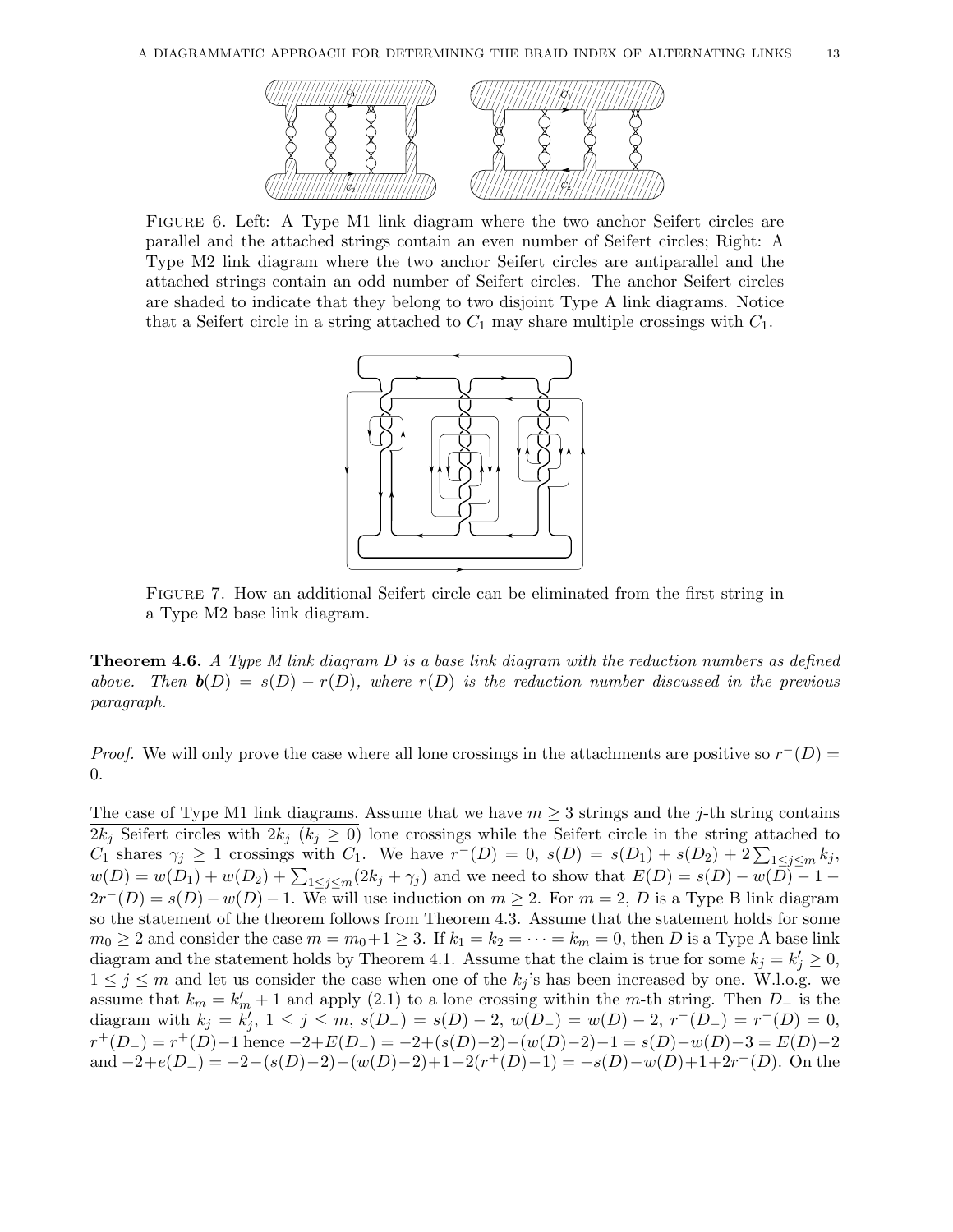FIGURE 6. Left: A Type M1 link diagram where the two anchor Seifert circles are parallel and the attached strings contain an even number of Seifert circles; Right: A Type M2 link diagram where the two anchor Seifert circles are antiparallel and the attached strings contain an odd number of Seifert circles. The anchor Seifert circles are shaded to indicate that they belong to two disjoint Type A link diagrams. Notice that a Seifert circle in a string attached to $C_1$ may share multiple crossings with $C_1$.

FIGURE 7. How an additional Seifert circle can be eliminated from the first string in a Type M2 base link diagram.

**Theorem 4.6.** *A Type M link diagram $D$ is a base link diagram with the reduction numbers as defined above. Then $\mathbf{b}(D) = s(D) - r(D)$, where $r(D)$ is the reduction number discussed in the previous paragraph.*

*Proof.* We will only prove the case where all lone crossings in the attachments are positive so $r^-(D) = 0$.

The case of Type M1 link diagrams. Assume that we have $m \geq 3$ strings and the $j$-th string contains $2k_j$ Seifert circles with $2k_j$ ($k_j \geq 0$) lone crossings while the Seifert circle in the string attached to $C_1$ shares $\gamma_j \geq 1$ crossings with $C_1$. We have $r^-(D) = 0$, $s(D) = s(D_1) + s(D_2) + 2\sum_{1\leq j\leq m} k_j$, $w(D) = w(D_1) + w(D_2) + \sum_{1\leq j\leq m}(2k_j + \gamma_j)$ and we need to show that $E(D) = s(D) - w(D) - 1 - 2r^-(D) = s(D) - w(D) - 1$. We will use induction on $m \geq 2$. For $m = 2$, $D$ is a Type B link diagram so the statement of the theorem follows from Theorem 4.3. Assume that the statement holds for some $m_0 \geq 2$ and consider the case $m = m_0+1 \geq 3$. If $k_1 = k_2 = \cdots = k_m = 0$, then $D$ is a Type A base link diagram and the statement holds by Theorem 4.1. Assume that the claim is true for some $k_j = k'_j \geq 0$, $1 \leq j \leq m$ and let us consider the case when one of the $k_j$'s has been increased by one. W.l.o.g. we assume that $k_m = k'_m + 1$ and apply (2.1) to a lone crossing within the $m$-th string. Then $D_-$ is the diagram with $k_j = k'_j$, $1 \leq j \leq m$, $s(D_-) = s(D) - 2$, $w(D_-) = w(D) - 2$, $r^-(D_-) = r^-(D) = 0$, $r^+(D_-) = r^+(D)-1$ hence $-2+E(D_-) = -2+(s(D)-2)-(w(D)-2)-1 = s(D)-w(D)-3 = E(D)-2$ and $-2+e(D_-) = -2-(s(D)-2)-(w(D)-2)+1+2(r^+(D)-1) = -s(D)-w(D)+1+2r^+(D)$. On the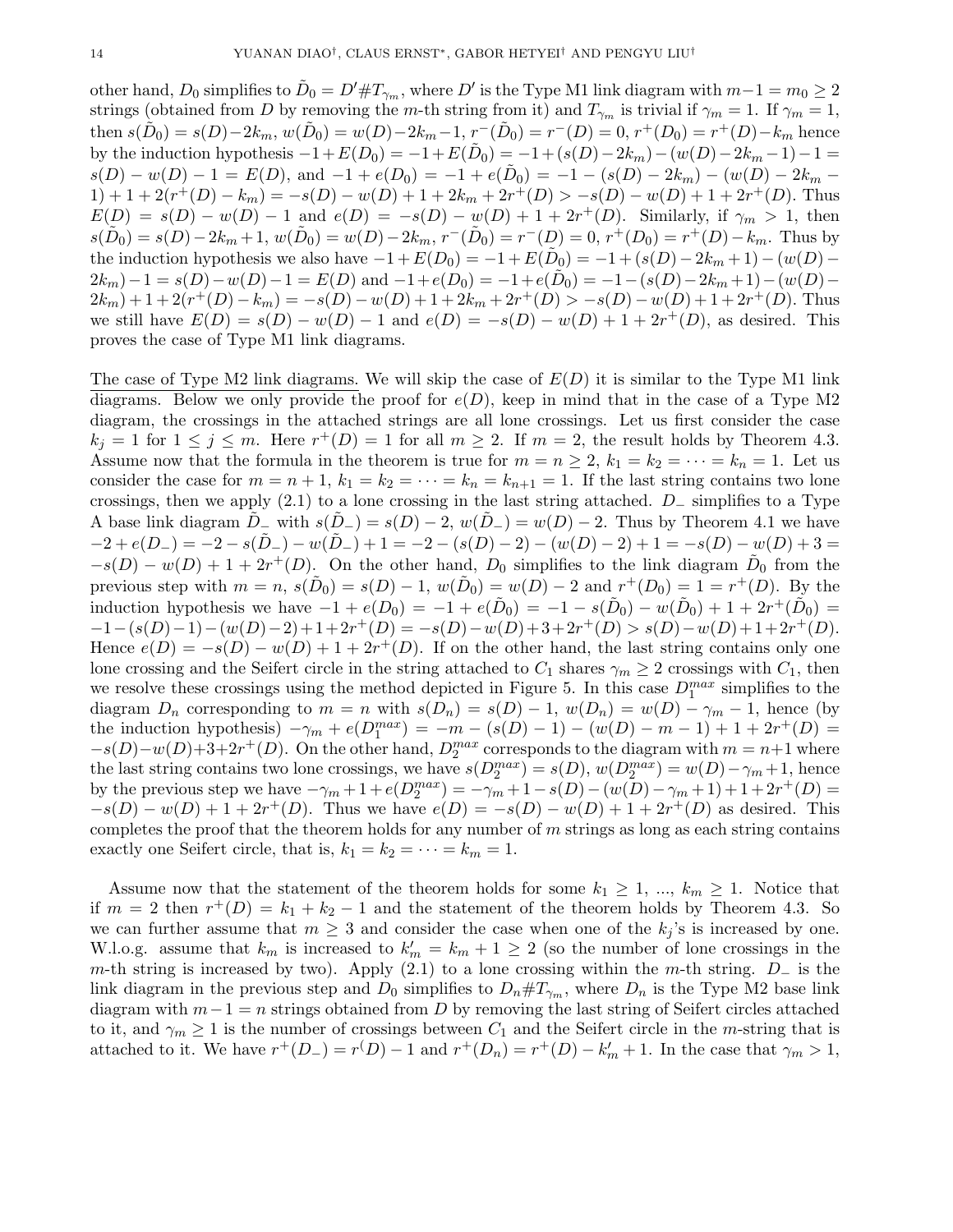other hand, $D_0$ simplifies to $\tilde{D}_0 = D'\#T_{\gamma_m}$, where $D'$ is the Type M1 link diagram with $m-1 = m_0 \geq 2$ strings (obtained from $D$ by removing the $m$-th string from it) and $T_{\gamma_m}$ is trivial if $\gamma_m = 1$. If $\gamma_m = 1$, then $s(\tilde{D}_0) = s(D) - 2k_m$, $w(\tilde{D}_0) = w(D) - 2k_m - 1$, $r^-(\tilde{D}_0) = r^-(D) = 0$, $r^+(D_0) = r^+(D) - k_m$ hence by the induction hypothesis $-1 + E(D_0) = -1 + E(\tilde{D}_0) = -1 + (s(D) - 2k_m) - (w(D) - 2k_m - 1) - 1 = s(D) - w(D) - 1 = E(D)$, and $-1 + e(D_0) = -1 + e(\tilde{D}_0) = -1 - (s(D) - 2k_m) - (w(D) - 2k_m - 1) + 1 + 2(r^+(D) - k_m) = -s(D) - w(D) + 1 + 2k_m + 2r^+(D) > -s(D) - w(D) + 1 + 2r^+(D)$. Thus $E(D) = s(D) - w(D) - 1$ and $e(D) = -s(D) - w(D) + 1 + 2r^+(D)$. Similarly, if $\gamma_m > 1$, then $s(\tilde{D}_0) = s(D) - 2k_m + 1$, $w(\tilde{D}_0) = w(D) - 2k_m$, $r^-(\tilde{D}_0) = r^-(D) = 0$, $r^+(D_0) = r^+(D) - k_m$. Thus by the induction hypothesis we also have $-1 + E(D_0) = -1 + E(\tilde{D}_0) = -1 + (s(D) - 2k_m + 1) - (w(D) - 2k_m) - 1 = s(D) - w(D) - 1 = E(D)$ and $-1 + e(D_0) = -1 + e(\tilde{D}_0) = -1 - (s(D) - 2k_m + 1) - (w(D) - 2k_m) + 1 + 2(r^+(D) - k_m) = -s(D) - w(D) + 1 + 2k_m + 2r^+(D) > -s(D) - w(D) + 1 + 2r^+(D)$. Thus we still have $E(D) = s(D) - w(D) - 1$ and $e(D) = -s(D) - w(D) + 1 + 2r^+(D)$, as desired. This proves the case of Type M1 link diagrams.

<u>The case of Type M2 link diagrams.</u> We will skip the case of $E(D)$ it is similar to the Type M1 link diagrams. Below we only provide the proof for $e(D)$, keep in mind that in the case of a Type M2 diagram, the crossings in the attached strings are all lone crossings. Let us first consider the case $k_j = 1$ for $1 \leq j \leq m$. Here $r^+(D) = 1$ for all $m \geq 2$. If $m = 2$, the result holds by Theorem 4.3. Assume now that the formula in the theorem is true for $m = n \geq 2$, $k_1 = k_2 = \cdots = k_n = 1$. Let us consider the case for $m = n + 1$, $k_1 = k_2 = \cdots = k_n = k_{n+1} = 1$. If the last string contains two lone crossings, then we apply (2.1) to a lone crossing in the last string attached. $D_-$ simplifies to a Type A base link diagram $\tilde{D}_-$ with $s(\tilde{D}_-) = s(D) - 2$, $w(\tilde{D}_-) = w(D) - 2$. Thus by Theorem 4.1 we have $-2 + e(D_-) = -2 - s(\tilde{D}_-) - w(\tilde{D}_-) + 1 = -2 - (s(D) - 2) - (w(D) - 2) + 1 = -s(D) - w(D) + 3 = -s(D) - w(D) + 1 + 2r^+(D)$. On the other hand, $D_0$ simplifies to the link diagram $\tilde{D}_0$ from the previous step with $m = n$, $s(\tilde{D}_0) = s(D) - 1$, $w(\tilde{D}_0) = w(D) - 2$ and $r^+(D_0) = 1 = r^+(D)$. By the induction hypothesis we have $-1 + e(D_0) = -1 + e(\tilde{D}_0) = -1 - s(\tilde{D}_0) - w(\tilde{D}_0) + 1 + 2r^+(\tilde{D}_0) = -1 - (s(D) - 1) - (w(D) - 2) + 1 + 2r^+(D) = -s(D) - w(D) + 3 + 2r^+(D) > s(D) - w(D) + 1 + 2r^+(D)$. Hence $e(D) = -s(D) - w(D) + 1 + 2r^+(D)$. If on the other hand, the last string contains only one lone crossing and the Seifert circle in the string attached to $C_1$ shares $\gamma_m \geq 2$ crossings with $C_1$, then we resolve these crossings using the method depicted in Figure 5. In this case $D_1^{max}$ simplifies to the diagram $D_n$ corresponding to $m = n$ with $s(D_n) = s(D) - 1$, $w(D_n) = w(D) - \gamma_m - 1$, hence (by the induction hypothesis) $-\gamma_m + e(D_1^{max}) = -m - (s(D) - 1) - (w(D) - m - 1) + 1 + 2r^+(D) = -s(D) - w(D) + 3 + 2r^+(D)$. On the other hand, $D_2^{max}$ corresponds to the diagram with $m = n+1$ where the last string contains two lone crossings, we have $s(D_2^{max}) = s(D)$, $w(D_2^{max}) = w(D) - \gamma_m + 1$, hence by the previous step we have $-\gamma_m + 1 + e(D_2^{max}) = -\gamma_m + 1 - s(D) - (w(D) - \gamma_m + 1) + 1 + 2r^+(D) = -s(D) - w(D) + 1 + 2r^+(D)$. Thus we have $e(D) = -s(D) - w(D) + 1 + 2r^+(D)$ as desired. This completes the proof that the theorem holds for any number of $m$ strings as long as each string contains exactly one Seifert circle, that is, $k_1 = k_2 = \cdots = k_m = 1$.

Assume now that the statement of the theorem holds for some $k_1 \geq 1$, ..., $k_m \geq 1$. Notice that if $m = 2$ then $r^+(D) = k_1 + k_2 - 1$ and the statement of the theorem holds by Theorem 4.3. So we can further assume that $m \geq 3$ and consider the case when one of the $k_j$'s is increased by one. W.l.o.g. assume that $k_m$ is increased to $k'_m = k_m + 1 \geq 2$ (so the number of lone crossings in the $m$-th string is increased by two). Apply (2.1) to a lone crossing within the $m$-th string. $D_-$ is the link diagram in the previous step and $D_0$ simplifies to $D_n\#T_{\gamma_m}$, where $D_n$ is the Type M2 base link diagram with $m - 1 = n$ strings obtained from $D$ by removing the last string of Seifert circles attached to it, and $\gamma_m \geq 1$ is the number of crossings between $C_1$ and the Seifert circle in the $m$-string that is attached to it. We have $r^+(D_-) = r^(D) - 1$ and $r^+(D_n) = r^+(D) - k'_m + 1$. In the case that $\gamma_m > 1$,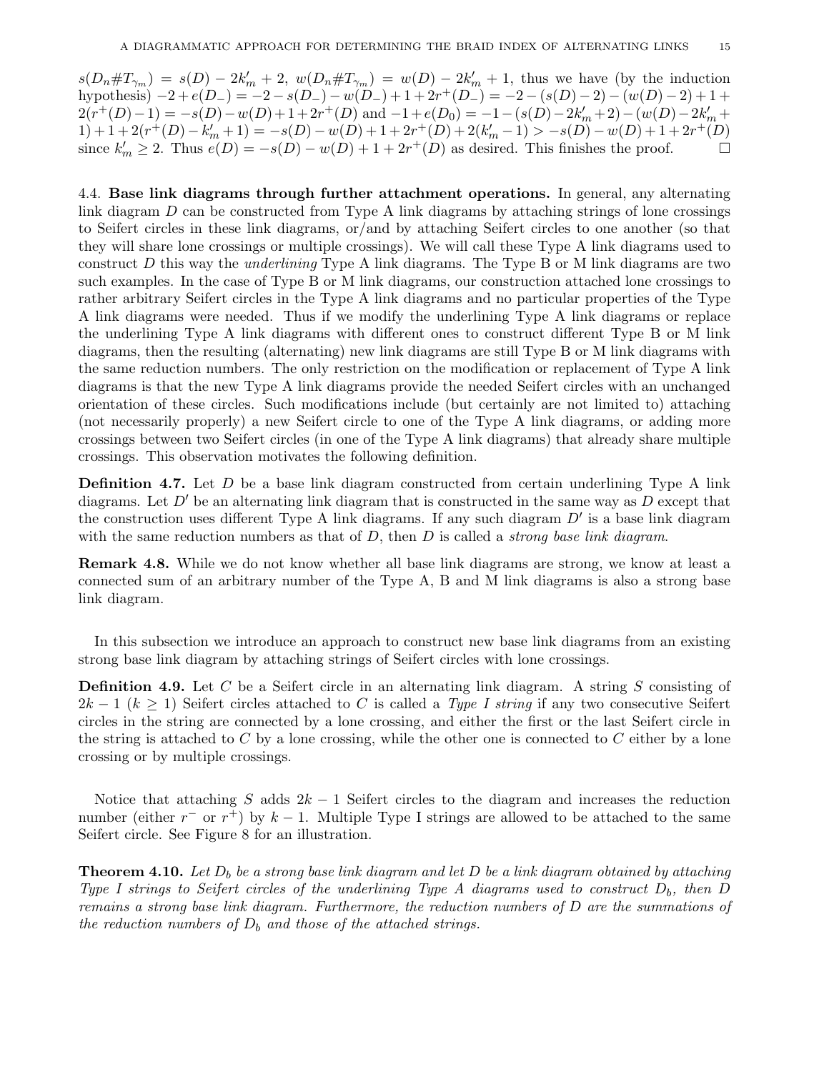$s(D_n\#T_{\gamma_m}) = s(D) - 2k'_m + 2$, $w(D_n\#T_{\gamma_m}) = w(D) - 2k'_m + 1$, thus we have (by the induction hypothesis) $-2 + e(D_-) = -2 - s(D_-) - w(D_-) + 1 + 2r^+(D_-) = -2 - (s(D) - 2) - (w(D) - 2) + 1 + 2(r^+(D) - 1) = -s(D) - w(D) + 1 + 2r^+(D)$ and $-1 + e(D_0) = -1 - (s(D) - 2k'_m + 2) - (w(D) - 2k'_m + 1) + 1 + 2(r^+(D) - k'_m + 1) = -s(D) - w(D) + 1 + 2r^+(D) + 2(k'_m - 1) > -s(D) - w(D) + 1 + 2r^+(D)$ since $k'_m \geq 2$. Thus $e(D) = -s(D) - w(D) + 1 + 2r^+(D)$ as desired. This finishes the proof. □

4.4. **Base link diagrams through further attachment operations.** In general, any alternating link diagram $D$ can be constructed from Type A link diagrams by attaching strings of lone crossings to Seifert circles in these link diagrams, or/and by attaching Seifert circles to one another (so that they will share lone crossings or multiple crossings). We will call these Type A link diagrams used to construct $D$ this way the *underlining* Type A link diagrams. The Type B or M link diagrams are two such examples. In the case of Type B or M link diagrams, our construction attached lone crossings to rather arbitrary Seifert circles in the Type A link diagrams and no particular properties of the Type A link diagrams were needed. Thus if we modify the underlining Type A link diagrams or replace the underlining Type A link diagrams with different ones to construct different Type B or M link diagrams, then the resulting (alternating) new link diagrams are still Type B or M link diagrams with the same reduction numbers. The only restriction on the modification or replacement of Type A link diagrams is that the new Type A link diagrams provide the needed Seifert circles with an unchanged orientation of these circles. Such modifications include (but certainly are not limited to) attaching (not necessarily properly) a new Seifert circle to one of the Type A link diagrams, or adding more crossings between two Seifert circles (in one of the Type A link diagrams) that already share multiple crossings. This observation motivates the following definition.

**Definition 4.7.** Let $D$ be a base link diagram constructed from certain underlining Type A link diagrams. Let $D'$ be an alternating link diagram that is constructed in the same way as $D$ except that the construction uses different Type A link diagrams. If any such diagram $D'$ is a base link diagram with the same reduction numbers as that of $D$, then $D$ is called a *strong base link diagram*.

**Remark 4.8.** While we do not know whether all base link diagrams are strong, we know at least a connected sum of an arbitrary number of the Type A, B and M link diagrams is also a strong base link diagram.

In this subsection we introduce an approach to construct new base link diagrams from an existing strong base link diagram by attaching strings of Seifert circles with lone crossings.

**Definition 4.9.** Let $C$ be a Seifert circle in an alternating link diagram. A string $S$ consisting of $2k-1$ ($k \geq 1$) Seifert circles attached to $C$ is called a *Type I string* if any two consecutive Seifert circles in the string are connected by a lone crossing, and either the first or the last Seifert circle in the string is attached to $C$ by a lone crossing, while the other one is connected to $C$ either by a lone crossing or by multiple crossings.

Notice that attaching $S$ adds $2k-1$ Seifert circles to the diagram and increases the reduction number (either $r^-$ or $r^+$) by $k-1$. Multiple Type I strings are allowed to be attached to the same Seifert circle. See Figure 8 for an illustration.

**Theorem 4.10.** *Let $D_b$ be a strong base link diagram and let $D$ be a link diagram obtained by attaching Type I strings to Seifert circles of the underlining Type A diagrams used to construct $D_b$, then $D$ remains a strong base link diagram. Furthermore, the reduction numbers of $D$ are the summations of the reduction numbers of $D_b$ and those of the attached strings.*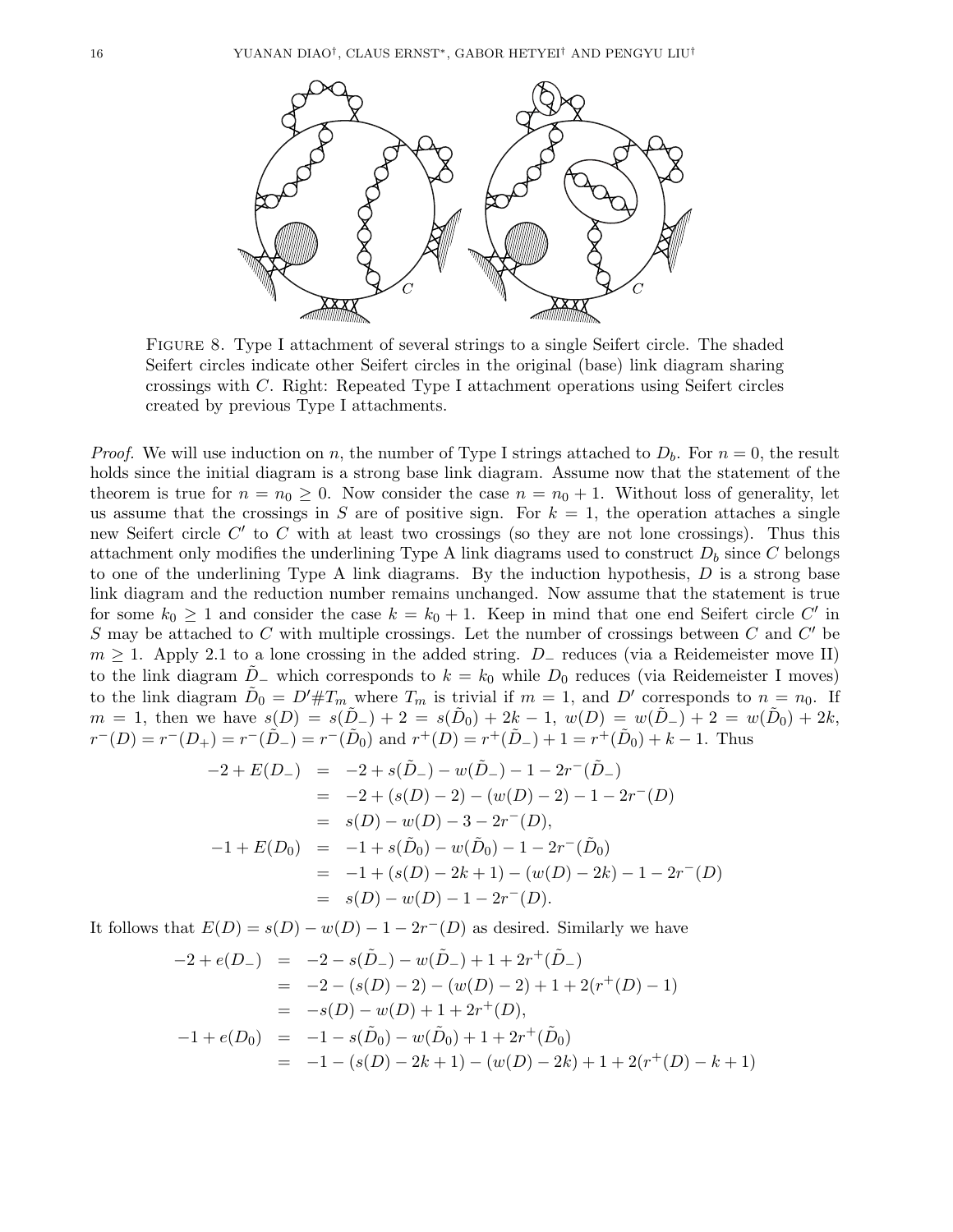FIGURE 8. Type I attachment of several strings to a single Seifert circle. The shaded Seifert circles indicate other Seifert circles in the original (base) link diagram sharing crossings with $C$. Right: Repeated Type I attachment operations using Seifert circles created by previous Type I attachments.

*Proof.* We will use induction on $n$, the number of Type I strings attached to $D_b$. For $n = 0$, the result holds since the initial diagram is a strong base link diagram. Assume now that the statement of the theorem is true for $n = n_0 \geq 0$. Now consider the case $n = n_0 + 1$. Without loss of generality, let us assume that the crossings in $S$ are of positive sign. For $k = 1$, the operation attaches a single new Seifert circle $C'$ to $C$ with at least two crossings (so they are not lone crossings). Thus this attachment only modifies the underlining Type A link diagrams used to construct $D_b$ since $C$ belongs to one of the underlining Type A link diagrams. By the induction hypothesis, $D$ is a strong base link diagram and the reduction number remains unchanged. Now assume that the statement is true for some $k_0 \geq 1$ and consider the case $k = k_0 + 1$. Keep in mind that one end Seifert circle $C'$ in $S$ may be attached to $C$ with multiple crossings. Let the number of crossings between $C$ and $C'$ be $m \geq 1$. Apply 2.1 to a lone crossing in the added string. $D_-$ reduces (via a Reidemeister move II) to the link diagram $\tilde{D}_-$ which corresponds to $k = k_0$ while $D_0$ reduces (via Reidemeister I moves) to the link diagram $\tilde{D}_0 = D' \# T_m$ where $T_m$ is trivial if $m = 1$, and $D'$ corresponds to $n = n_0$. If $m = 1$, then we have $s(D) = s(\tilde{D}_-) + 2 = s(\tilde{D}_0) + 2k - 1$, $w(D) = w(\tilde{D}_-) + 2 = w(\tilde{D}_0) + 2k$, $r^-(D) = r^-(D_+) = r^-(\tilde{D}_-) = r^-(\tilde{D}_0)$ and $r^+(D) = r^+(\tilde{D}_-) + 1 = r^+(\tilde{D}_0) + k - 1$. Thus

$$
\begin{aligned}
-2 + E(D_-) &= -2 + s(\tilde{D}_-) - w(\tilde{D}_-) - 1 - 2r^-(\tilde{D}_-) \\
&= -2 + (s(D) - 2) - (w(D) - 2) - 1 - 2r^-(D) \\
&= s(D) - w(D) - 3 - 2r^-(D), \\
-1 + E(D_0) &= -1 + s(\tilde{D}_0) - w(\tilde{D}_0) - 1 - 2r^-(\tilde{D}_0) \\
&= -1 + (s(D) - 2k + 1) - (w(D) - 2k) - 1 - 2r^-(D) \\
&= s(D) - w(D) - 1 - 2r^-(D).
\end{aligned}
$$

It follows that $E(D) = s(D) - w(D) - 1 - 2r^-(D)$ as desired. Similarly we have

$$
\begin{aligned}
-2 + e(D_-) &= -2 - s(\tilde{D}_-) - w(\tilde{D}_-) + 1 + 2r^+(\tilde{D}_-) \\
&= -2 - (s(D) - 2) - (w(D) - 2) + 1 + 2(r^+(D) - 1) \\
&= -s(D) - w(D) + 1 + 2r^+(D), \\
-1 + e(D_0) &= -1 - s(\tilde{D}_0) - w(\tilde{D}_0) + 1 + 2r^+(\tilde{D}_0) \\
&= -1 - (s(D) - 2k + 1) - (w(D) - 2k) + 1 + 2(r^+(D) - k + 1)
\end{aligned}
$$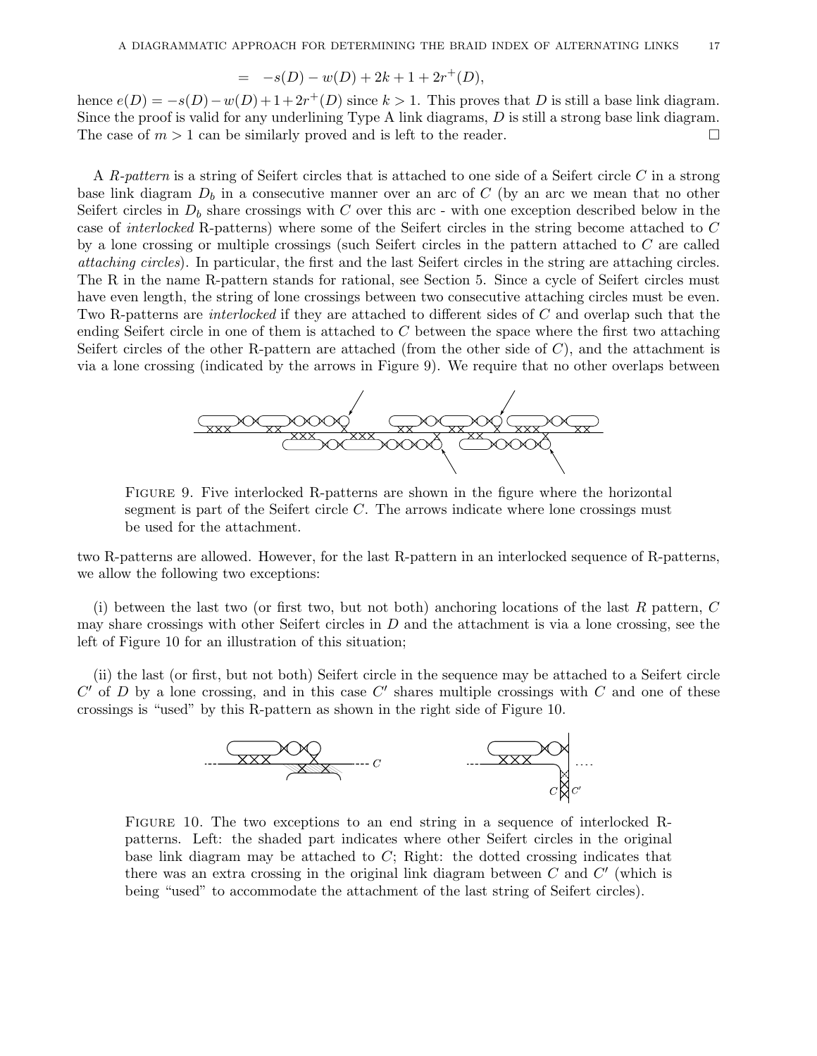$$= \quad -s(D) - w(D) + 2k + 1 + 2r^{+}(D),$$

hence $e(D) = -s(D) - w(D) + 1 + 2r^{+}(D)$ since $k > 1$. This proves that $D$ is still a base link diagram. Since the proof is valid for any underlining Type A link diagrams, $D$ is still a strong base link diagram. The case of $m > 1$ can be similarly proved and is left to the reader. □

A *R-pattern* is a string of Seifert circles that is attached to one side of a Seifert circle $C$ in a strong base link diagram $D_b$ in a consecutive manner over an arc of $C$ (by an arc we mean that no other Seifert circles in $D_b$ share crossings with $C$ over this arc - with one exception described below in the case of *interlocked* R-patterns) where some of the Seifert circles in the string become attached to $C$ by a lone crossing or multiple crossings (such Seifert circles in the pattern attached to $C$ are called *attaching circles*). In particular, the first and the last Seifert circles in the string are attaching circles. The R in the name R-pattern stands for rational, see Section 5. Since a cycle of Seifert circles must have even length, the string of lone crossings between two consecutive attaching circles must be even. Two R-patterns are *interlocked* if they are attached to different sides of $C$ and overlap such that the ending Seifert circle in one of them is attached to $C$ between the space where the first two attaching Seifert circles of the other R-pattern are attached (from the other side of $C$), and the attachment is via a lone crossing (indicated by the arrows in Figure 9). We require that no other overlaps between two R-patterns are allowed. However, for the last R-pattern in an interlocked sequence of R-patterns, we allow the following two exceptions:

FIGURE 9. Five interlocked R-patterns are shown in the figure where the horizontal segment is part of the Seifert circle $C$. The arrows indicate where lone crossings must be used for the attachment.

(i) between the last two (or first two, but not both) anchoring locations of the last $R$ pattern, $C$ may share crossings with other Seifert circles in $D$ and the attachment is via a lone crossing, see the left of Figure 10 for an illustration of this situation;

(ii) the last (or first, but not both) Seifert circle in the sequence may be attached to a Seifert circle $C'$ of $D$ by a lone crossing, and in this case $C'$ shares multiple crossings with $C$ and one of these crossings is "used" by this R-pattern as shown in the right side of Figure 10.

FIGURE 10. The two exceptions to an end string in a sequence of interlocked R-patterns. Left: the shaded part indicates where other Seifert circles in the original base link diagram may be attached to $C$; Right: the dotted crossing indicates that there was an extra crossing in the original link diagram between $C$ and $C'$ (which is being "used" to accommodate the attachment of the last string of Seifert circles).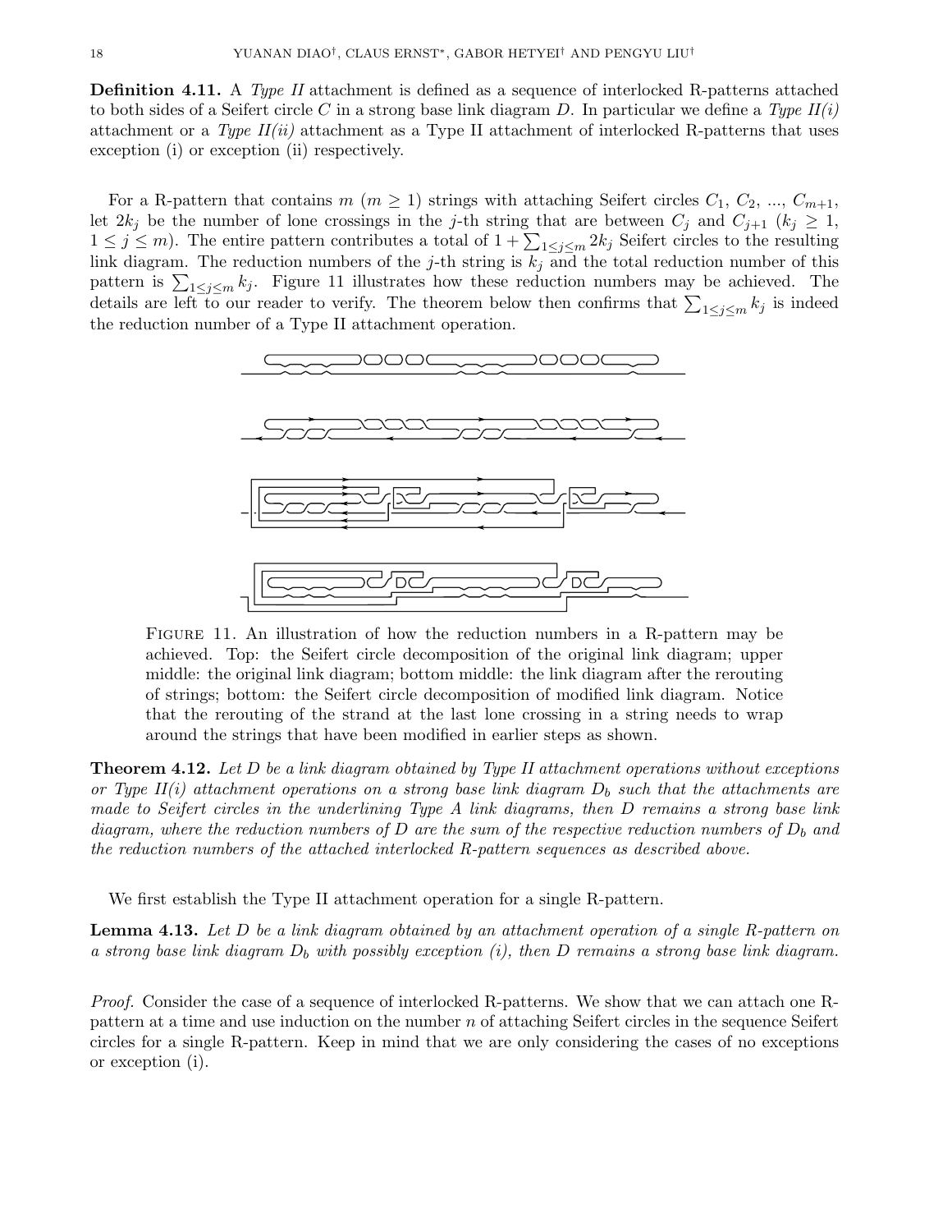**Definition 4.11.** A *Type II* attachment is defined as a sequence of interlocked R-patterns attached to both sides of a Seifert circle $C$ in a strong base link diagram $D$. In particular we define a *Type II(i)* attachment or a *Type II(ii)* attachment as a Type II attachment of interlocked R-patterns that uses exception (i) or exception (ii) respectively.

For a R-pattern that contains $m$ ($m \geq 1$) strings with attaching Seifert circles $C_1$, $C_2$, ..., $C_{m+1}$, let $2k_j$ be the number of lone crossings in the $j$-th string that are between $C_j$ and $C_{j+1}$ ($k_j \geq 1$, $1 \leq j \leq m$). The entire pattern contributes a total of $1 + \sum_{1 \leq j \leq m} 2k_j$ Seifert circles to the resulting link diagram. The reduction numbers of the $j$-th string is $k_j$ and the total reduction number of this pattern is $\sum_{1 \leq j \leq m} k_j$. Figure 11 illustrates how these reduction numbers may be achieved. The details are left to our reader to verify. The theorem below then confirms that $\sum_{1 \leq j \leq m} k_j$ is indeed the reduction number of a Type II attachment operation.

FIGURE 11. An illustration of how the reduction numbers in a R-pattern may be achieved. Top: the Seifert circle decomposition of the original link diagram; upper middle: the original link diagram; bottom middle: the link diagram after the rerouting of strings; bottom: the Seifert circle decomposition of modified link diagram. Notice that the rerouting of the strand at the last lone crossing in a string needs to wrap around the strings that have been modified in earlier steps as shown.

**Theorem 4.12.** *Let $D$ be a link diagram obtained by Type II attachment operations without exceptions or Type II(i) attachment operations on a strong base link diagram $D_b$ such that the attachments are made to Seifert circles in the underlining Type A link diagrams, then $D$ remains a strong base link diagram, where the reduction numbers of $D$ are the sum of the respective reduction numbers of $D_b$ and the reduction numbers of the attached interlocked R-pattern sequences as described above.*

We first establish the Type II attachment operation for a single R-pattern.

**Lemma 4.13.** *Let $D$ be a link diagram obtained by an attachment operation of a single R-pattern on a strong base link diagram $D_b$ with possibly exception (i), then $D$ remains a strong base link diagram.*

*Proof.* Consider the case of a sequence of interlocked R-patterns. We show that we can attach one R-pattern at a time and use induction on the number $n$ of attaching Seifert circles in the sequence Seifert circles for a single R-pattern. Keep in mind that we are only considering the cases of no exceptions or exception (i).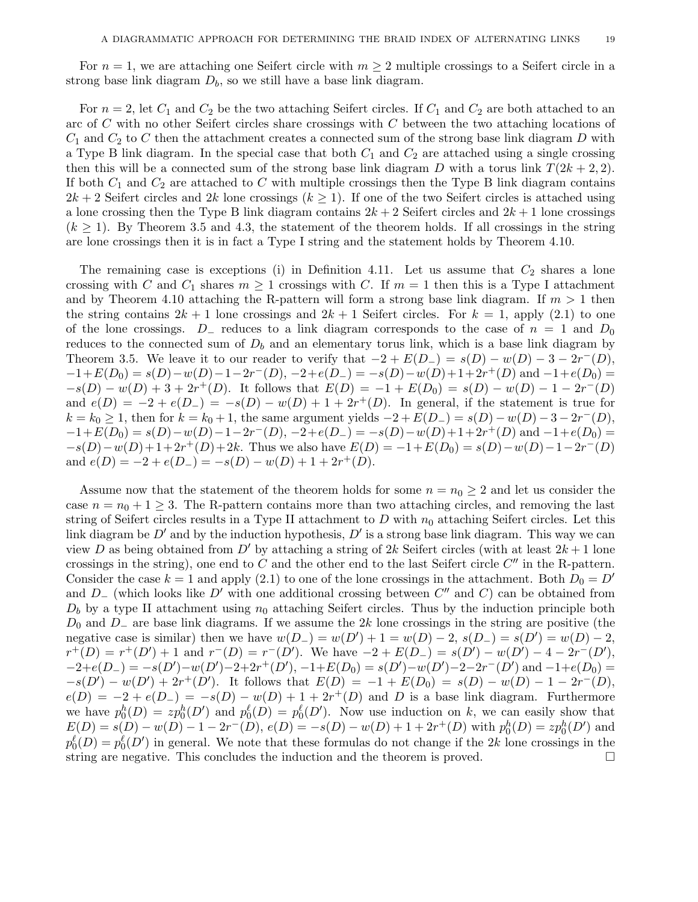For $n = 1$, we are attaching one Seifert circle with $m \geq 2$ multiple crossings to a Seifert circle in a strong base link diagram $D_b$, so we still have a base link diagram.

For $n = 2$, let $C_1$ and $C_2$ be the two attaching Seifert circles. If $C_1$ and $C_2$ are both attached to an arc of $C$ with no other Seifert circles share crossings with $C$ between the two attaching locations of $C_1$ and $C_2$ to $C$ then the attachment creates a connected sum of the strong base link diagram $D$ with a Type B link diagram. In the special case that both $C_1$ and $C_2$ are attached using a single crossing then this will be a connected sum of the strong base link diagram $D$ with a torus link $T(2k+2, 2)$. If both $C_1$ and $C_2$ are attached to $C$ with multiple crossings then the Type B link diagram contains $2k+2$ Seifert circles and $2k$ lone crossings ($k \geq 1$). If one of the two Seifert circles is attached using a lone crossing then the Type B link diagram contains $2k+2$ Seifert circles and $2k+1$ lone crossings ($k \geq 1$). By Theorem 3.5 and 4.3, the statement of the theorem holds. If all crossings in the string are lone crossings then it is in fact a Type I string and the statement holds by Theorem 4.10.

The remaining case is exceptions (i) in Definition 4.11. Let us assume that $C_2$ shares a lone crossing with $C$ and $C_1$ shares $m \geq 1$ crossings with $C$. If $m = 1$ then this is a Type I attachment and by Theorem 4.10 attaching the R-pattern will form a strong base link diagram. If $m > 1$ then the string contains $2k+1$ lone crossings and $2k+1$ Seifert circles. For $k = 1$, apply (2.1) to one of the lone crossings. $D_-$ reduces to a link diagram corresponds to the case of $n = 1$ and $D_0$ reduces to the connected sum of $D_b$ and an elementary torus link, which is a base link diagram by Theorem 3.5. We leave it to our reader to verify that $-2 + E(D_-) = s(D) - w(D) - 3 - 2r^-(D)$, $-1 + E(D_0) = s(D) - w(D) - 1 - 2r^-(D)$, $-2 + e(D_-) = -s(D) - w(D) + 1 + 2r^+(D)$ and $-1 + e(D_0) = -s(D) - w(D) + 3 + 2r^+(D)$. It follows that $E(D) = -1 + E(D_0) = s(D) - w(D) - 1 - 2r^-(D)$ and $e(D) = -2 + e(D_-) = -s(D) - w(D) + 1 + 2r^+(D)$. In general, if the statement is true for $k = k_0 \geq 1$, then for $k = k_0 + 1$, the same argument yields $-2 + E(D_-) = s(D) - w(D) - 3 - 2r^-(D)$, $-1 + E(D_0) = s(D) - w(D) - 1 - 2r^-(D)$, $-2 + e(D_-) = -s(D) - w(D) + 1 + 2r^+(D)$ and $-1 + e(D_0) = -s(D) - w(D) + 1 + 2r^+(D) + 2k$. Thus we also have $E(D) = -1 + E(D_0) = s(D) - w(D) - 1 - 2r^-(D)$ and $e(D) = -2 + e(D_-) = -s(D) - w(D) + 1 + 2r^+(D)$.

Assume now that the statement of the theorem holds for some $n = n_0 \geq 2$ and let us consider the case $n = n_0 + 1 \geq 3$. The R-pattern contains more than two attaching circles, and removing the last string of Seifert circles results in a Type II attachment to $D$ with $n_0$ attaching Seifert circles. Let this link diagram be $D'$ and by the induction hypothesis, $D'$ is a strong base link diagram. This way we can view $D$ as being obtained from $D'$ by attaching a string of $2k$ Seifert circles (with at least $2k+1$ lone crossings in the string), one end to $C$ and the other end to the last Seifert circle $C''$ in the R-pattern. Consider the case $k = 1$ and apply (2.1) to one of the lone crossings in the attachment. Both $D_0 = D'$ and $D_-$ (which looks like $D'$ with one additional crossing between $C''$ and $C$) can be obtained from $D_b$ by a type II attachment using $n_0$ attaching Seifert circles. Thus by the induction principle both $D_0$ and $D_-$ are base link diagrams. If we assume the $2k$ lone crossings in the string are positive (the negative case is similar) then we have $w(D_-) = w(D') + 1 = w(D) - 2$, $s(D_-) = s(D') = w(D) - 2$, $r^+(D) = r^+(D') + 1$ and $r^-(D) = r^-(D')$. We have $-2 + E(D_-) = s(D') - w(D') - 4 - 2r^-(D')$, $-2 + e(D_-) = -s(D') - w(D') - 2 + 2r^+(D')$, $-1 + E(D_0) = s(D') - w(D') - 2 - 2r^-(D')$ and $-1 + e(D_0) = -s(D') - w(D') + 2r^+(D')$. It follows that $E(D) = -1 + E(D_0) = s(D) - w(D) - 1 - 2r^-(D)$, $e(D) = -2 + e(D_-) = -s(D) - w(D) + 1 + 2r^+(D)$ and $D$ is a base link diagram. Furthermore we have $p_0^h(D) = zp_0^h(D')$ and $p_0^\ell(D) = p_0^\ell(D')$. Now use induction on $k$, we can easily show that $E(D) = s(D) - w(D) - 1 - 2r^-(D)$, $e(D) = -s(D) - w(D) + 1 + 2r^+(D)$ with $p_0^h(D) = zp_0^h(D')$ and $p_0^\ell(D) = p_0^\ell(D')$ in general. We note that these formulas do not change if the $2k$ lone crossings in the string are negative. This concludes the induction and the theorem is proved. $\square$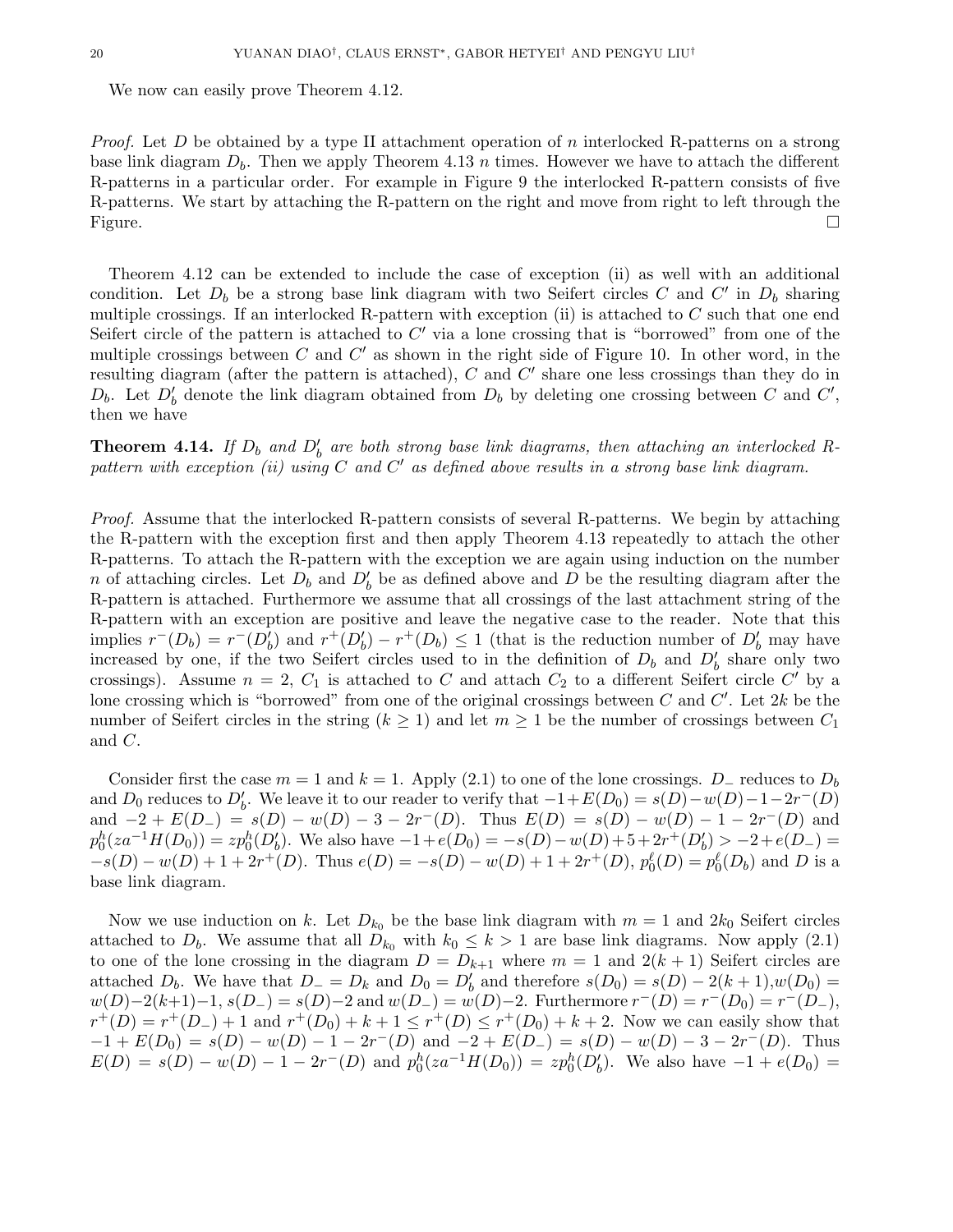We now can easily prove Theorem 4.12.

*Proof.* Let $D$ be obtained by a type II attachment operation of $n$ interlocked R-patterns on a strong base link diagram $D_b$. Then we apply Theorem 4.13 $n$ times. However we have to attach the different R-patterns in a particular order. For example in Figure 9 the interlocked R-pattern consists of five R-patterns. We start by attaching the R-pattern on the right and move from right to left through the Figure. □

Theorem 4.12 can be extended to include the case of exception (ii) as well with an additional condition. Let $D_b$ be a strong base link diagram with two Seifert circles $C$ and $C'$ in $D_b$ sharing multiple crossings. If an interlocked R-pattern with exception (ii) is attached to $C$ such that one end Seifert circle of the pattern is attached to $C'$ via a lone crossing that is "borrowed" from one of the multiple crossings between $C$ and $C'$ as shown in the right side of Figure 10. In other word, in the resulting diagram (after the pattern is attached), $C$ and $C'$ share one less crossings than they do in $D_b$. Let $D_b'$ denote the link diagram obtained from $D_b$ by deleting one crossing between $C$ and $C'$, then we have

**Theorem 4.14.** *If $D_b$ and $D_b'$ are both strong base link diagrams, then attaching an interlocked R-pattern with exception (ii) using $C$ and $C'$ as defined above results in a strong base link diagram.*

*Proof.* Assume that the interlocked R-pattern consists of several R-patterns. We begin by attaching the R-pattern with the exception first and then apply Theorem 4.13 repeatedly to attach the other R-patterns. To attach the R-pattern with the exception we are again using induction on the number $n$ of attaching circles. Let $D_b$ and $D_b'$ be as defined above and $D$ be the resulting diagram after the R-pattern is attached. Furthermore we assume that all crossings of the last attachment string of the R-pattern with an exception are positive and leave the negative case to the reader. Note that this implies $r^-(D_b) = r^-(D_b')$ and $r^+(D_b') - r^+(D_b) \leq 1$ (that is the reduction number of $D_b'$ may have increased by one, if the two Seifert circles used to in the definition of $D_b$ and $D_b'$ share only two crossings). Assume $n = 2$, $C_1$ is attached to $C$ and attach $C_2$ to a different Seifert circle $C'$ by a lone crossing which is "borrowed" from one of the original crossings between $C$ and $C'$. Let $2k$ be the number of Seifert circles in the string ($k \geq 1$) and let $m \geq 1$ be the number of crossings between $C_1$ and $C$.

Consider first the case $m = 1$ and $k = 1$. Apply (2.1) to one of the lone crossings. $D_-$ reduces to $D_b$ and $D_0$ reduces to $D_b'$. We leave it to our reader to verify that $-1+E(D_0) = s(D)-w(D)-1-2r^-(D)$ and $-2 + E(D_-) = s(D) - w(D) - 3 - 2r^-(D)$. Thus $E(D) = s(D) - w(D) - 1 - 2r^-(D)$ and $p_0^h(za^{-1}H(D_0)) = zp_0^h(D_b')$. We also have $-1+e(D_0) = -s(D)-w(D)+5+2r^+(D_b') > -2+e(D_-) = -s(D) - w(D) + 1 + 2r^+(D)$. Thus $e(D) = -s(D) - w(D) + 1 + 2r^+(D)$, $p_0^\ell(D) = p_0^\ell(D_b)$ and $D$ is a base link diagram.

Now we use induction on $k$. Let $D_{k_0}$ be the base link diagram with $m = 1$ and $2k_0$ Seifert circles attached to $D_b$. We assume that all $D_{k_0}$ with $k_0 \leq k > 1$ are base link diagrams. Now apply (2.1) to one of the lone crossing in the diagram $D = D_{k+1}$ where $m = 1$ and $2(k + 1)$ Seifert circles are attached $D_b$. We have that $D_- = D_k$ and $D_0 = D_b'$ and therefore $s(D_0) = s(D) - 2(k + 1)$,$w(D_0) = w(D)-2(k+1)-1$, $s(D_-) = s(D)-2$ and $w(D_-) = w(D)-2$. Furthermore $r^-(D) = r^-(D_0) = r^-(D_-)$, $r^+(D) = r^+(D_-) + 1$ and $r^+(D_0) + k + 1 \leq r^+(D) \leq r^+(D_0) + k + 2$. Now we can easily show that $-1 + E(D_0) = s(D) - w(D) - 1 - 2r^-(D)$ and $-2 + E(D_-) = s(D) - w(D) - 3 - 2r^-(D)$. Thus $E(D) = s(D) - w(D) - 1 - 2r^-(D)$ and $p_0^h(za^{-1}H(D_0)) = zp_0^h(D_b')$. We also have $-1 + e(D_0) =$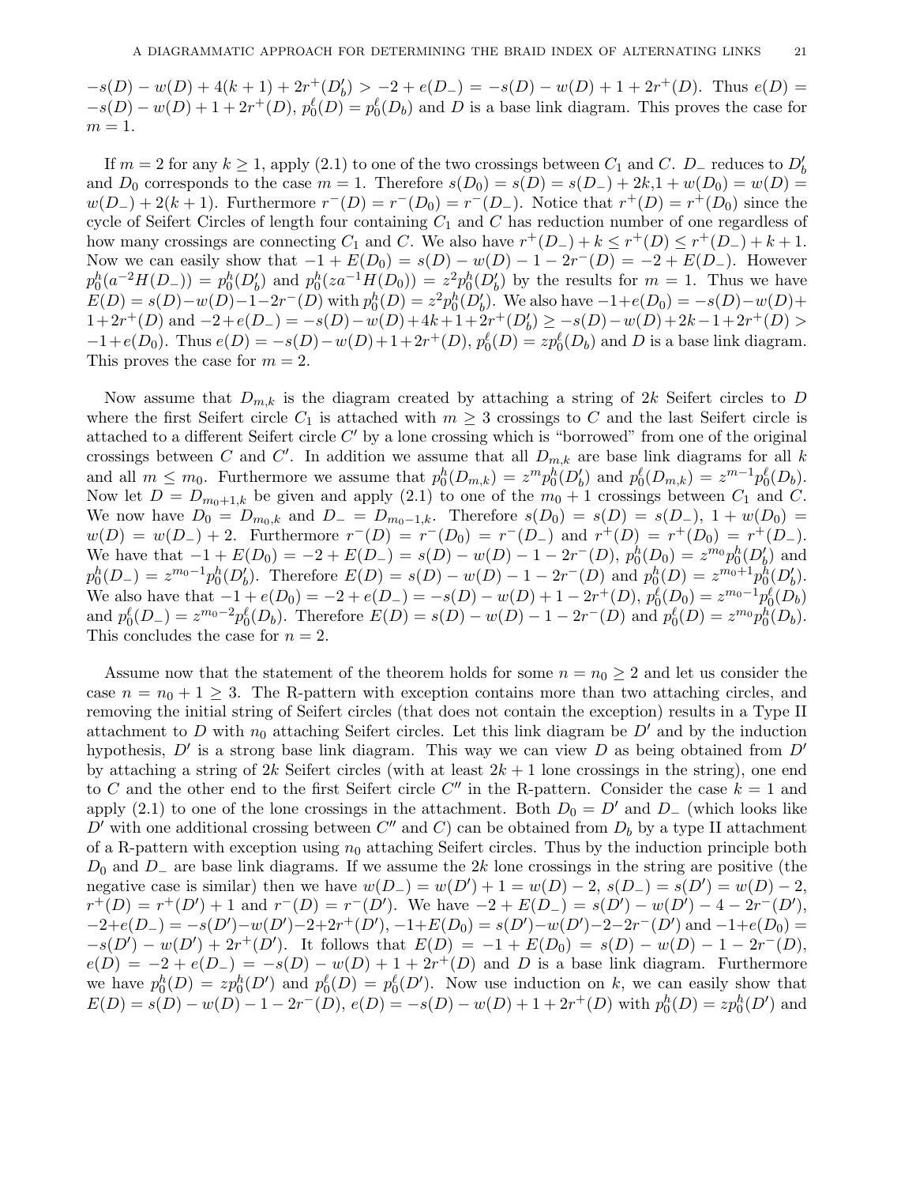$-s(D) - w(D) + 4(k+1) + 2r^+(D_b') > -2 + e(D_-) = -s(D) - w(D) + 1 + 2r^+(D)$. Thus $e(D) = -s(D) - w(D) + 1 + 2r^+(D)$, $p_0^\ell(D) = p_0^\ell(D_b)$ and $D$ is a base link diagram. This proves the case for $m = 1$.

If $m = 2$ for any $k \geq 1$, apply (2.1) to one of the two crossings between $C_1$ and $C$. $D_-$ reduces to $D_b'$ and $D_0$ corresponds to the case $m = 1$. Therefore $s(D_0) = s(D) = s(D_-) + 2k, 1 + w(D_0) = w(D) = w(D_-) + 2(k+1)$. Furthermore $r^-(D) = r^-(D_0) = r^-(D_-)$. Notice that $r^+(D) = r^+(D_0)$ since the cycle of Seifert Circles of length four containing $C_1$ and $C$ has reduction number of one regardless of how many crossings are connecting $C_1$ and $C$. We also have $r^+(D_-) + k \leq r^+(D) \leq r^+(D_-) + k + 1$. Now we can easily show that $-1 + E(D_0) = s(D) - w(D) - 1 - 2r^-(D) = -2 + E(D_-)$. However $p_0^h(a^{-2}H(D_-)) = p_0^h(D_b')$ and $p_0^h(za^{-1}H(D_0)) = z^2 p_0^h(D_b')$ by the results for $m = 1$. Thus we have $E(D) = s(D) - w(D) - 1 - 2r^-(D)$ with $p_0^h(D) = z^2 p_0^h(D_b')$. We also have $-1 + e(D_0) = -s(D) - w(D) + 1 + 2r^+(D)$ and $-2 + e(D_-) = -s(D) - w(D) + 4k + 1 + 2r^+(D_b') \geq -s(D) - w(D) + 2k - 1 + 2r^+(D) > -1 + e(D_0)$. Thus $e(D) = -s(D) - w(D) + 1 + 2r^+(D)$, $p_0^\ell(D) = z p_0^\ell(D_b)$ and $D$ is a base link diagram. This proves the case for $m = 2$.

Now assume that $D_{m,k}$ is the diagram created by attaching a string of $2k$ Seifert circles to $D$ where the first Seifert circle $C_1$ is attached with $m \geq 3$ crossings to $C$ and the last Seifert circle is attached to a different Seifert circle $C'$ by a lone crossing which is "borrowed" from one of the original crossings between $C$ and $C'$. In addition we assume that all $D_{m,k}$ are base link diagrams for all $k$ and all $m \leq m_0$. Furthermore we assume that $p_0^h(D_{m,k}) = z^m p_0^h(D_b')$ and $p_0^\ell(D_{m,k}) = z^{m-1} p_0^\ell(D_b)$. Now let $D = D_{m_0+1,k}$ be given and apply (2.1) to one of the $m_0 + 1$ crossings between $C_1$ and $C$. We now have $D_0 = D_{m_0,k}$ and $D_- = D_{m_0-1,k}$. Therefore $s(D_0) = s(D) = s(D_-)$, $1 + w(D_0) = w(D) = w(D_-) + 2$. Furthermore $r^-(D) = r^-(D_0) = r^-(D_-)$ and $r^+(D) = r^+(D_0) = r^+(D_-)$. We have that $-1 + E(D_0) = -2 + E(D_-) = s(D) - w(D) - 1 - 2r^-(D)$, $p_0^h(D_0) = z^{m_0} p_0^h(D_b')$ and $p_0^h(D_-) = z^{m_0-1} p_0^h(D_b')$. Therefore $E(D) = s(D) - w(D) - 1 - 2r^-(D)$ and $p_0^h(D) = z^{m_0+1} p_0^h(D_b')$. We also have that $-1 + e(D_0) = -2 + e(D_-) = -s(D) - w(D) + 1 - 2r^+(D)$, $p_0^\ell(D_0) = z^{m_0-1} p_0^\ell(D_b)$ and $p_0^\ell(D_-) = z^{m_0-2} p_0^\ell(D_b)$. Therefore $E(D) = s(D) - w(D) - 1 - 2r^-(D)$ and $p_0^\ell(D) = z^{m_0} p_0^h(D_b)$. This concludes the case for $n = 2$.

Assume now that the statement of the theorem holds for some $n = n_0 \geq 2$ and let us consider the case $n = n_0 + 1 \geq 3$. The R-pattern with exception contains more than two attaching circles, and removing the initial string of Seifert circles (that does not contain the exception) results in a Type II attachment to $D$ with $n_0$ attaching Seifert circles. Let this link diagram be $D'$ and by the induction hypothesis, $D'$ is a strong base link diagram. This way we can view $D$ as being obtained from $D'$ by attaching a string of $2k$ Seifert circles (with at least $2k + 1$ lone crossings in the string), one end to $C$ and the other end to the first Seifert circle $C''$ in the R-pattern. Consider the case $k = 1$ and apply (2.1) to one of the lone crossings in the attachment. Both $D_0 = D'$ and $D_-$ (which looks like $D'$ with one additional crossing between $C''$ and $C$) can be obtained from $D_b$ by a type II attachment of a R-pattern with exception using $n_0$ attaching Seifert circles. Thus by the induction principle both $D_0$ and $D_-$ are base link diagrams. If we assume the $2k$ lone crossings in the string are positive (the negative case is similar) then we have $w(D_-) = w(D') + 1 = w(D) - 2$, $s(D_-) = s(D') = w(D) - 2$, $r^+(D) = r^+(D') + 1$ and $r^-(D) = r^-(D')$. We have $-2 + E(D_-) = s(D') - w(D') - 4 - 2r^-(D')$, $-2 + e(D_-) = -s(D') - w(D') - 2 + 2r^+(D')$, $-1 + E(D_0) = s(D') - w(D') - 2 - 2r^-(D')$ and $-1 + e(D_0) = -s(D') - w(D') + 2r^+(D')$. It follows that $E(D) = -1 + E(D_0) = s(D) - w(D) - 1 - 2r^-(D)$, $e(D) = -2 + e(D_-) = -s(D) - w(D) + 1 + 2r^+(D)$ and $D$ is a base link diagram. Furthermore we have $p_0^h(D) = z p_0^h(D')$ and $p_0^\ell(D) = p_0^\ell(D')$. Now use induction on $k$, we can easily show that $E(D) = s(D) - w(D) - 1 - 2r^-(D)$, $e(D) = -s(D) - w(D) + 1 + 2r^+(D)$ with $p_0^h(D) = z p_0^h(D')$ and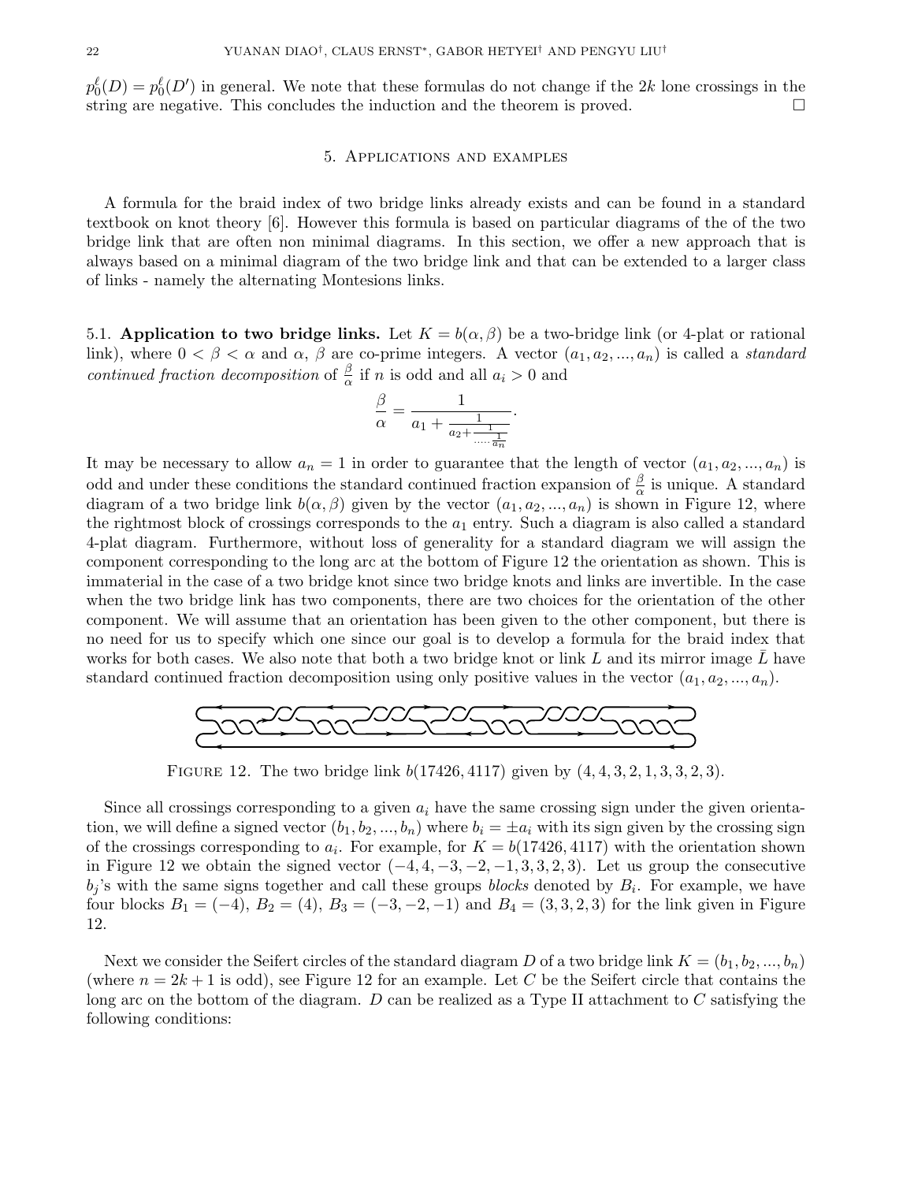$p_0^\ell(D) = p_0^\ell(D')$ in general. We note that these formulas do not change if the $2k$ lone crossings in the string are negative. This concludes the induction and the theorem is proved. □

## 5. Applications and examples

A formula for the braid index of two bridge links already exists and can be found in a standard textbook on knot theory [6]. However this formula is based on particular diagrams of the of the two bridge link that are often non minimal diagrams. In this section, we offer a new approach that is always based on a minimal diagram of the two bridge link and that can be extended to a larger class of links - namely the alternating Montesions links.

5.1. **Application to two bridge links.** Let $K = b(\alpha, \beta)$ be a two-bridge link (or 4-plat or rational link), where $0 < \beta < \alpha$ and $\alpha$, $\beta$ are co-prime integers. A vector $(a_1, a_2, ..., a_n)$ is called a *standard continued fraction decomposition* of $\frac{\beta}{\alpha}$ if $n$ is odd and all $a_i > 0$ and

$$\frac{\beta}{\alpha} = \frac{1}{a_1 + \frac{1}{a_2 + \frac{1}{\cdots + \frac{1}{a_n}}}}.$$

It may be necessary to allow $a_n = 1$ in order to guarantee that the length of vector $(a_1, a_2, ..., a_n)$ is odd and under these conditions the standard continued fraction expansion of $\frac{\beta}{\alpha}$ is unique. A standard diagram of a two bridge link $b(\alpha, \beta)$ given by the vector $(a_1, a_2, ..., a_n)$ is shown in Figure 12, where the rightmost block of crossings corresponds to the $a_1$ entry. Such a diagram is also called a standard 4-plat diagram. Furthermore, without loss of generality for a standard diagram we will assign the component corresponding to the long arc at the bottom of Figure 12 the orientation as shown. This is immaterial in the case of a two bridge knot since two bridge knots and links are invertible. In the case when the two bridge link has two components, there are two choices for the orientation of the other component. We will assume that an orientation has been given to the other component, but there is no need for us to specify which one since our goal is to develop a formula for the braid index that works for both cases. We also note that both a two bridge knot or link $L$ and its mirror image $\bar{L}$ have standard continued fraction decomposition using only positive values in the vector $(a_1, a_2, ..., a_n)$.

FIGURE 12. The two bridge link $b(17426, 4117)$ given by $(4, 4, 3, 2, 1, 3, 3, 2, 3)$.

Since all crossings corresponding to a given $a_i$ have the same crossing sign under the given orientation, we will define a signed vector $(b_1, b_2, ..., b_n)$ where $b_i = \pm a_i$ with its sign given by the crossing sign of the crossings corresponding to $a_i$. For example, for $K = b(17426, 4117)$ with the orientation shown in Figure 12 we obtain the signed vector $(-4, 4, -3, -2, -1, 3, 3, 2, 3)$. Let us group the consecutive $b_j$'s with the same signs together and call these groups *blocks* denoted by $B_i$. For example, we have four blocks $B_1 = (-4)$, $B_2 = (4)$, $B_3 = (-3, -2, -1)$ and $B_4 = (3, 3, 2, 3)$ for the link given in Figure 12.

Next we consider the Seifert circles of the standard diagram $D$ of a two bridge link $K = (b_1, b_2, ..., b_n)$ (where $n = 2k + 1$ is odd), see Figure 12 for an example. Let $C$ be the Seifert circle that contains the long arc on the bottom of the diagram. $D$ can be realized as a Type II attachment to $C$ satisfying the following conditions: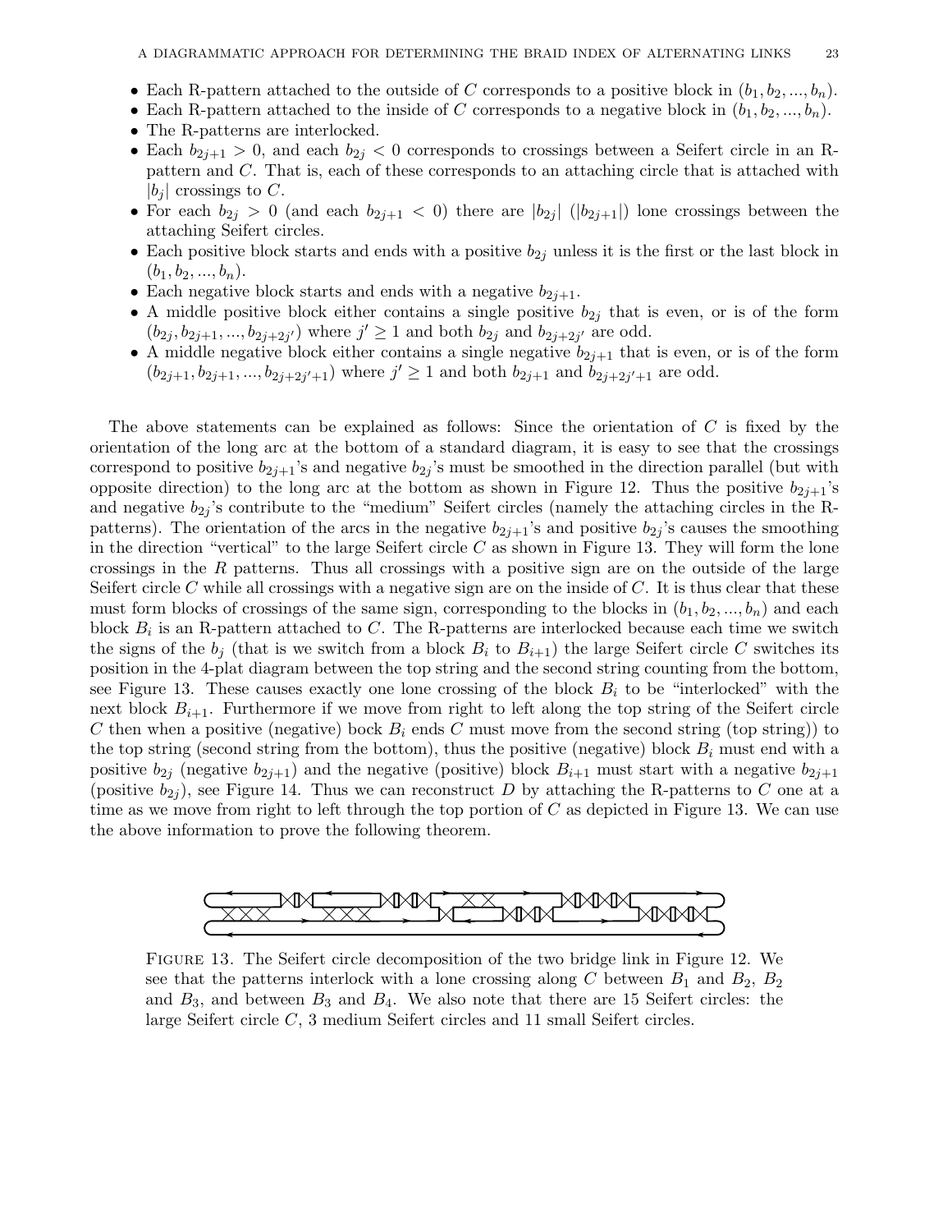- Each R-pattern attached to the outside of $C$ corresponds to a positive block in $(b_1, b_2, ..., b_n)$.
- Each R-pattern attached to the inside of $C$ corresponds to a negative block in $(b_1, b_2, ..., b_n)$.
- The R-patterns are interlocked.
- Each $b_{2j+1} > 0$, and each $b_{2j} < 0$ corresponds to crossings between a Seifert circle in an R-pattern and $C$. That is, each of these corresponds to an attaching circle that is attached with $|b_j|$ crossings to $C$.
- For each $b_{2j} > 0$ (and each $b_{2j+1} < 0$) there are $|b_{2j}|$ ($|b_{2j+1}|$) lone crossings between the attaching Seifert circles.
- Each positive block starts and ends with a positive $b_{2j}$ unless it is the first or the last block in $(b_1, b_2, ..., b_n)$.
- Each negative block starts and ends with a negative $b_{2j+1}$.
- A middle positive block either contains a single positive $b_{2j}$ that is even, or is of the form $(b_{2j}, b_{2j+1}, ..., b_{2j+2j'})$ where $j' \geq 1$ and both $b_{2j}$ and $b_{2j+2j'}$ are odd.
- A middle negative block either contains a single negative $b_{2j+1}$ that is even, or is of the form $(b_{2j+1}, b_{2j+1}, ..., b_{2j+2j'+1})$ where $j' \geq 1$ and both $b_{2j+1}$ and $b_{2j+2j'+1}$ are odd.

The above statements can be explained as follows: Since the orientation of $C$ is fixed by the orientation of the long arc at the bottom of a standard diagram, it is easy to see that the crossings correspond to positive $b_{2j+1}$'s and negative $b_{2j}$'s must be smoothed in the direction parallel (but with opposite direction) to the long arc at the bottom as shown in Figure 12. Thus the positive $b_{2j+1}$'s and negative $b_{2j}$'s contribute to the "medium" Seifert circles (namely the attaching circles in the R-patterns). The orientation of the arcs in the negative $b_{2j+1}$'s and positive $b_{2j}$'s causes the smoothing in the direction "vertical" to the large Seifert circle $C$ as shown in Figure 13. They will form the lone crossings in the $R$ patterns. Thus all crossings with a positive sign are on the outside of the large Seifert circle $C$ while all crossings with a negative sign are on the inside of $C$. It is thus clear that these must form blocks of crossings of the same sign, corresponding to the blocks in $(b_1, b_2, ..., b_n)$ and each block $B_i$ is an R-pattern attached to $C$. The R-patterns are interlocked because each time we switch the signs of the $b_j$ (that is we switch from a block $B_i$ to $B_{i+1}$) the large Seifert circle $C$ switches its position in the 4-plat diagram between the top string and the second string counting from the bottom, see Figure 13. These causes exactly one lone crossing of the block $B_i$ to be "interlocked" with the next block $B_{i+1}$. Furthermore if we move from right to left along the top string of the Seifert circle $C$ then when a positive (negative) bock $B_i$ ends $C$ must move from the second string (top string)) to the top string (second string from the bottom), thus the positive (negative) block $B_i$ must end with a positive $b_{2j}$ (negative $b_{2j+1}$) and the negative (positive) block $B_{i+1}$ must start with a negative $b_{2j+1}$ (positive $b_{2j}$), see Figure 14. Thus we can reconstruct $D$ by attaching the R-patterns to $C$ one at a time as we move from right to left through the top portion of $C$ as depicted in Figure 13. We can use the above information to prove the following theorem.

Figure 13. The Seifert circle decomposition of the two bridge link in Figure 12. We see that the patterns interlock with a lone crossing along $C$ between $B_1$ and $B_2$, $B_2$ and $B_3$, and between $B_3$ and $B_4$. We also note that there are 15 Seifert circles: the large Seifert circle $C$, 3 medium Seifert circles and 11 small Seifert circles.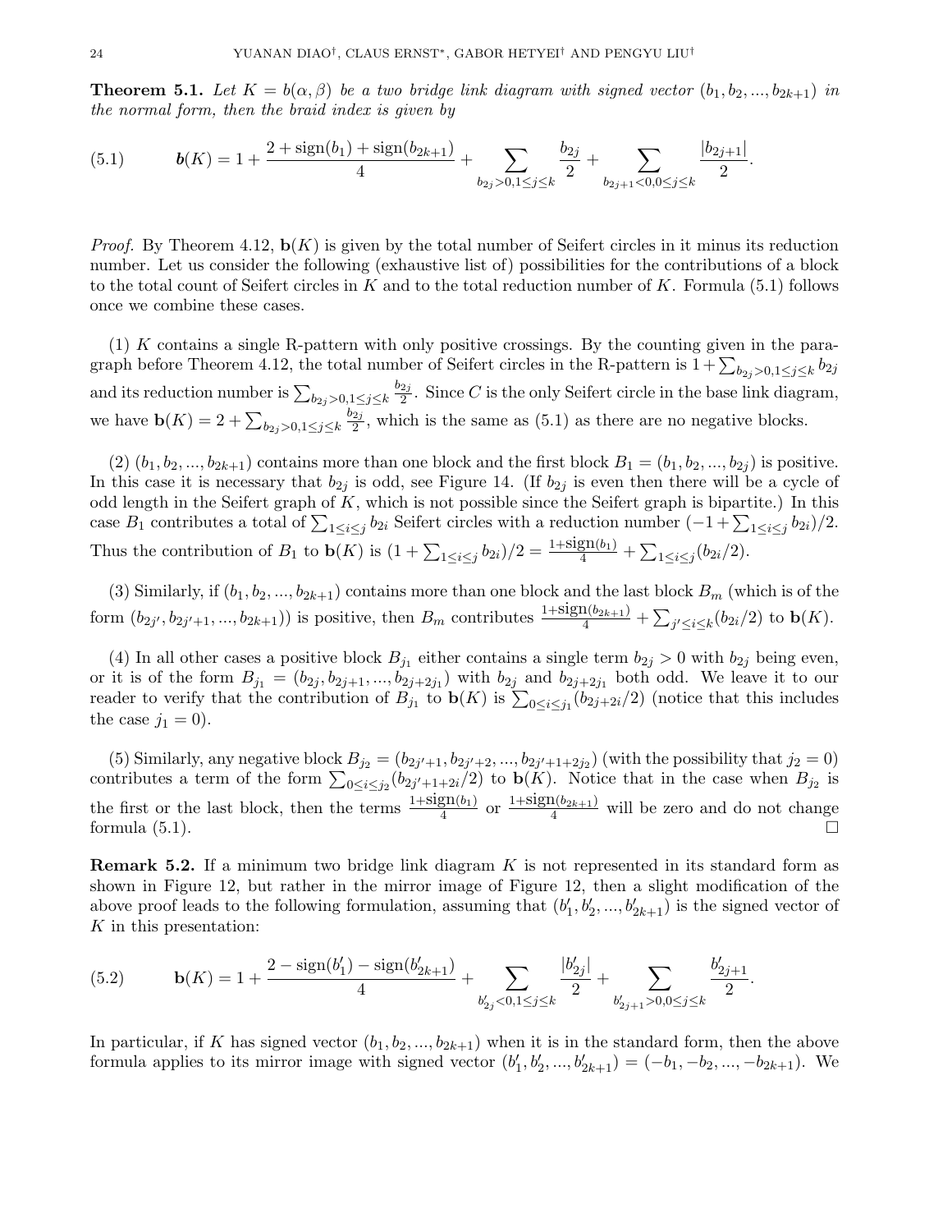**Theorem 5.1.** *Let $K = b(\alpha, \beta)$ be a two bridge link diagram with signed vector $(b_1, b_2, ..., b_{2k+1})$ in the normal form, then the braid index is given by*

$$\boldsymbol{b}(K) = 1 + \frac{2 + \text{sign}(b_1) + \text{sign}(b_{2k+1})}{4} + \sum_{b_{2j}>0, 1\leq j\leq k} \frac{b_{2j}}{2} + \sum_{b_{2j+1}<0, 0\leq j\leq k} \frac{|b_{2j+1}|}{2}. \tag{5.1}$$

*Proof.* By Theorem 4.12, $\mathbf{b}(K)$ is given by the total number of Seifert circles in it minus its reduction number. Let us consider the following (exhaustive list of) possibilities for the contributions of a block to the total count of Seifert circles in $K$ and to the total reduction number of $K$. Formula (5.1) follows once we combine these cases.

(1) $K$ contains a single R-pattern with only positive crossings. By the counting given in the paragraph before Theorem 4.12, the total number of Seifert circles in the R-pattern is $1 + \sum_{b_{2j}>0, 1\leq j\leq k} b_{2j}$ and its reduction number is $\sum_{b_{2j}>0, 1\leq j\leq k} \frac{b_{2j}}{2}$. Since $C$ is the only Seifert circle in the base link diagram, we have $\mathbf{b}(K) = 2 + \sum_{b_{2j}>0, 1\leq j\leq k} \frac{b_{2j}}{2}$, which is the same as (5.1) as there are no negative blocks.

(2) $(b_1, b_2, ..., b_{2k+1})$ contains more than one block and the first block $B_1 = (b_1, b_2, ..., b_{2j})$ is positive. In this case it is necessary that $b_{2j}$ is odd, see Figure 14. (If $b_{2j}$ is even then there will be a cycle of odd length in the Seifert graph of $K$, which is not possible since the Seifert graph is bipartite.) In this case $B_1$ contributes a total of $\sum_{1\leq i\leq j} b_{2i}$ Seifert circles with a reduction number $(-1 + \sum_{1\leq i\leq j} b_{2i})/2$. Thus the contribution of $B_1$ to $\mathbf{b}(K)$ is $(1 + \sum_{1\leq i\leq j} b_{2i})/2 = \frac{1+\text{sign}(b_1)}{4} + \sum_{1\leq i\leq j}(b_{2i}/2)$.

(3) Similarly, if $(b_1, b_2, ..., b_{2k+1})$ contains more than one block and the last block $B_m$ (which is of the form $(b_{2j'}, b_{2j'+1}, ..., b_{2k+1})$) is positive, then $B_m$ contributes $\frac{1+\text{sign}(b_{2k+1})}{4} + \sum_{j'\leq i\leq k}(b_{2i}/2)$ to $\mathbf{b}(K)$.

(4) In all other cases a positive block $B_{j_1}$ either contains a single term $b_{2j} > 0$ with $b_{2j}$ being even, or it is of the form $B_{j_1} = (b_{2j}, b_{2j+1}, ..., b_{2j+2j_1})$ with $b_{2j}$ and $b_{2j+2j_1}$ both odd. We leave it to our reader to verify that the contribution of $B_{j_1}$ to $\mathbf{b}(K)$ is $\sum_{0\leq i\leq j_1}(b_{2j+2i}/2)$ (notice that this includes the case $j_1 = 0$).

(5) Similarly, any negative block $B_{j_2} = (b_{2j'+1}, b_{2j'+2}, ..., b_{2j'+1+2j_2})$ (with the possibility that $j_2 = 0$) contributes a term of the form $\sum_{0\leq i\leq j_2}(b_{2j'+1+2i}/2)$ to $\mathbf{b}(K)$. Notice that in the case when $B_{j_2}$ is the first or the last block, then the terms $\frac{1+\text{sign}(b_1)}{4}$ or $\frac{1+\text{sign}(b_{2k+1})}{4}$ will be zero and do not change formula (5.1). □

**Remark 5.2.** If a minimum two bridge link diagram $K$ is not represented in its standard form as shown in Figure 12, but rather in the mirror image of Figure 12, then a slight modification of the above proof leads to the following formulation, assuming that $(b'_1, b'_2, ..., b'_{2k+1})$ is the signed vector of $K$ in this presentation:

$$\mathbf{b}(K) = 1 + \frac{2 - \text{sign}(b'_1) - \text{sign}(b'_{2k+1})}{4} + \sum_{b'_{2j}<0, 1\leq j\leq k} \frac{|b'_{2j}|}{2} + \sum_{b'_{2j+1}>0, 0\leq j\leq k} \frac{b'_{2j+1}}{2}. \tag{5.2}$$

In particular, if $K$ has signed vector $(b_1, b_2, ..., b_{2k+1})$ when it is in the standard form, then the above formula applies to its mirror image with signed vector $(b'_1, b'_2, ..., b'_{2k+1}) = (-b_1, -b_2, ..., -b_{2k+1})$. We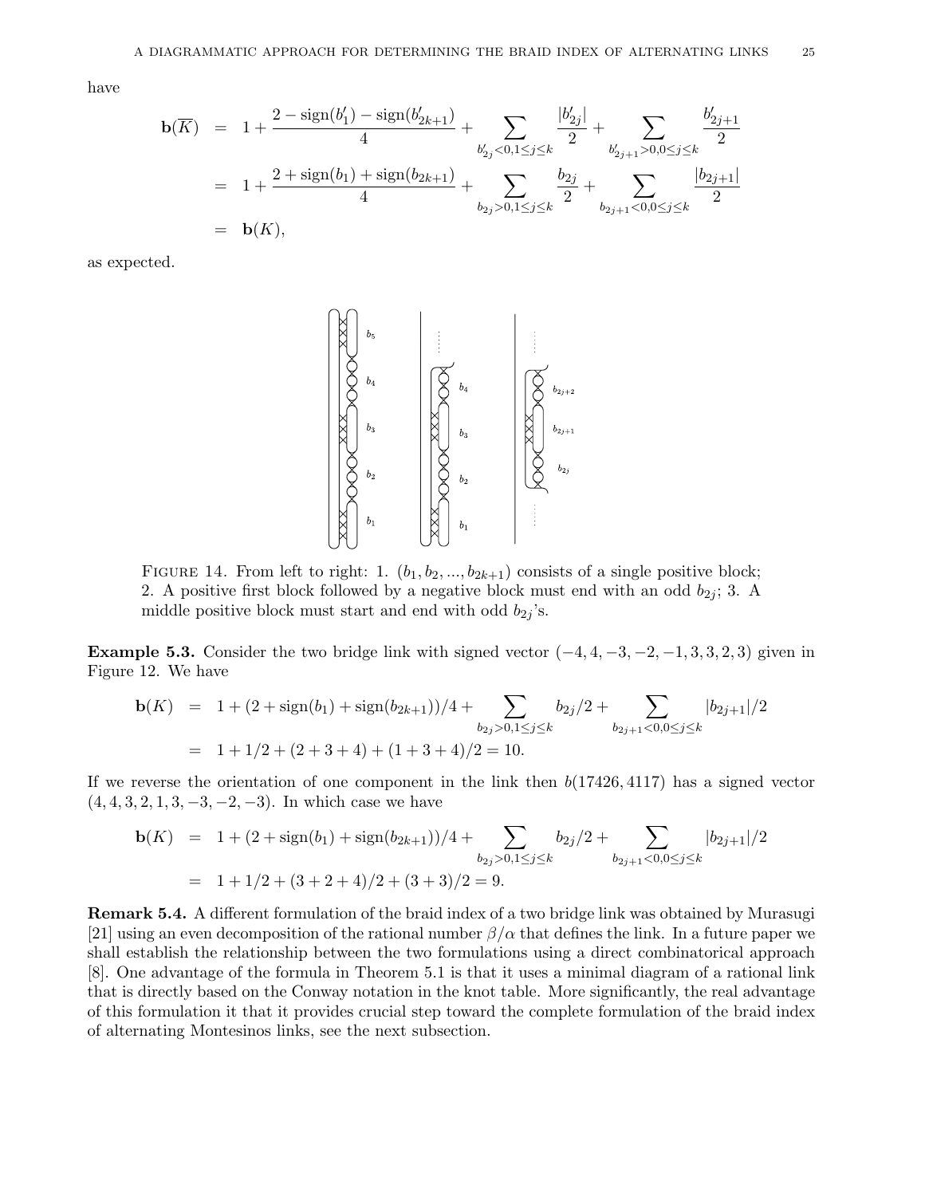have

$$
\begin{aligned}
\mathbf{b}(\overline{K}) &= 1 + \frac{2 - \operatorname{sign}(b_1') - \operatorname{sign}(b_{2k+1}')}{4} + \sum_{b_{2j}'<0, 1\le j\le k} \frac{|b_{2j}'|}{2} + \sum_{b_{2j+1}'>0, 0\le j\le k} \frac{b_{2j+1}'}{2} \\
&= 1 + \frac{2 + \operatorname{sign}(b_1) + \operatorname{sign}(b_{2k+1})}{4} + \sum_{b_{2j}>0, 1\le j\le k} \frac{b_{2j}}{2} + \sum_{b_{2j+1}<0, 0\le j\le k} \frac{|b_{2j+1}|}{2} \\
&= \mathbf{b}(K),
\end{aligned}
$$

as expected.

FIGURE 14. From left to right: 1. $(b_1, b_2, ..., b_{2k+1})$ consists of a single positive block; 2. A positive first block followed by a negative block must end with an odd $b_{2j}$; 3. A middle positive block must start and end with odd $b_{2j}$'s.

**Example 5.3.** Consider the two bridge link with signed vector $(-4, 4, -3, -2, -1, 3, 3, 2, 3)$ given in Figure 12. We have

$$
\begin{aligned}
\mathbf{b}(K) &= 1 + (2 + \operatorname{sign}(b_1) + \operatorname{sign}(b_{2k+1}))/4 + \sum_{b_{2j}>0, 1\le j\le k} b_{2j}/2 + \sum_{b_{2j+1}<0, 0\le j\le k} |b_{2j+1}|/2 \\
&= 1 + 1/2 + (2 + 3 + 4) + (1 + 3 + 4)/2 = 10.
\end{aligned}
$$

If we reverse the orientation of one component in the link then $b(17426, 4117)$ has a signed vector $(4, 4, 3, 2, 1, 3, -3, -2, -3)$. In which case we have

$$
\begin{aligned}
\mathbf{b}(K) &= 1 + (2 + \operatorname{sign}(b_1) + \operatorname{sign}(b_{2k+1}))/4 + \sum_{b_{2j}>0, 1\le j\le k} b_{2j}/2 + \sum_{b_{2j+1}<0, 0\le j\le k} |b_{2j+1}|/2 \\
&= 1 + 1/2 + (3 + 2 + 4)/2 + (3 + 3)/2 = 9.
\end{aligned}
$$

**Remark 5.4.** A different formulation of the braid index of a two bridge link was obtained by Murasugi [21] using an even decomposition of the rational number $\beta/\alpha$ that defines the link. In a future paper we shall establish the relationship between the two formulations using a direct combinatorical approach [8]. One advantage of the formula in Theorem 5.1 is that it uses a minimal diagram of a rational link that is directly based on the Conway notation in the knot table. More significantly, the real advantage of this formulation it that it provides crucial step toward the complete formulation of the braid index of alternating Montesinos links, see the next subsection.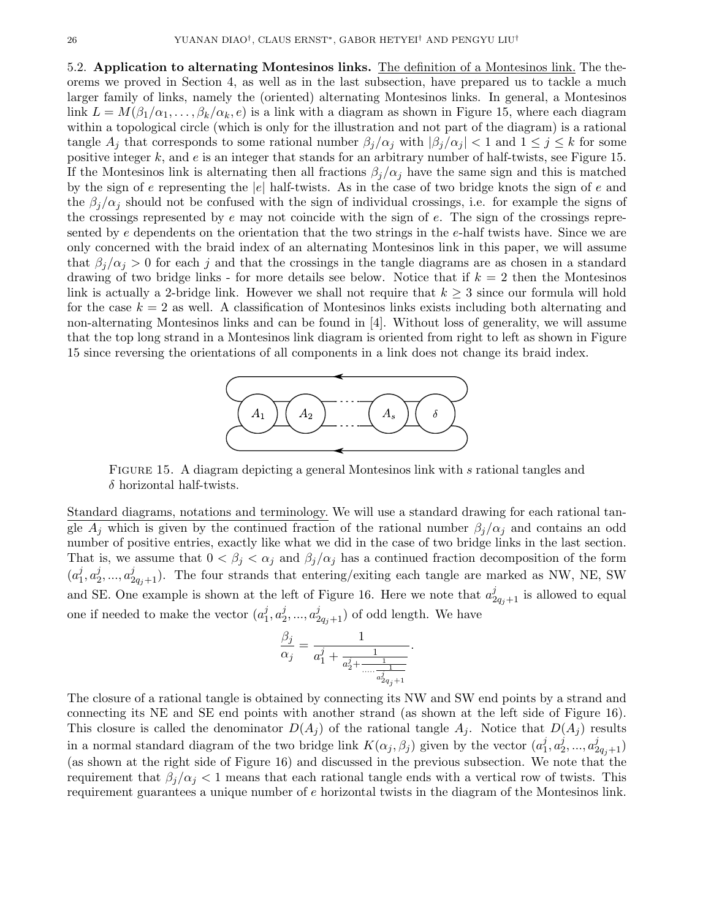5.2. **Application to alternating Montesinos links.** The definition of a Montesinos link. The theorems we proved in Section 4, as well as in the last subsection, have prepared us to tackle a much larger family of links, namely the (oriented) alternating Montesinos links. In general, a Montesinos link $L = M(\beta_1/\alpha_1, \ldots, \beta_k/\alpha_k, e)$ is a link with a diagram as shown in Figure 15, where each diagram within a topological circle (which is only for the illustration and not part of the diagram) is a rational tangle $A_j$ that corresponds to some rational number $\beta_j/\alpha_j$ with $|\beta_j/\alpha_j| < 1$ and $1 \le j \le k$ for some positive integer $k$, and $e$ is an integer that stands for an arbitrary number of half-twists, see Figure 15. If the Montesinos link is alternating then all fractions $\beta_j/\alpha_j$ have the same sign and this is matched by the sign of $e$ representing the $|e|$ half-twists. As in the case of two bridge knots the sign of $e$ and the $\beta_j/\alpha_j$ should not be confused with the sign of individual crossings, i.e. for example the signs of the crossings represented by $e$ may not coincide with the sign of $e$. The sign of the crossings represented by $e$ dependents on the orientation that the two strings in the $e$-half twists have. Since we are only concerned with the braid index of an alternating Montesinos link in this paper, we will assume that $\beta_j/\alpha_j > 0$ for each $j$ and that the crossings in the tangle diagrams are as chosen in a standard drawing of two bridge links - for more details see below. Notice that if $k = 2$ then the Montesinos link is actually a 2-bridge link. However we shall not require that $k \ge 3$ since our formula will hold for the case $k = 2$ as well. A classification of Montesinos links exists including both alternating and non-alternating Montesinos links and can be found in [4]. Without loss of generality, we will assume that the top long strand in a Montesinos link diagram is oriented from right to left as shown in Figure 15 since reversing the orientations of all components in a link does not change its braid index.

FIGURE 15. A diagram depicting a general Montesinos link with $s$ rational tangles and $\delta$ horizontal half-twists.

Standard diagrams, notations and terminology. We will use a standard drawing for each rational tangle $A_j$ which is given by the continued fraction of the rational number $\beta_j/\alpha_j$ and contains an odd number of positive entries, exactly like what we did in the case of two bridge links in the last section. That is, we assume that $0 < \beta_j < \alpha_j$ and $\beta_j/\alpha_j$ has a continued fraction decomposition of the form $(a_1^j, a_2^j, ..., a_{2q_j+1}^j)$. The four strands that entering/exiting each tangle are marked as NW, NE, SW and SE. One example is shown at the left of Figure 16. Here we note that $a_{2q_j+1}^j$ is allowed to equal one if needed to make the vector $(a_1^j, a_2^j, ..., a_{2q_j+1}^j)$ of odd length. We have

$$\frac{\beta_j}{\alpha_j} = \frac{1}{a_1^j + \frac{1}{a_2^j + \frac{1}{\cdots \frac{1}{a_{2q_j+1}^j}}}}.$$

The closure of a rational tangle is obtained by connecting its NW and SW end points by a strand and connecting its NE and SE end points with another strand (as shown at the left side of Figure 16). This closure is called the denominator $D(A_j)$ of the rational tangle $A_j$. Notice that $D(A_j)$ results in a normal standard diagram of the two bridge link $K(\alpha_j, \beta_j)$ given by the vector $(a_1^j, a_2^j, ..., a_{2q_j+1}^j)$ (as shown at the right side of Figure 16) and discussed in the previous subsection. We note that the requirement that $\beta_j/\alpha_j < 1$ means that each rational tangle ends with a vertical row of twists. This requirement guarantees a unique number of $e$ horizontal twists in the diagram of the Montesinos link.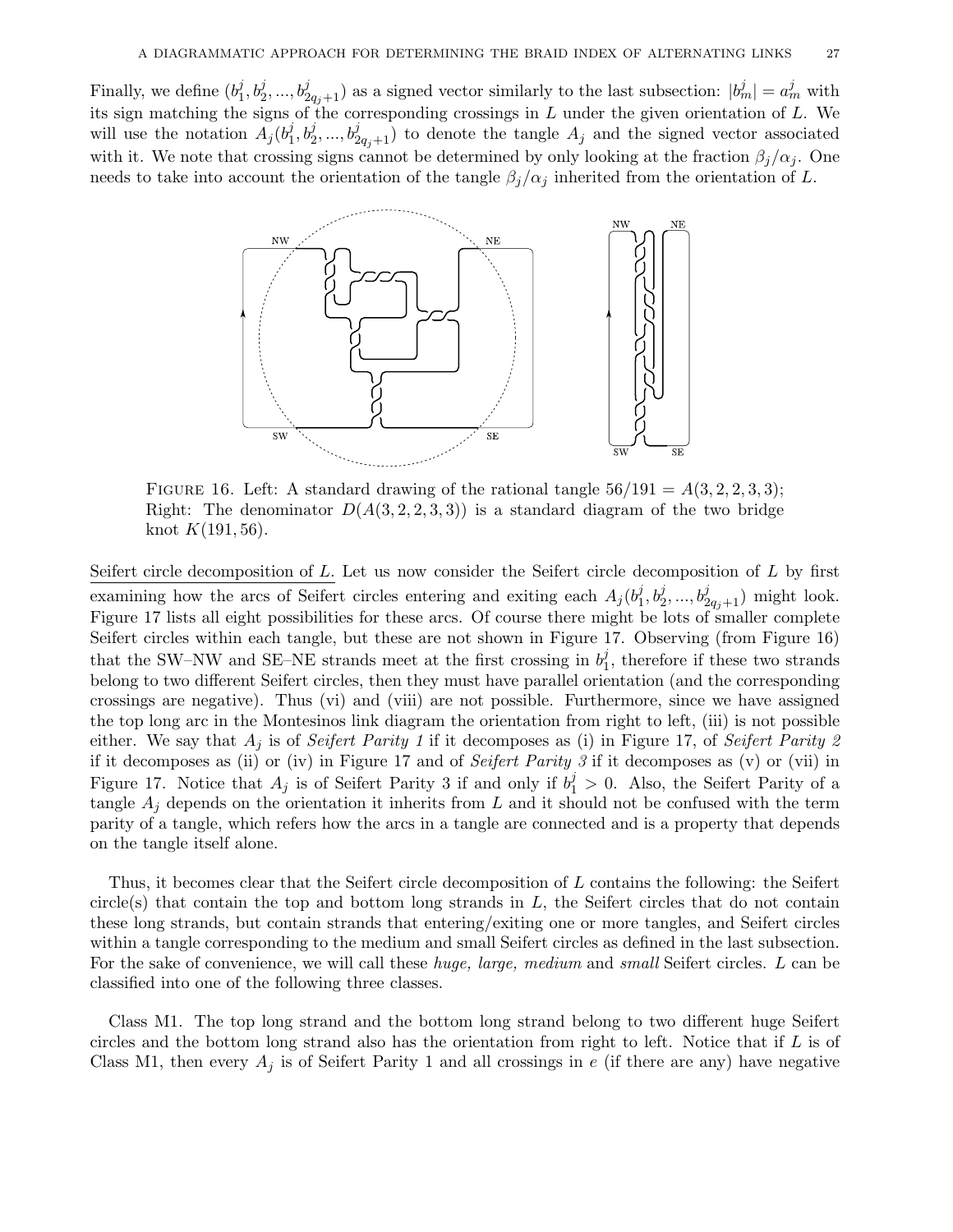Finally, we define $(b_1^j, b_2^j, ..., b_{2q_j+1}^j)$ as a signed vector similarly to the last subsection: $|b_m^j| = a_m^j$ with its sign matching the signs of the corresponding crossings in $L$ under the given orientation of $L$. We will use the notation $A_j(b_1^j, b_2^j, ..., b_{2q_j+1}^j)$ to denote the tangle $A_j$ and the signed vector associated with it. We note that crossing signs cannot be determined by only looking at the fraction $\beta_j/\alpha_j$. One needs to take into account the orientation of the tangle $\beta_j/\alpha_j$ inherited from the orientation of $L$.

Figure 16. Left: A standard drawing of the rational tangle $56/191 = A(3, 2, 2, 3, 3)$; Right: The denominator $D(A(3, 2, 2, 3, 3))$ is a standard diagram of the two bridge knot $K(191, 56)$.

<u>Seifert circle decomposition of $L$.</u> Let us now consider the Seifert circle decomposition of $L$ by first examining how the arcs of Seifert circles entering and exiting each $A_j(b_1^j, b_2^j, ..., b_{2q_j+1}^j)$ might look. Figure 17 lists all eight possibilities for these arcs. Of course there might be lots of smaller complete Seifert circles within each tangle, but these are not shown in Figure 17. Observing (from Figure 16) that the SW–NW and SE–NE strands meet at the first crossing in $b_1^j$, therefore if these two strands belong to two different Seifert circles, then they must have parallel orientation (and the corresponding crossings are negative). Thus (vi) and (viii) are not possible. Furthermore, since we have assigned the top long arc in the Montesinos link diagram the orientation from right to left, (iii) is not possible either. We say that $A_j$ is of *Seifert Parity 1* if it decomposes as (i) in Figure 17, of *Seifert Parity 2* if it decomposes as (ii) or (iv) in Figure 17 and of *Seifert Parity 3* if it decomposes as (v) or (vii) in Figure 17. Notice that $A_j$ is of Seifert Parity 3 if and only if $b_1^j > 0$. Also, the Seifert Parity of a tangle $A_j$ depends on the orientation it inherits from $L$ and it should not be confused with the term parity of a tangle, which refers how the arcs in a tangle are connected and is a property that depends on the tangle itself alone.

Thus, it becomes clear that the Seifert circle decomposition of $L$ contains the following: the Seifert circle(s) that contain the top and bottom long strands in $L$, the Seifert circles that do not contain these long strands, but contain strands that entering/exiting one or more tangles, and Seifert circles within a tangle corresponding to the medium and small Seifert circles as defined in the last subsection. For the sake of convenience, we will call these *huge, large, medium* and *small* Seifert circles. $L$ can be classified into one of the following three classes.

Class M1. The top long strand and the bottom long strand belong to two different huge Seifert circles and the bottom long strand also has the orientation from right to left. Notice that if $L$ is of Class M1, then every $A_j$ is of Seifert Parity 1 and all crossings in $e$ (if there are any) have negative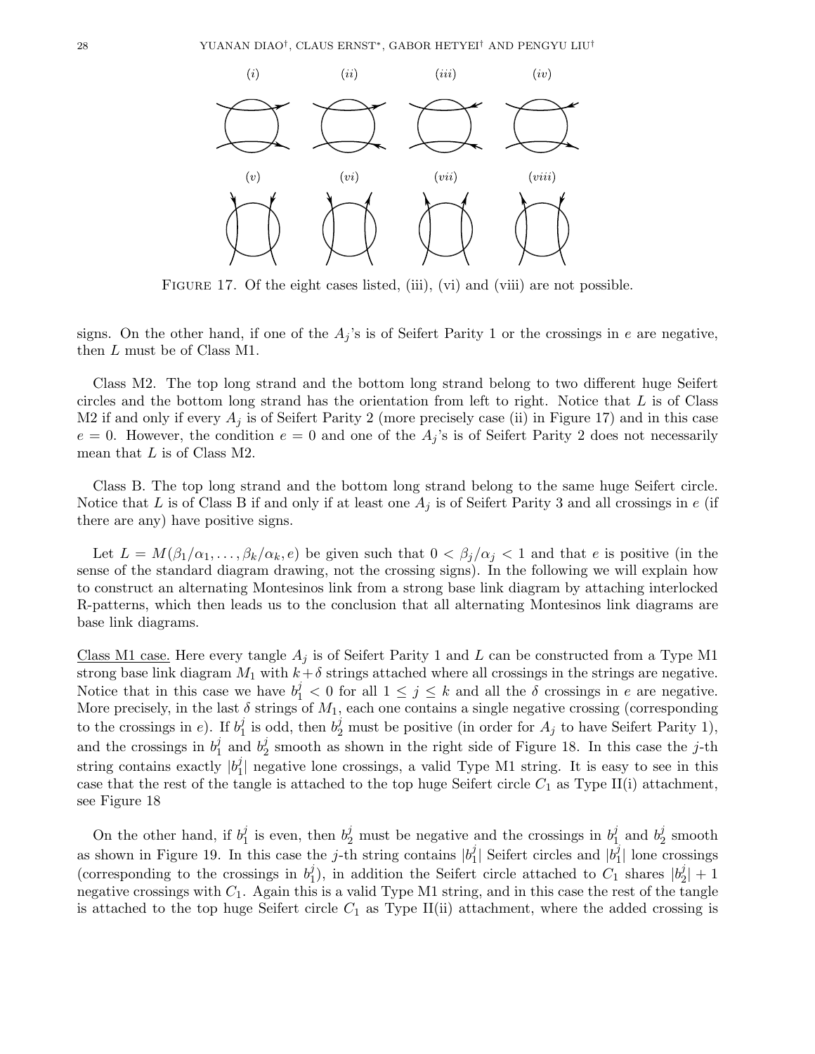FIGURE 17. Of the eight cases listed, (iii), (vi) and (viii) are not possible.

signs. On the other hand, if one of the $A_j$'s is of Seifert Parity 1 or the crossings in $e$ are negative, then $L$ must be of Class M1.

Class M2. The top long strand and the bottom long strand belong to two different huge Seifert circles and the bottom long strand has the orientation from left to right. Notice that $L$ is of Class M2 if and only if every $A_j$ is of Seifert Parity 2 (more precisely case (ii) in Figure 17) and in this case $e = 0$. However, the condition $e = 0$ and one of the $A_j$'s is of Seifert Parity 2 does not necessarily mean that $L$ is of Class M2.

Class B. The top long strand and the bottom long strand belong to the same huge Seifert circle. Notice that $L$ is of Class B if and only if at least one $A_j$ is of Seifert Parity 3 and all crossings in $e$ (if there are any) have positive signs.

Let $L = M(\beta_1/\alpha_1, \ldots, \beta_k/\alpha_k, e)$ be given such that $0 < \beta_j/\alpha_j < 1$ and that $e$ is positive (in the sense of the standard diagram drawing, not the crossing signs). In the following we will explain how to construct an alternating Montesinos link from a strong base link diagram by attaching interlocked R-patterns, which then leads us to the conclusion that all alternating Montesinos link diagrams are base link diagrams.

Class M1 case. Here every tangle $A_j$ is of Seifert Parity 1 and $L$ can be constructed from a Type M1 strong base link diagram $M_1$ with $k+\delta$ strings attached where all crossings in the strings are negative. Notice that in this case we have $b_1^j < 0$ for all $1 \leq j \leq k$ and all the $\delta$ crossings in $e$ are negative. More precisely, in the last $\delta$ strings of $M_1$, each one contains a single negative crossing (corresponding to the crossings in $e$). If $b_1^j$ is odd, then $b_2^j$ must be positive (in order for $A_j$ to have Seifert Parity 1), and the crossings in $b_1^j$ and $b_2^j$ smooth as shown in the right side of Figure 18. In this case the $j$-th string contains exactly $|b_1^j|$ negative lone crossings, a valid Type M1 string. It is easy to see in this case that the rest of the tangle is attached to the top huge Seifert circle $C_1$ as Type II(i) attachment, see Figure 18

On the other hand, if $b_1^j$ is even, then $b_2^j$ must be negative and the crossings in $b_1^j$ and $b_2^j$ smooth as shown in Figure 19. In this case the $j$-th string contains $|b_1^j|$ Seifert circles and $|b_1^j|$ lone crossings (corresponding to the crossings in $b_1^j$), in addition the Seifert circle attached to $C_1$ shares $|b_2^j|+1$ negative crossings with $C_1$. Again this is a valid Type M1 string, and in this case the rest of the tangle is attached to the top huge Seifert circle $C_1$ as Type II(ii) attachment, where the added crossing is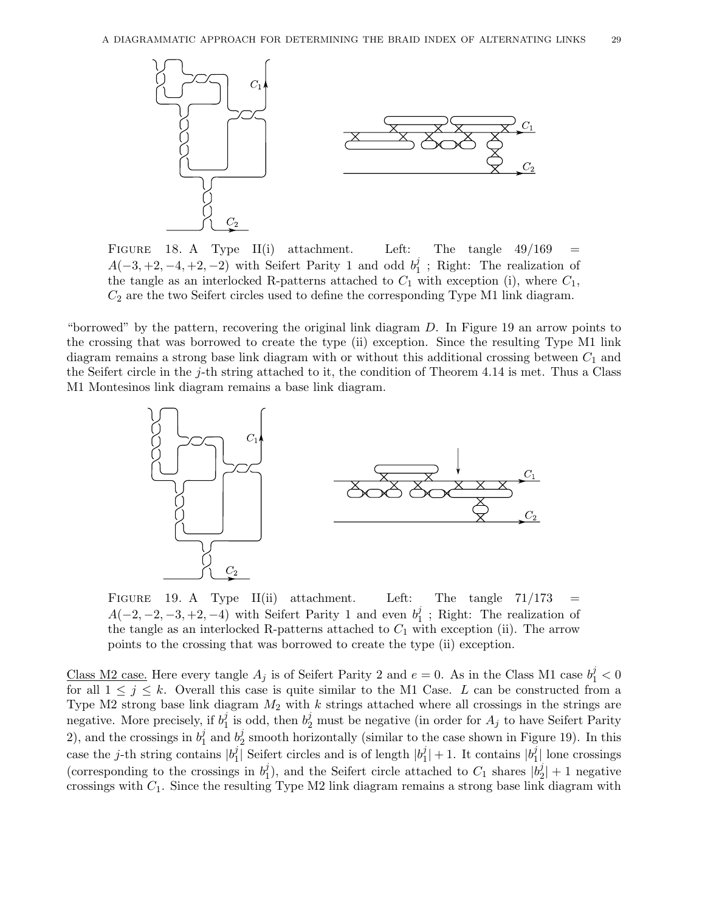FIGURE 18. A Type II(i) attachment. Left: The tangle $49/169 = A(-3,+2,-4,+2,-2)$ with Seifert Parity 1 and odd $b_1^j$ ; Right: The realization of the tangle as an interlocked R-patterns attached to $C_1$ with exception (i), where $C_1$, $C_2$ are the two Seifert circles used to define the corresponding Type M1 link diagram.

"borrowed" by the pattern, recovering the original link diagram $D$. In Figure 19 an arrow points to the crossing that was borrowed to create the type (ii) exception. Since the resulting Type M1 link diagram remains a strong base link diagram with or without this additional crossing between $C_1$ and the Seifert circle in the $j$-th string attached to it, the condition of Theorem 4.14 is met. Thus a Class M1 Montesinos link diagram remains a base link diagram.

FIGURE 19. A Type II(ii) attachment. Left: The tangle $71/173 = A(-2,-2,-3,+2,-4)$ with Seifert Parity 1 and even $b_1^j$ ; Right: The realization of the tangle as an interlocked R-patterns attached to $C_1$ with exception (ii). The arrow points to the crossing that was borrowed to create the type (ii) exception.

<u>Class M2 case.</u> Here every tangle $A_j$ is of Seifert Parity 2 and $e = 0$. As in the Class M1 case $b_1^j < 0$ for all $1 \leq j \leq k$. Overall this case is quite similar to the M1 Case. $L$ can be constructed from a Type M2 strong base link diagram $M_2$ with $k$ strings attached where all crossings in the strings are negative. More precisely, if $b_1^j$ is odd, then $b_2^j$ must be negative (in order for $A_j$ to have Seifert Parity 2), and the crossings in $b_1^j$ and $b_2^j$ smooth horizontally (similar to the case shown in Figure 19). In this case the $j$-th string contains $|b_1^j|$ Seifert circles and is of length $|b_1^j|+1$. It contains $|b_1^j|$ lone crossings (corresponding to the crossings in $b_1^j$), and the Seifert circle attached to $C_1$ shares $|b_2^j|+1$ negative crossings with $C_1$. Since the resulting Type M2 link diagram remains a strong base link diagram with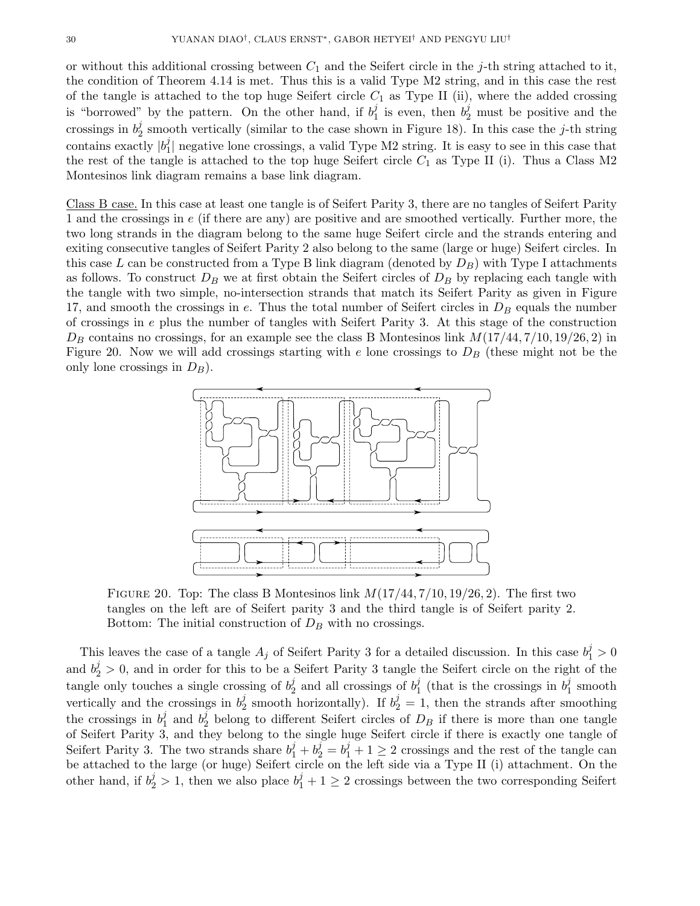or without this additional crossing between $C_1$ and the Seifert circle in the $j$-th string attached to it, the condition of Theorem 4.14 is met. Thus this is a valid Type M2 string, and in this case the rest of the tangle is attached to the top huge Seifert circle $C_1$ as Type II (ii), where the added crossing is "borrowed" by the pattern. On the other hand, if $b_1^j$ is even, then $b_2^j$ must be positive and the crossings in $b_2^j$ smooth vertically (similar to the case shown in Figure 18). In this case the $j$-th string contains exactly $|b_1^j|$ negative lone crossings, a valid Type M2 string. It is easy to see in this case that the rest of the tangle is attached to the top huge Seifert circle $C_1$ as Type II (i). Thus a Class M2 Montesinos link diagram remains a base link diagram.

Class B case. In this case at least one tangle is of Seifert Parity 3, there are no tangles of Seifert Parity 1 and the crossings in $e$ (if there are any) are positive and are smoothed vertically. Further more, the two long strands in the diagram belong to the same huge Seifert circle and the strands entering and exiting consecutive tangles of Seifert Parity 2 also belong to the same (large or huge) Seifert circles. In this case $L$ can be constructed from a Type B link diagram (denoted by $D_B$) with Type I attachments as follows. To construct $D_B$ we at first obtain the Seifert circles of $D_B$ by replacing each tangle with the tangle with two simple, no-intersection strands that match its Seifert Parity as given in Figure 17, and smooth the crossings in $e$. Thus the total number of Seifert circles in $D_B$ equals the number of crossings in $e$ plus the number of tangles with Seifert Parity 3. At this stage of the construction $D_B$ contains no crossings, for an example see the class B Montesinos link $M(17/44, 7/10, 19/26, 2)$ in Figure 20. Now we will add crossings starting with $e$ lone crossings to $D_B$ (these might not be the only lone crossings in $D_B$).

FIGURE 20. Top: The class B Montesinos link $M(17/44, 7/10, 19/26, 2)$. The first two tangles on the left are of Seifert parity 3 and the third tangle is of Seifert parity 2. Bottom: The initial construction of $D_B$ with no crossings.

This leaves the case of a tangle $A_j$ of Seifert Parity 3 for a detailed discussion. In this case $b_1^j > 0$ and $b_2^j > 0$, and in order for this to be a Seifert Parity 3 tangle the Seifert circle on the right of the tangle only touches a single crossing of $b_2^j$ and all crossings of $b_1^j$ (that is the crossings in $b_1^j$ smooth vertically and the crossings in $b_2^j$ smooth horizontally). If $b_2^j = 1$, then the strands after smoothing the crossings in $b_1^j$ and $b_2^j$ belong to different Seifert circles of $D_B$ if there is more than one tangle of Seifert Parity 3, and they belong to the single huge Seifert circle if there is exactly one tangle of Seifert Parity 3. The two strands share $b_1^j + b_2^j = b_1^j + 1 \geq 2$ crossings and the rest of the tangle can be attached to the large (or huge) Seifert circle on the left side via a Type II (i) attachment. On the other hand, if $b_2^j > 1$, then we also place $b_1^j + 1 \geq 2$ crossings between the two corresponding Seifert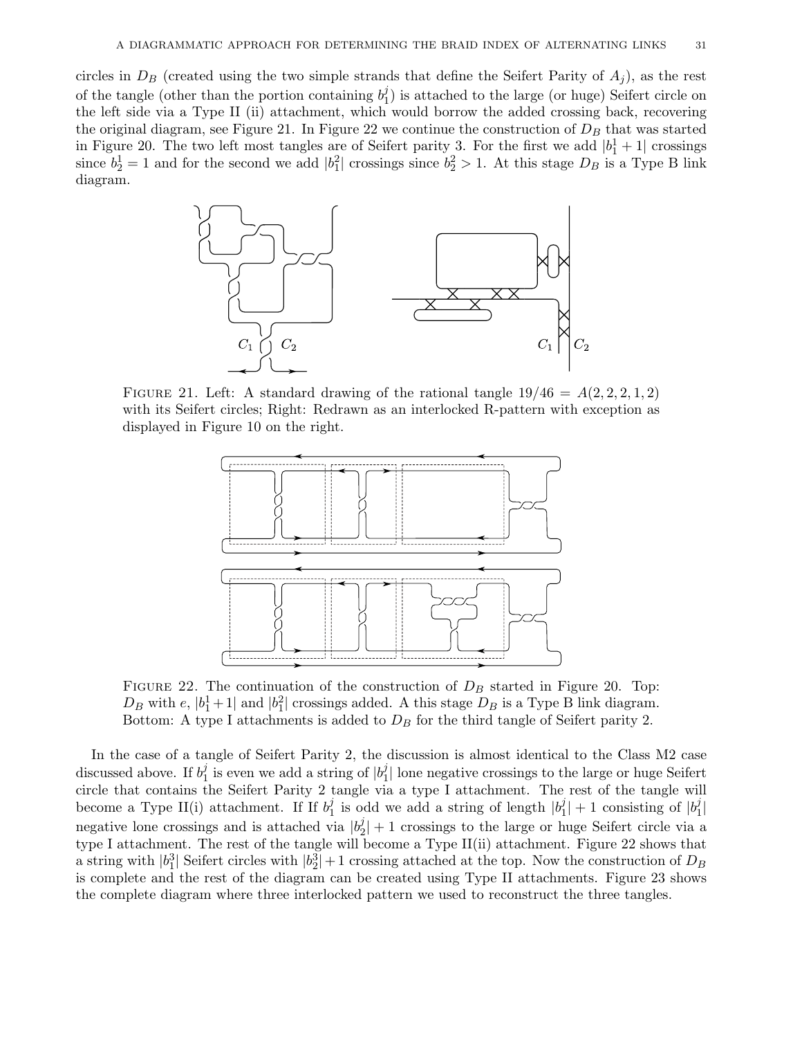circles in $D_B$ (created using the two simple strands that define the Seifert Parity of $A_j$), as the rest of the tangle (other than the portion containing $b_1^j$) is attached to the large (or huge) Seifert circle on the left side via a Type II (ii) attachment, which would borrow the added crossing back, recovering the original diagram, see Figure 21. In Figure 22 we continue the construction of $D_B$ that was started in Figure 20. The two left most tangles are of Seifert parity 3. For the first we add $|b_1^1+1|$ crossings since $b_2^1=1$ and for the second we add $|b_1^2|$ crossings since $b_2^2>1$. At this stage $D_B$ is a Type B link diagram.

FIGURE 21. Left: A standard drawing of the rational tangle $19/46 = A(2,2,2,1,2)$ with its Seifert circles; Right: Redrawn as an interlocked R-pattern with exception as displayed in Figure 10 on the right.

FIGURE 22. The continuation of the construction of $D_B$ started in Figure 20. Top: $D_B$ with $e$, $|b_1^1+1|$ and $|b_1^2|$ crossings added. A this stage $D_B$ is a Type B link diagram. Bottom: A type I attachments is added to $D_B$ for the third tangle of Seifert parity 2.

In the case of a tangle of Seifert Parity 2, the discussion is almost identical to the Class M2 case discussed above. If $b_1^j$ is even we add a string of $|b_1^j|$ lone negative crossings to the large or huge Seifert circle that contains the Seifert Parity 2 tangle via a type I attachment. The rest of the tangle will become a Type II(i) attachment. If If $b_1^j$ is odd we add a string of length $|b_1^j|+1$ consisting of $|b_1^j|$ negative lone crossings and is attached via $|b_2^j|+1$ crossings to the large or huge Seifert circle via a type I attachment. The rest of the tangle will become a Type II(ii) attachment. Figure 22 shows that a string with $|b_1^3|$ Seifert circles with $|b_2^3|+1$ crossing attached at the top. Now the construction of $D_B$ is complete and the rest of the diagram can be created using Type II attachments. Figure 23 shows the complete diagram where three interlocked pattern we used to reconstruct the three tangles.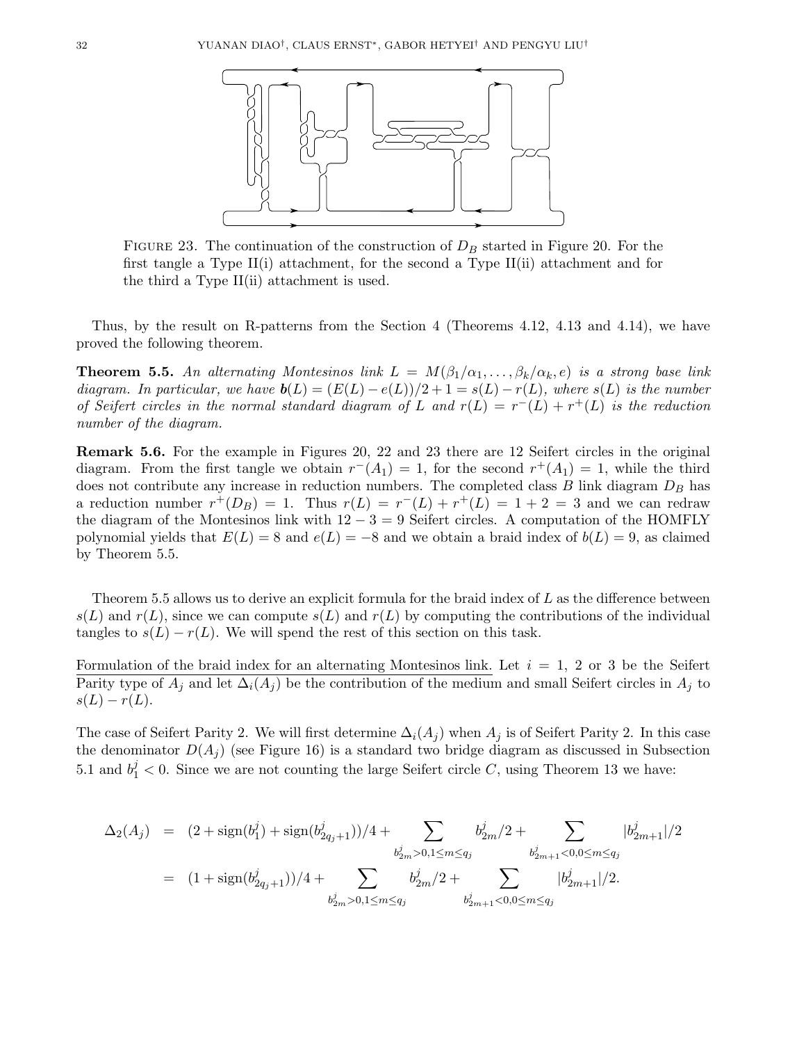FIGURE 23. The continuation of the construction of $D_B$ started in Figure 20. For the first tangle a Type II(i) attachment, for the second a Type II(ii) attachment and for the third a Type II(ii) attachment is used.

Thus, by the result on R-patterns from the Section 4 (Theorems 4.12, 4.13 and 4.14), we have proved the following theorem.

**Theorem 5.5.** *An alternating Montesinos link $L = M(\beta_1/\alpha_1, \ldots, \beta_k/\alpha_k, e)$ is a strong base link diagram. In particular, we have $\boldsymbol{b}(L) = (E(L) - e(L))/2 + 1 = s(L) - r(L)$, where $s(L)$ is the number of Seifert circles in the normal standard diagram of $L$ and $r(L) = r^-(L) + r^+(L)$ is the reduction number of the diagram.*

**Remark 5.6.** For the example in Figures 20, 22 and 23 there are 12 Seifert circles in the original diagram. From the first tangle we obtain $r^-(A_1) = 1$, for the second $r^+(A_1) = 1$, while the third does not contribute any increase in reduction numbers. The completed class $B$ link diagram $D_B$ has a reduction number $r^+(D_B) = 1$. Thus $r(L) = r^-(L) + r^+(L) = 1 + 2 = 3$ and we can redraw the diagram of the Montesinos link with $12 - 3 = 9$ Seifert circles. A computation of the HOMFLY polynomial yields that $E(L) = 8$ and $e(L) = -8$ and we obtain a braid index of $b(L) = 9$, as claimed by Theorem 5.5.

Theorem 5.5 allows us to derive an explicit formula for the braid index of $L$ as the difference between $s(L)$ and $r(L)$, since we can compute $s(L)$ and $r(L)$ by computing the contributions of the individual tangles to $s(L) - r(L)$. We will spend the rest of this section on this task.

Formulation of the braid index for an alternating Montesinos link. Let $i = 1$, 2 or 3 be the Seifert Parity type of $A_j$ and let $\Delta_i(A_j)$ be the contribution of the medium and small Seifert circles in $A_j$ to $s(L) - r(L)$.

The case of Seifert Parity 2. We will first determine $\Delta_i(A_j)$ when $A_j$ is of Seifert Parity 2. In this case the denominator $D(A_j)$ (see Figure 16) is a standard two bridge diagram as discussed in Subsection 5.1 and $b_1^j < 0$. Since we are not counting the large Seifert circle $C$, using Theorem 13 we have:

$$
\begin{aligned}
\Delta_2(A_j) &= (2 + \mathrm{sign}(b_1^j) + \mathrm{sign}(b_{2q_j+1}^j))/4 + \sum_{b_{2m}^j > 0, 1 \le m \le q_j} b_{2m}^j/2 + \sum_{b_{2m+1}^j < 0, 0 \le m \le q_j} |b_{2m+1}^j|/2 \\
&= (1 + \mathrm{sign}(b_{2q_j+1}^j))/4 + \sum_{b_{2m}^j > 0, 1 \le m \le q_j} b_{2m}^j/2 + \sum_{b_{2m+1}^j < 0, 0 \le m \le q_j} |b_{2m+1}^j|/2.
\end{aligned}
$$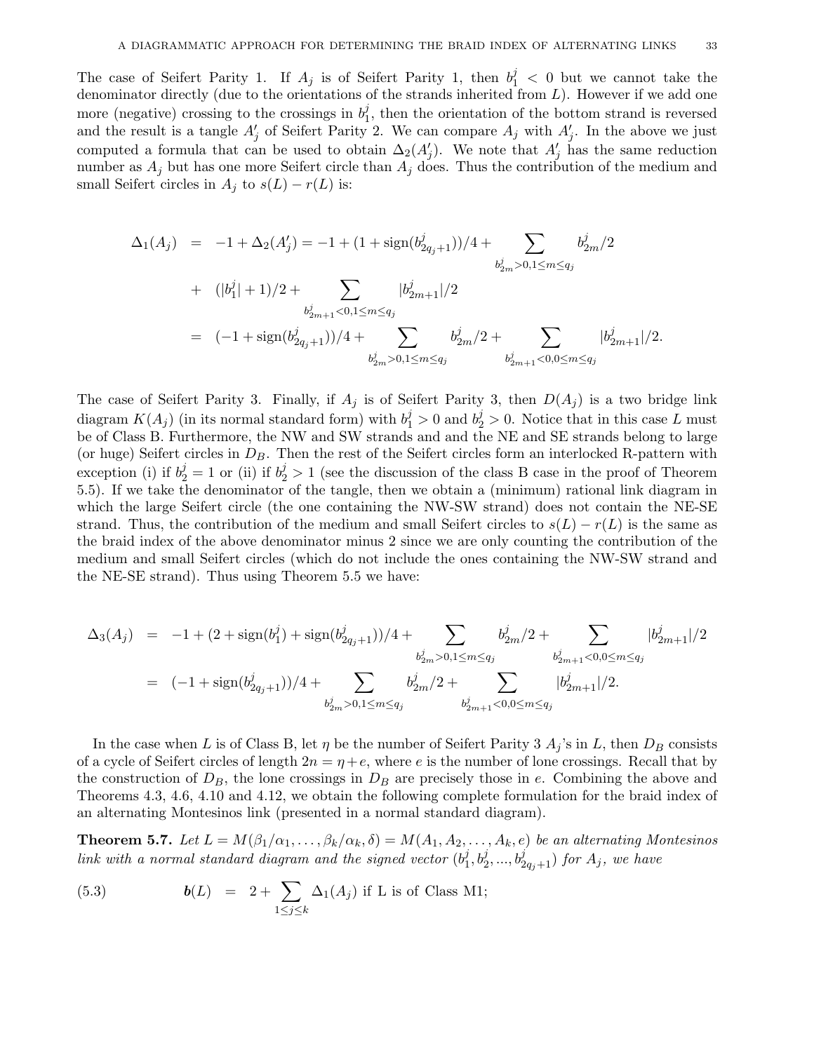The case of Seifert Parity 1. If $A_j$ is of Seifert Parity 1, then $b_1^j < 0$ but we cannot take the denominator directly (due to the orientations of the strands inherited from $L$). However if we add one more (negative) crossing to the crossings in $b_1^j$, then the orientation of the bottom strand is reversed and the result is a tangle $A_j'$ of Seifert Parity 2. We can compare $A_j$ with $A_j'$. In the above we just computed a formula that can be used to obtain $\Delta_2(A_j')$. We note that $A_j'$ has the same reduction number as $A_j$ but has one more Seifert circle than $A_j$ does. Thus the contribution of the medium and small Seifert circles in $A_j$ to $s(L) - r(L)$ is:

$$
\begin{aligned}
\Delta_1(A_j) &= -1 + \Delta_2(A_j') = -1 + (1 + \text{sign}(b_{2q_j+1}^j))/4 + \sum_{b_{2m}^j > 0, 1 \le m \le q_j} b_{2m}^j/2 \\
&+ (|b_1^j| + 1)/2 + \sum_{b_{2m+1}^j < 0, 1 \le m \le q_j} |b_{2m+1}^j|/2 \\
&= (-1 + \text{sign}(b_{2q_j+1}^j))/4 + \sum_{b_{2m}^j > 0, 1 \le m \le q_j} b_{2m}^j/2 + \sum_{b_{2m+1}^j < 0, 0 \le m \le q_j} |b_{2m+1}^j|/2.
\end{aligned}
$$

The case of Seifert Parity 3. Finally, if $A_j$ is of Seifert Parity 3, then $D(A_j)$ is a two bridge link diagram $K(A_j)$ (in its normal standard form) with $b_1^j > 0$ and $b_2^j > 0$. Notice that in this case $L$ must be of Class B. Furthermore, the NW and SW strands and the NE and SE strands belong to large (or huge) Seifert circles in $D_B$. Then the rest of the Seifert circles form an interlocked R-pattern with exception (i) if $b_2^j = 1$ or (ii) if $b_2^j > 1$ (see the discussion of the class B case in the proof of Theorem 5.5). If we take the denominator of the tangle, then we obtain a (minimum) rational link diagram in which the large Seifert circle (the one containing the NW-SW strand) does not contain the NE-SE strand. Thus, the contribution of the medium and small Seifert circles to $s(L) - r(L)$ is the same as the braid index of the above denominator minus 2 since we are only counting the contribution of the medium and small Seifert circles (which do not include the ones containing the NW-SW strand and the NE-SE strand). Thus using Theorem 5.5 we have:

$$
\begin{aligned}
\Delta_3(A_j) &= -1 + (2 + \text{sign}(b_1^j) + \text{sign}(b_{2q_j+1}^j))/4 + \sum_{b_{2m}^j > 0, 1 \le m \le q_j} b_{2m}^j/2 + \sum_{b_{2m+1}^j < 0, 0 \le m \le q_j} |b_{2m+1}^j|/2 \\
&= (-1 + \text{sign}(b_{2q_j+1}^j))/4 + \sum_{b_{2m}^j > 0, 1 \le m \le q_j} b_{2m}^j/2 + \sum_{b_{2m+1}^j < 0, 0 \le m \le q_j} |b_{2m+1}^j|/2.
\end{aligned}
$$

In the case when $L$ is of Class B, let $\eta$ be the number of Seifert Parity 3 $A_j$'s in $L$, then $D_B$ consists of a cycle of Seifert circles of length $2n = \eta + e$, where $e$ is the number of lone crossings. Recall that by the construction of $D_B$, the lone crossings in $D_B$ are precisely those in $e$. Combining the above and Theorems 4.3, 4.6, 4.10 and 4.12, we obtain the following complete formulation for the braid index of an alternating Montesinos link (presented in a normal standard diagram).

**Theorem 5.7.** *Let $L = M(\beta_1/\alpha_1, \ldots, \beta_k/\alpha_k, \delta) = M(A_1, A_2, \ldots, A_k, e)$ be an alternating Montesinos link with a normal standard diagram and the signed vector $(b_1^j, b_2^j, ..., b_{2q_j+1}^j)$ for $A_j$, we have*

$$
\textbf{b}(L) = 2 + \sum_{1 \le j \le k} \Delta_1(A_j) \text{ if L is of Class M1;} \tag{5.3}
$$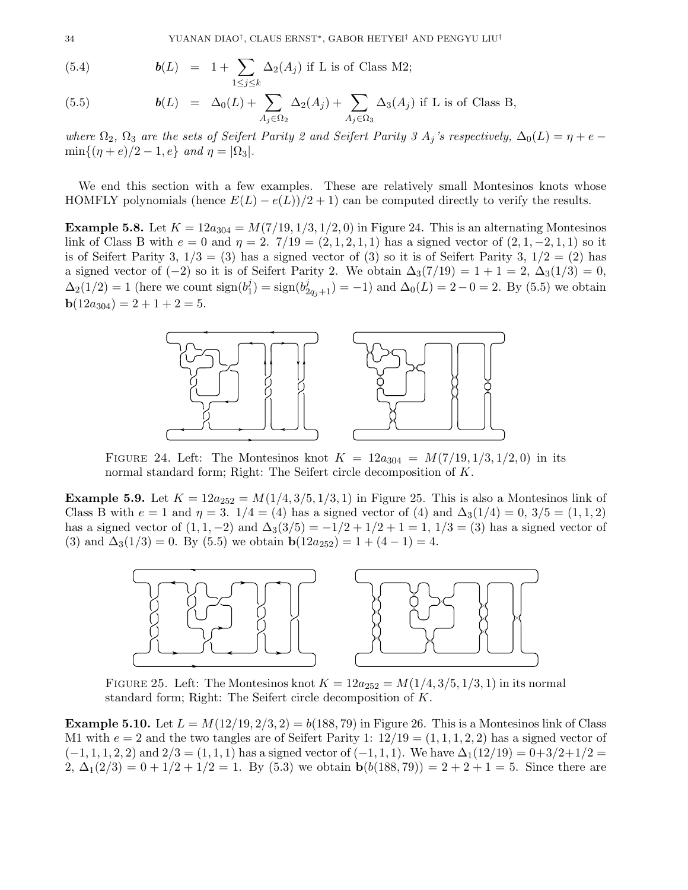$$\boldsymbol{b}(L) \;=\; 1+\sum_{1\le j\le k}\Delta_2(A_j) \text{ if L is of Class M2;} \tag{5.4}$$

$$\boldsymbol{b}(L) \;=\; \Delta_0(L)+\sum_{A_j\in\Omega_2}\Delta_2(A_j)+\sum_{A_j\in\Omega_3}\Delta_3(A_j) \text{ if L is of Class B,} \tag{5.5}$$

*where $\Omega_2$, $\Omega_3$ are the sets of Seifert Parity 2 and Seifert Parity 3 $A_j$'s respectively, $\Delta_0(L)=\eta+e-\min\{(\eta+e)/2-1,e\}$ and $\eta=|\Omega_3|$.*

We end this section with a few examples. These are relatively small Montesinos knots whose HOMFLY polynomials (hence $E(L)-e(L))/2+1$) can be computed directly to verify the results.

**Example 5.8.** Let $K=12a_{304}=M(7/19,1/3,1/2,0)$ in Figure 24. This is an alternating Montesinos link of Class B with $e=0$ and $\eta=2$. $7/19=(2,1,2,1,1)$ has a signed vector of $(2,1,-2,1,1)$ so it is of Seifert Parity 3, $1/3=(3)$ has a signed vector of $(3)$ so it is of Seifert Parity 3, $1/2=(2)$ has a signed vector of $(-2)$ so it is of Seifert Parity 2. We obtain $\Delta_3(7/19)=1+1=2$, $\Delta_3(1/3)=0$, $\Delta_2(1/2)=1$ (here we count $\text{sign}(b_1^j)=\text{sign}(b_{2q_j+1}^j)=-1$) and $\Delta_0(L)=2-0=2$. By (5.5) we obtain $\mathbf{b}(12a_{304})=2+1+2=5$.

FIGURE 24. Left: The Montesinos knot $K=12a_{304}=M(7/19,1/3,1/2,0)$ in its normal standard form; Right: The Seifert circle decomposition of $K$.

**Example 5.9.** Let $K=12a_{252}=M(1/4,3/5,1/3,1)$ in Figure 25. This is also a Montesinos link of Class B with $e=1$ and $\eta=3$. $1/4=(4)$ has a signed vector of $(4)$ and $\Delta_3(1/4)=0$, $3/5=(1,1,2)$ has a signed vector of $(1,1,-2)$ and $\Delta_3(3/5)=-1/2+1/2+1=1$, $1/3=(3)$ has a signed vector of $(3)$ and $\Delta_3(1/3)=0$. By (5.5) we obtain $\mathbf{b}(12a_{252})=1+(4-1)=4$.

FIGURE 25. Left: The Montesinos knot $K=12a_{252}=M(1/4,3/5,1/3,1)$ in its normal standard form; Right: The Seifert circle decomposition of $K$.

**Example 5.10.** Let $L=M(12/19,2/3,2)=b(188,79)$ in Figure 26. This is a Montesinos link of Class M1 with $e=2$ and the two tangles are of Seifert Parity 1: $12/19=(1,1,1,2,2)$ has a signed vector of $(-1,1,1,2,2)$ and $2/3=(1,1,1)$ has a signed vector of $(-1,1,1)$. We have $\Delta_1(12/19)=0+3/2+1/2=2$, $\Delta_1(2/3)=0+1/2+1/2=1$. By (5.3) we obtain $\mathbf{b}(b(188,79))=2+2+1=5$. Since there are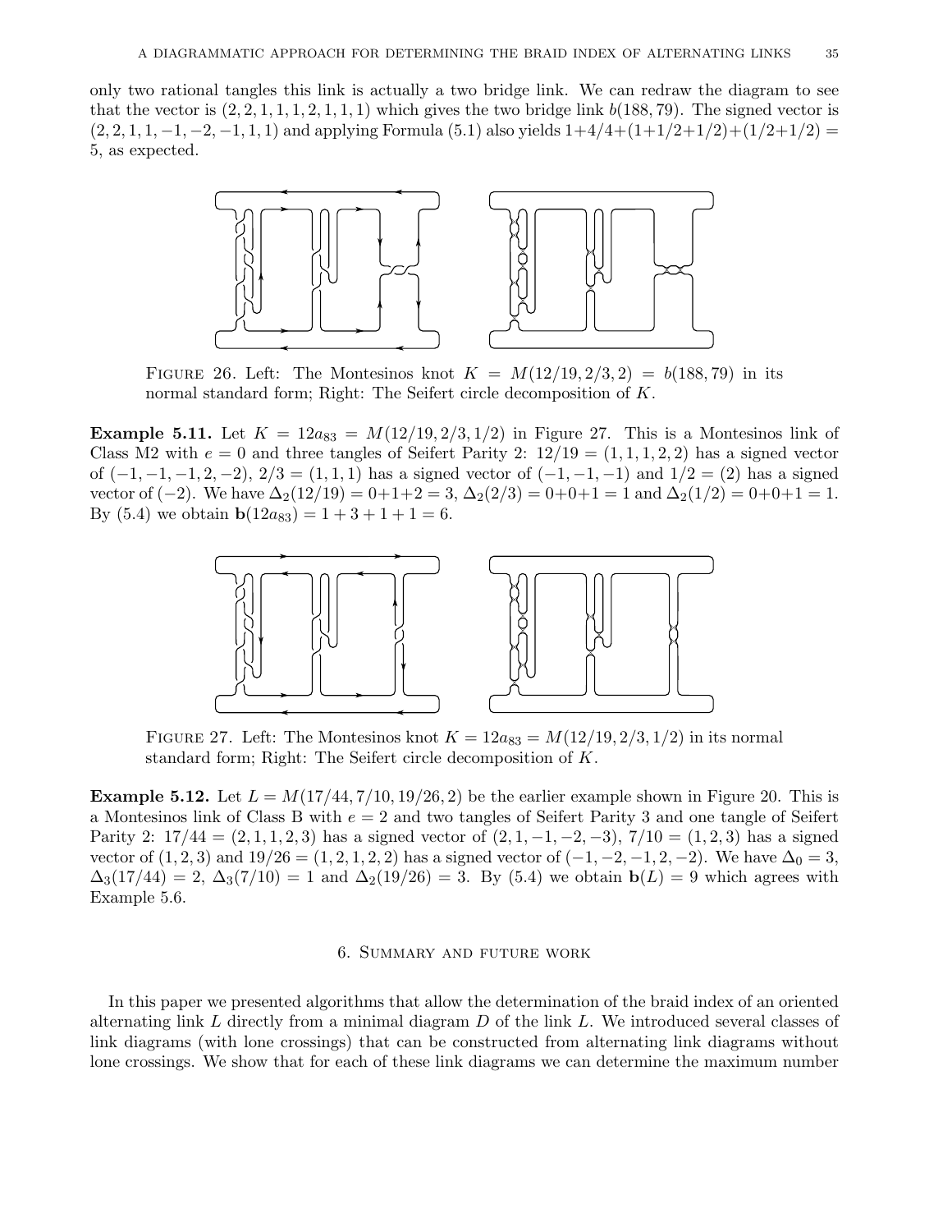only two rational tangles this link is actually a two bridge link. We can redraw the diagram to see that the vector is $(2, 2, 1, 1, 1, 2, 1, 1, 1)$ which gives the two bridge link $b(188, 79)$. The signed vector is $(2, 2, 1, 1, -1, -2, -1, 1, 1)$ and applying Formula (5.1) also yields $1+4/4+(1+1/2+1/2)+(1/2+1/2) = 5$, as expected.

Figure 26. Left: The Montesinos knot $K = M(12/19, 2/3, 2) = b(188, 79)$ in its normal standard form; Right: The Seifert circle decomposition of $K$.

**Example 5.11.** Let $K = 12a_{83} = M(12/19, 2/3, 1/2)$ in Figure 27. This is a Montesinos link of Class M2 with $e = 0$ and three tangles of Seifert Parity 2: $12/19 = (1, 1, 1, 2, 2)$ has a signed vector of $(-1, -1, -1, 2, -2)$, $2/3 = (1, 1, 1)$ has a signed vector of $(-1, -1, -1)$ and $1/2 = (2)$ has a signed vector of $(-2)$. We have $\Delta_2(12/19) = 0+1+2 = 3$, $\Delta_2(2/3) = 0+0+1 = 1$ and $\Delta_2(1/2) = 0+0+1 = 1$. By (5.4) we obtain $\mathbf{b}(12a_{83}) = 1 + 3 + 1 + 1 = 6$.

Figure 27. Left: The Montesinos knot $K = 12a_{83} = M(12/19, 2/3, 1/2)$ in its normal standard form; Right: The Seifert circle decomposition of $K$.

**Example 5.12.** Let $L = M(17/44, 7/10, 19/26, 2)$ be the earlier example shown in Figure 20. This is a Montesinos link of Class B with $e = 2$ and two tangles of Seifert Parity 3 and one tangle of Seifert Parity 2: $17/44 = (2, 1, 1, 2, 3)$ has a signed vector of $(2, 1, -1, -2, -3)$, $7/10 = (1, 2, 3)$ has a signed vector of $(1, 2, 3)$ and $19/26 = (1, 2, 1, 2, 2)$ has a signed vector of $(-1, -2, -1, 2, -2)$. We have $\Delta_0 = 3$, $\Delta_3(17/44) = 2$, $\Delta_3(7/10) = 1$ and $\Delta_2(19/26) = 3$. By (5.4) we obtain $\mathbf{b}(L) = 9$ which agrees with Example 5.6.

## 6. Summary and future work

In this paper we presented algorithms that allow the determination of the braid index of an oriented alternating link $L$ directly from a minimal diagram $D$ of the link $L$. We introduced several classes of link diagrams (with lone crossings) that can be constructed from alternating link diagrams without lone crossings. We show that for each of these link diagrams we can determine the maximum number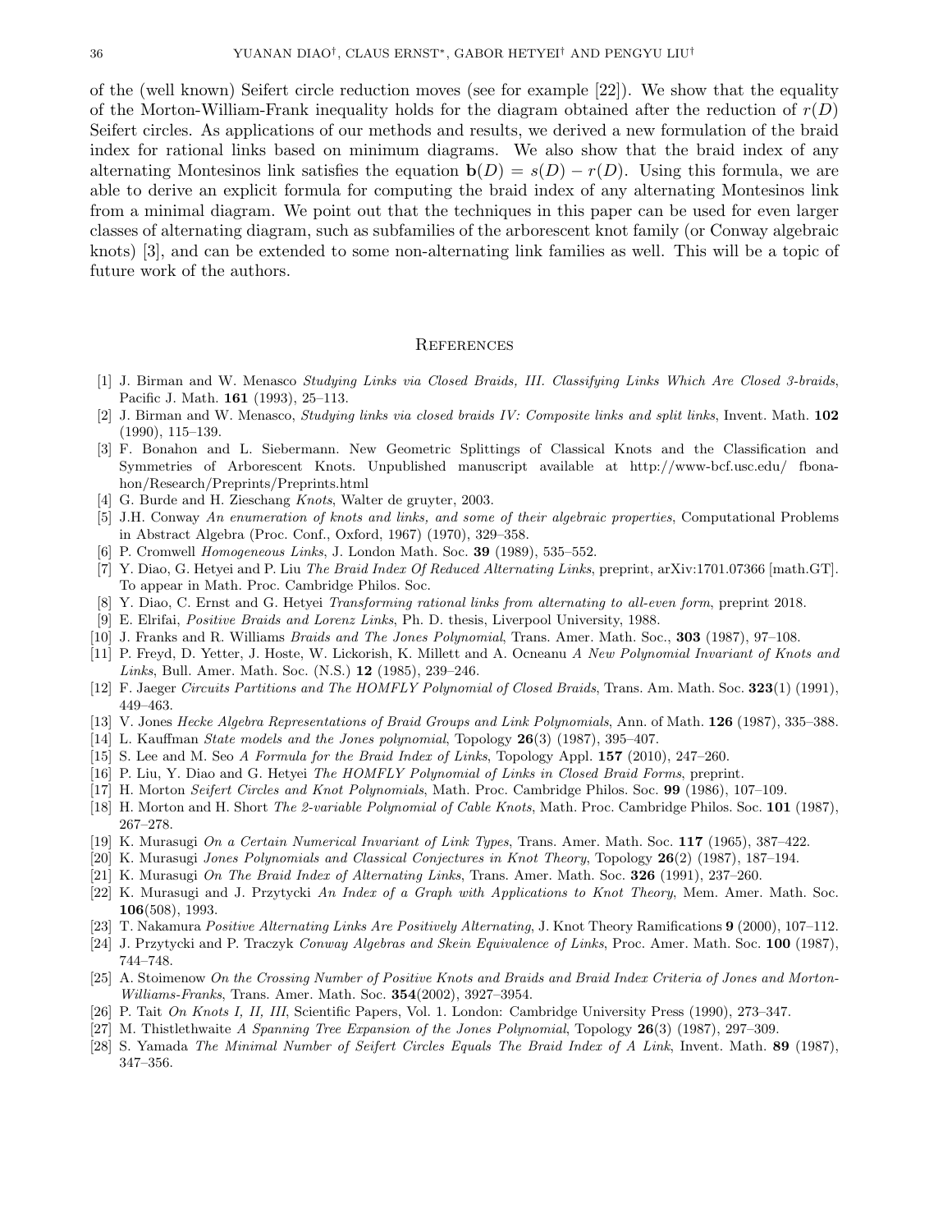of the (well known) Seifert circle reduction moves (see for example [22]). We show that the equality of the Morton-William-Frank inequality holds for the diagram obtained after the reduction of $r(D)$ Seifert circles. As applications of our methods and results, we derived a new formulation of the braid index for rational links based on minimum diagrams. We also show that the braid index of any alternating Montesinos link satisfies the equation $\mathbf{b}(D) = s(D) - r(D)$. Using this formula, we are able to derive an explicit formula for computing the braid index of any alternating Montesinos link from a minimal diagram. We point out that the techniques in this paper can be used for even larger classes of alternating diagram, such as subfamilies of the arborescent knot family (or Conway algebraic knots) [3], and can be extended to some non-alternating link families as well. This will be a topic of future work of the authors.

## References

[1] J. Birman and W. Menasco *Studying Links via Closed Braids, III. Classifying Links Which Are Closed 3-braids*, Pacific J. Math. **161** (1993), 25–113.

[2] J. Birman and W. Menasco, *Studying links via closed braids IV: Composite links and split links*, Invent. Math. **102** (1990), 115–139.

[3] F. Bonahon and L. Siebermann. New Geometric Splittings of Classical Knots and the Classification and Symmetries of Arborescent Knots. Unpublished manuscript available at http://www-bcf.usc.edu/ fbonahon/Research/Preprints/Preprints.html

[4] G. Burde and H. Zieschang *Knots*, Walter de gruyter, 2003.

[5] J.H. Conway *An enumeration of knots and links, and some of their algebraic properties*, Computational Problems in Abstract Algebra (Proc. Conf., Oxford, 1967) (1970), 329–358.

[6] P. Cromwell *Homogeneous Links*, J. London Math. Soc. **39** (1989), 535–552.

[7] Y. Diao, G. Hetyei and P. Liu *The Braid Index Of Reduced Alternating Links*, preprint, arXiv:1701.07366 [math.GT]. To appear in Math. Proc. Cambridge Philos. Soc.

[8] Y. Diao, C. Ernst and G. Hetyei *Transforming rational links from alternating to all-even form*, preprint 2018.

[9] E. Elrifai, *Positive Braids and Lorenz Links*, Ph. D. thesis, Liverpool University, 1988.

[10] J. Franks and R. Williams *Braids and The Jones Polynomial*, Trans. Amer. Math. Soc., **303** (1987), 97–108.

[11] P. Freyd, D. Yetter, J. Hoste, W. Lickorish, K. Millett and A. Ocneanu *A New Polynomial Invariant of Knots and Links*, Bull. Amer. Math. Soc. (N.S.) **12** (1985), 239–246.

[12] F. Jaeger *Circuits Partitions and The HOMFLY Polynomial of Closed Braids*, Trans. Am. Math. Soc. **323**(1) (1991), 449–463.

[13] V. Jones *Hecke Algebra Representations of Braid Groups and Link Polynomials*, Ann. of Math. **126** (1987), 335–388.

[14] L. Kauffman *State models and the Jones polynomial*, Topology **26**(3) (1987), 395–407.

[15] S. Lee and M. Seo *A Formula for the Braid Index of Links*, Topology Appl. **157** (2010), 247–260.

[16] P. Liu, Y. Diao and G. Hetyei *The HOMFLY Polynomial of Links in Closed Braid Forms*, preprint.

[17] H. Morton *Seifert Circles and Knot Polynomials*, Math. Proc. Cambridge Philos. Soc. **99** (1986), 107–109.

[18] H. Morton and H. Short *The 2-variable Polynomial of Cable Knots*, Math. Proc. Cambridge Philos. Soc. **101** (1987), 267–278.

[19] K. Murasugi *On a Certain Numerical Invariant of Link Types*, Trans. Amer. Math. Soc. **117** (1965), 387–422.

[20] K. Murasugi *Jones Polynomials and Classical Conjectures in Knot Theory*, Topology **26**(2) (1987), 187–194.

[21] K. Murasugi *On The Braid Index of Alternating Links*, Trans. Amer. Math. Soc. **326** (1991), 237–260.

[22] K. Murasugi and J. Przytycki *An Index of a Graph with Applications to Knot Theory*, Mem. Amer. Math. Soc. **106**(508), 1993.

[23] T. Nakamura *Positive Alternating Links Are Positively Alternating*, J. Knot Theory Ramifications **9** (2000), 107–112.

[24] J. Przytycki and P. Traczyk *Conway Algebras and Skein Equivalence of Links*, Proc. Amer. Math. Soc. **100** (1987), 744–748.

[25] A. Stoimenow *On the Crossing Number of Positive Knots and Braids and Braid Index Criteria of Jones and Morton-Williams-Franks*, Trans. Amer. Math. Soc. **354**(2002), 3927–3954.

[26] P. Tait *On Knots I, II, III*, Scientific Papers, Vol. 1. London: Cambridge University Press (1990), 273–347.

[27] M. Thistlethwaite *A Spanning Tree Expansion of the Jones Polynomial*, Topology **26**(3) (1987), 297–309.

[28] S. Yamada *The Minimal Number of Seifert Circles Equals The Braid Index of A Link*, Invent. Math. **89** (1987), 347–356.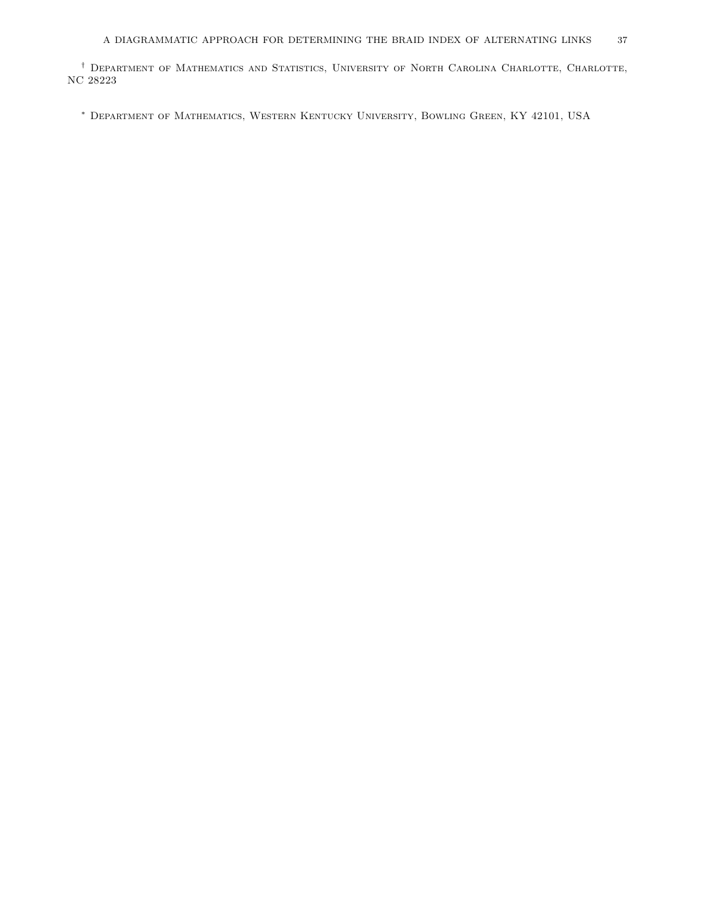[†] Department of Mathematics and Statistics, University of North Carolina Charlotte, Charlotte, NC 28223

[*] Department of Mathematics, Western Kentucky University, Bowling Green, KY 42101, USA